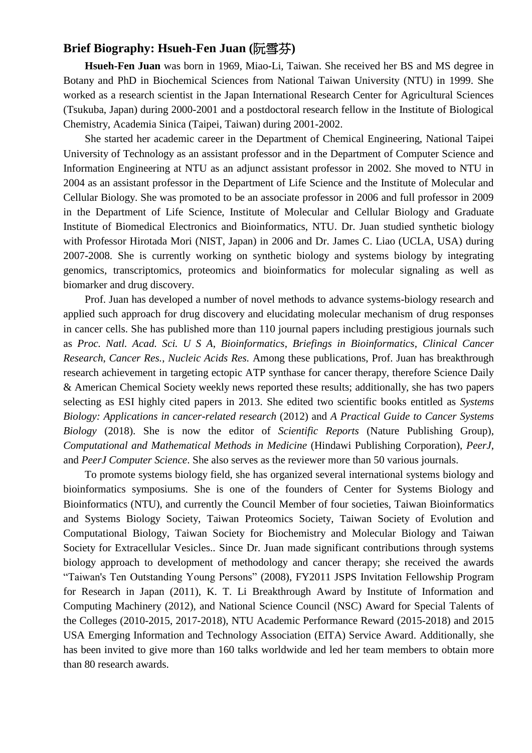## Brief Biography: Hsueh-Fen Juan (阮雪芬)

**Hsueh-Fen Juan** was born in 1969, Miao-Li, Taiwan. She received her BS and MS degree in Botany and PhD in Biochemical Sciences from National Taiwan University (NTU) in 1999. She worked as a research scientist in the Japan International Research Center for Agricultural Sciences (Tsukuba, Japan) during 2000-2001 and a postdoctoral research fellow in the Institute of Biological Chemistry, Academia Sinica (Taipei, Taiwan) during 2001-2002.

She started her academic career in the Department of Chemical Engineering, National Taipei University of Technology as an assistant professor and in the Department of Computer Science and Information Engineering at NTU as an adjunct assistant professor in 2002. She moved to NTU in 2004 as an assistant professor in the Department of Life Science and the Institute of Molecular and Cellular Biology. She was promoted to be an associate professor in 2006 and full professor in 2009 in the Department of Life Science, Institute of Molecular and Cellular Biology and Graduate Institute of Biomedical Electronics and Bioinformatics, NTU. Dr. Juan studied synthetic biology with Professor Hirotada Mori (NIST, Japan) in 2006 and Dr. James C. Liao (UCLA, USA) during 2007-2008. She is currently working on synthetic biology and systems biology by integrating genomics, transcriptomics, proteomics and bioinformatics for molecular signaling as well as biomarker and drug discovery.

Prof. Juan has developed a number of novel methods to advance systems-biology research and applied such approach for drug discovery and elucidating molecular mechanism of drug responses in cancer cells. She has published more than 110 journal papers including prestigious journals such as *Proc. Natl. Acad. Sci. U S A*, *Bioinformatics*, *Briefings in Bioinformatics*, *Clinical Cancer Research*, *Cancer Res.*, *Nucleic Acids Res.* Among these publications, Prof. Juan has breakthrough research achievement in targeting ectopic ATP synthase for cancer therapy, therefore Science Daily & American Chemical Society weekly news reported these results; additionally, she has two papers selecting as ESI highly cited papers in 2013. She edited two scientific books entitled as *Systems Biology: Applications in cancer-related research* (2012) and *A Practical Guide to Cancer Systems Biology* (2018). She is now the editor of *Scientific Reports* (Nature Publishing Group), *Computational and Mathematical Methods in Medicine* (Hindawi Publishing Corporation), *PeerJ*, and *PeerJ Computer Science*. She also serves as the reviewer more than 50 various journals.

To promote systems biology field, she has organized several international systems biology and bioinformatics symposiums. She is one of the founders of Center for Systems Biology and Bioinformatics (NTU), and currently the Council Member of four societies, Taiwan Bioinformatics and Systems Biology Society, Taiwan Proteomics Society, Taiwan Society of Evolution and Computational Biology, Taiwan Society for Biochemistry and Molecular Biology and Taiwan Society for Extracellular Vesicles.. Since Dr. Juan made significant contributions through systems biology approach to development of methodology and cancer therapy; she received the awards "Taiwan's Ten Outstanding Young Persons" (2008), FY2011 JSPS Invitation Fellowship Program for Research in Japan (2011), K. T. Li Breakthrough Award by Institute of Information and Computing Machinery (2012), and National Science Council (NSC) Award for Special Talents of the Colleges (2010-2015, 2017-2018), NTU Academic Performance Reward (2015-2018) and 2015 USA Emerging Information and Technology Association (EITA) Service Award. Additionally, she has been invited to give more than 160 talks worldwide and led her team members to obtain more than 80 research awards.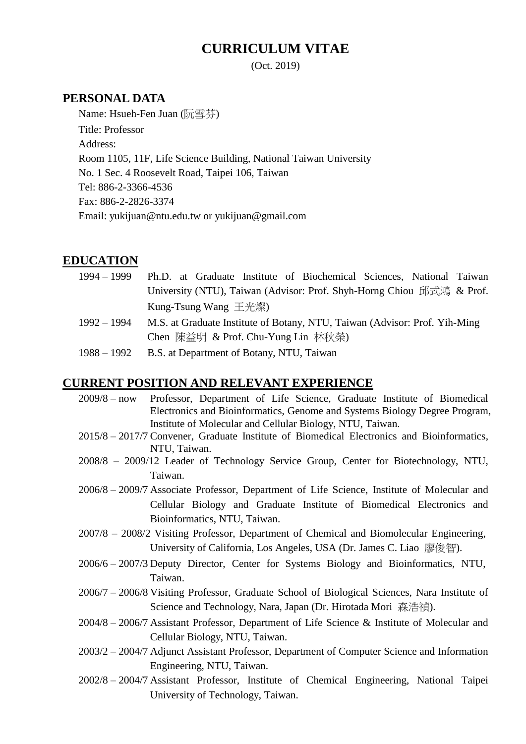# CURRICULUM VITAE

(Oct. 2019)

## PERSONAL DATA

Name: Hsueh-Fen Juan (阮雪芬)

Title: Professor

Address:

Room 1105, 11F, Life Science Building, National Taiwan University

No. 1 Sec. 4 Roosevelt Road, Taipei 106, Taiwan

Tel: 886-2-3366-4536

Fax: 886-2-2826-3374

Email: yukijuan@ntu.edu.tw or yukijuan@gmail.com

## EDUCATION

- 1994 – 1999 Ph.D. at Graduate Institute of Biochemical Sciences, National Taiwan University (NTU), Taiwan (Advisor: Prof. Shyh-Horng Chiou 邱式鴻 & Prof. Kung-Tsung Wang 王光燦)
- 1992 – 1994 M.S. at Graduate Institute of Botany, NTU, Taiwan (Advisor: Prof. Yih-Ming Chen 陳益明 & Prof. Chu-Yung Lin 林秋榮)
- 1988 – 1992 B.S. at Department of Botany, NTU, Taiwan

## CURRENT POSITION AND RELEVANT EXPERIENCE

- 2009/8 – now Professor, Department of Life Science, Graduate Institute of Biomedical Electronics and Bioinformatics, Genome and Systems Biology Degree Program, Institute of Molecular and Cellular Biology, NTU, Taiwan.
- 2015/8 – 2017/7 Convener, Graduate Institute of Biomedical Electronics and Bioinformatics, NTU, Taiwan.
- 2008/8 – 2009/12 Leader of Technology Service Group, Center for Biotechnology, NTU, Taiwan.
- 2006/8 – 2009/7 Associate Professor, Department of Life Science, Institute of Molecular and Cellular Biology and Graduate Institute of Biomedical Electronics and Bioinformatics, NTU, Taiwan.
- 2007/8 – 2008/2 Visiting Professor, Department of Chemical and Biomolecular Engineering, University of California, Los Angeles, USA (Dr. James C. Liao 廖俊智).
- 2006/6 – 2007/3 Deputy Director, Center for Systems Biology and Bioinformatics, NTU, Taiwan.
- 2006/7 – 2006/8 Visiting Professor, Graduate School of Biological Sciences, Nara Institute of Science and Technology, Nara, Japan (Dr. Hirotada Mori 森浩禎).
- 2004/8 – 2006/7 Assistant Professor, Department of Life Science & Institute of Molecular and Cellular Biology, NTU, Taiwan.
- 2003/2 – 2004/7 Adjunct Assistant Professor, Department of Computer Science and Information Engineering, NTU, Taiwan.
- 2002/8 – 2004/7 Assistant Professor, Institute of Chemical Engineering, National Taipei University of Technology, Taiwan.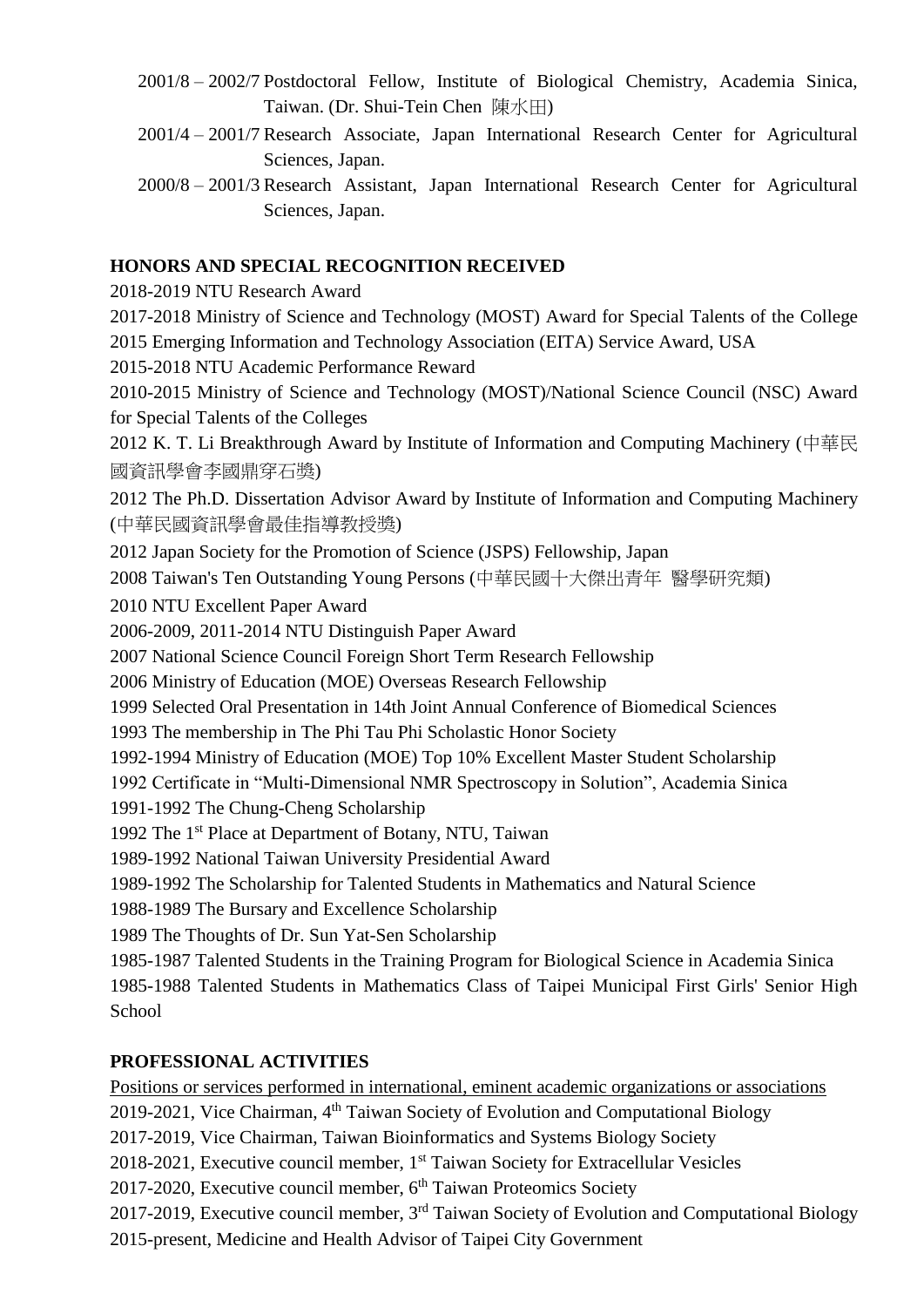2001/8 – 2002/7 Postdoctoral Fellow, Institute of Biological Chemistry, Academia Sinica, Taiwan. (Dr. Shui-Tein Chen 陳水田)

2001/4 – 2001/7 Research Associate, Japan International Research Center for Agricultural Sciences, Japan.

2000/8 – 2001/3 Research Assistant, Japan International Research Center for Agricultural Sciences, Japan.

**HONORS AND SPECIAL RECOGNITION RECEIVED**

2018-2019 NTU Research Award

2017-2018 Ministry of Science and Technology (MOST) Award for Special Talents of the College

2015 Emerging Information and Technology Association (EITA) Service Award, USA

2015-2018 NTU Academic Performance Reward

2010-2015 Ministry of Science and Technology (MOST)/National Science Council (NSC) Award for Special Talents of the Colleges

2012 K. T. Li Breakthrough Award by Institute of Information and Computing Machinery (中華民國資訊學會李國鼎穿石獎)

2012 The Ph.D. Dissertation Advisor Award by Institute of Information and Computing Machinery (中華民國資訊學會最佳指導教授獎)

2012 Japan Society for the Promotion of Science (JSPS) Fellowship, Japan

2008 Taiwan's Ten Outstanding Young Persons (中華民國十大傑出青年 醫學研究類)

2010 NTU Excellent Paper Award

2006-2009, 2011-2014 NTU Distinguish Paper Award

2007 National Science Council Foreign Short Term Research Fellowship

2006 Ministry of Education (MOE) Overseas Research Fellowship

1999 Selected Oral Presentation in 14th Joint Annual Conference of Biomedical Sciences

1993 The membership in The Phi Tau Phi Scholastic Honor Society

1992-1994 Ministry of Education (MOE) Top 10% Excellent Master Student Scholarship

1992 Certificate in "Multi-Dimensional NMR Spectroscopy in Solution", Academia Sinica

1991-1992 The Chung-Cheng Scholarship

1992 The 1st Place at Department of Botany, NTU, Taiwan

1989-1992 National Taiwan University Presidential Award

1989-1992 The Scholarship for Talented Students in Mathematics and Natural Science

1988-1989 The Bursary and Excellence Scholarship

1989 The Thoughts of Dr. Sun Yat-Sen Scholarship

1985-1987 Talented Students in the Training Program for Biological Science in Academia Sinica

1985-1988 Talented Students in Mathematics Class of Taipei Municipal First Girls' Senior High School

**PROFESSIONAL ACTIVITIES**

Positions or services performed in international, eminent academic organizations or associations

2019-2021, Vice Chairman, 4th Taiwan Society of Evolution and Computational Biology

2017-2019, Vice Chairman, Taiwan Bioinformatics and Systems Biology Society

2018-2021, Executive council member, 1st Taiwan Society for Extracellular Vesicles

2017-2020, Executive council member, 6th Taiwan Proteomics Society

2017-2019, Executive council member, 3rd Taiwan Society of Evolution and Computational Biology

2015-present, Medicine and Health Advisor of Taipei City Government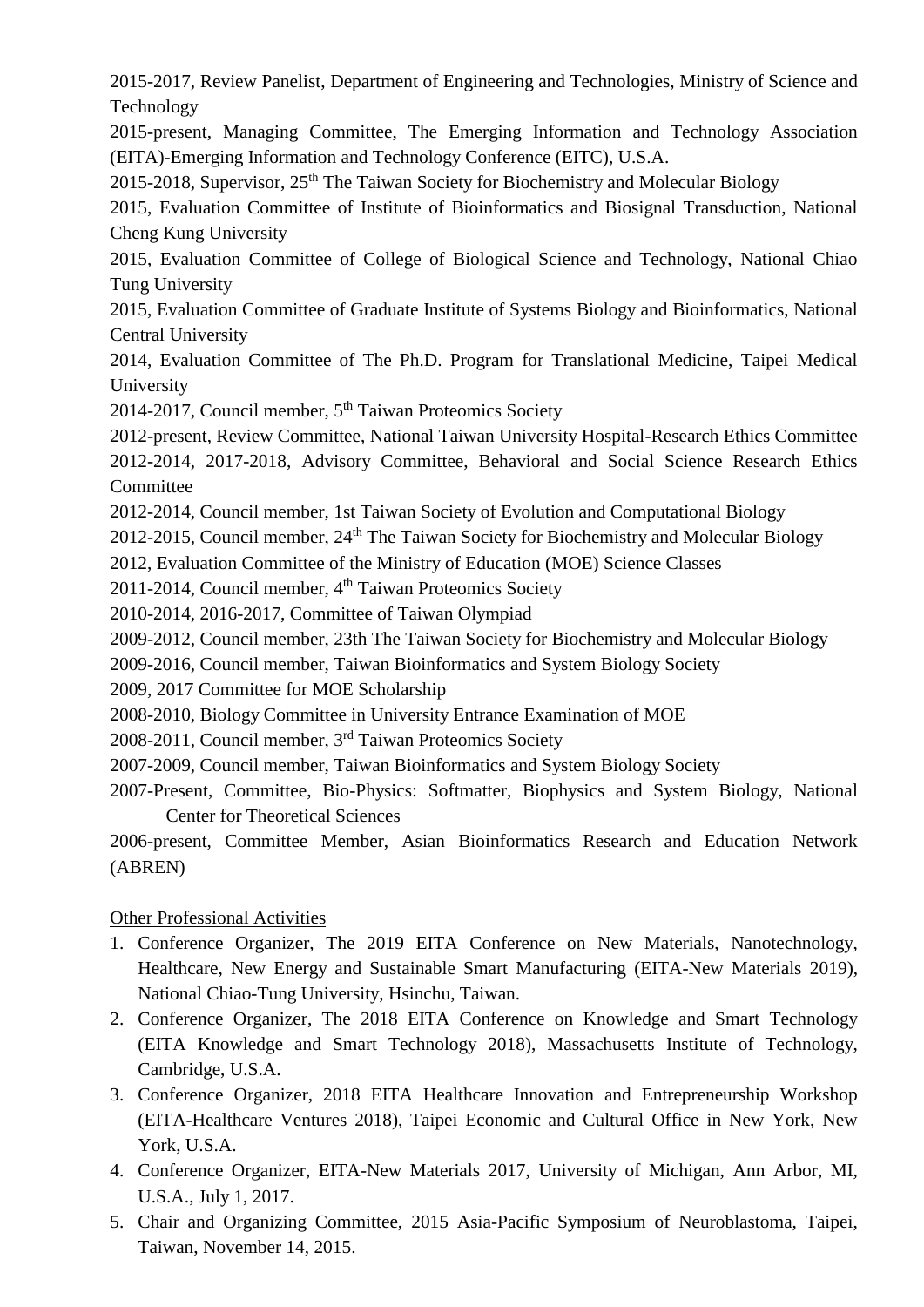2015-2017, Review Panelist, Department of Engineering and Technologies, Ministry of Science and Technology

2015-present, Managing Committee, The Emerging Information and Technology Association (EITA)-Emerging Information and Technology Conference (EITC), U.S.A.

2015-2018, Supervisor, 25th The Taiwan Society for Biochemistry and Molecular Biology

2015, Evaluation Committee of Institute of Bioinformatics and Biosignal Transduction, National Cheng Kung University

2015, Evaluation Committee of College of Biological Science and Technology, National Chiao Tung University

2015, Evaluation Committee of Graduate Institute of Systems Biology and Bioinformatics, National Central University

2014, Evaluation Committee of The Ph.D. Program for Translational Medicine, Taipei Medical University

2014-2017, Council member, 5th Taiwan Proteomics Society

2012-present, Review Committee, National Taiwan University Hospital-Research Ethics Committee

2012-2014, 2017-2018, Advisory Committee, Behavioral and Social Science Research Ethics Committee

2012-2014, Council member, 1st Taiwan Society of Evolution and Computational Biology

2012-2015, Council member, 24th The Taiwan Society for Biochemistry and Molecular Biology

2012, Evaluation Committee of the Ministry of Education (MOE) Science Classes

2011-2014, Council member, 4th Taiwan Proteomics Society

2010-2014, 2016-2017, Committee of Taiwan Olympiad

2009-2012, Council member, 23th The Taiwan Society for Biochemistry and Molecular Biology

2009-2016, Council member, Taiwan Bioinformatics and System Biology Society

2009, 2017 Committee for MOE Scholarship

2008-2010, Biology Committee in University Entrance Examination of MOE

2008-2011, Council member, 3rd Taiwan Proteomics Society

2007-2009, Council member, Taiwan Bioinformatics and System Biology Society

2007-Present, Committee, Bio-Physics: Softmatter, Biophysics and System Biology, National Center for Theoretical Sciences

2006-present, Committee Member, Asian Bioinformatics Research and Education Network (ABREN)

Other Professional Activities

1. Conference Organizer, The 2019 EITA Conference on New Materials, Nanotechnology, Healthcare, New Energy and Sustainable Smart Manufacturing (EITA-New Materials 2019), National Chiao-Tung University, Hsinchu, Taiwan.
2. Conference Organizer, The 2018 EITA Conference on Knowledge and Smart Technology (EITA Knowledge and Smart Technology 2018), Massachusetts Institute of Technology, Cambridge, U.S.A.
3. Conference Organizer, 2018 EITA Healthcare Innovation and Entrepreneurship Workshop (EITA-Healthcare Ventures 2018), Taipei Economic and Cultural Office in New York, New York, U.S.A.
4. Conference Organizer, EITA-New Materials 2017, University of Michigan, Ann Arbor, MI, U.S.A., July 1, 2017.
5. Chair and Organizing Committee, 2015 Asia-Pacific Symposium of Neuroblastoma, Taipei, Taiwan, November 14, 2015.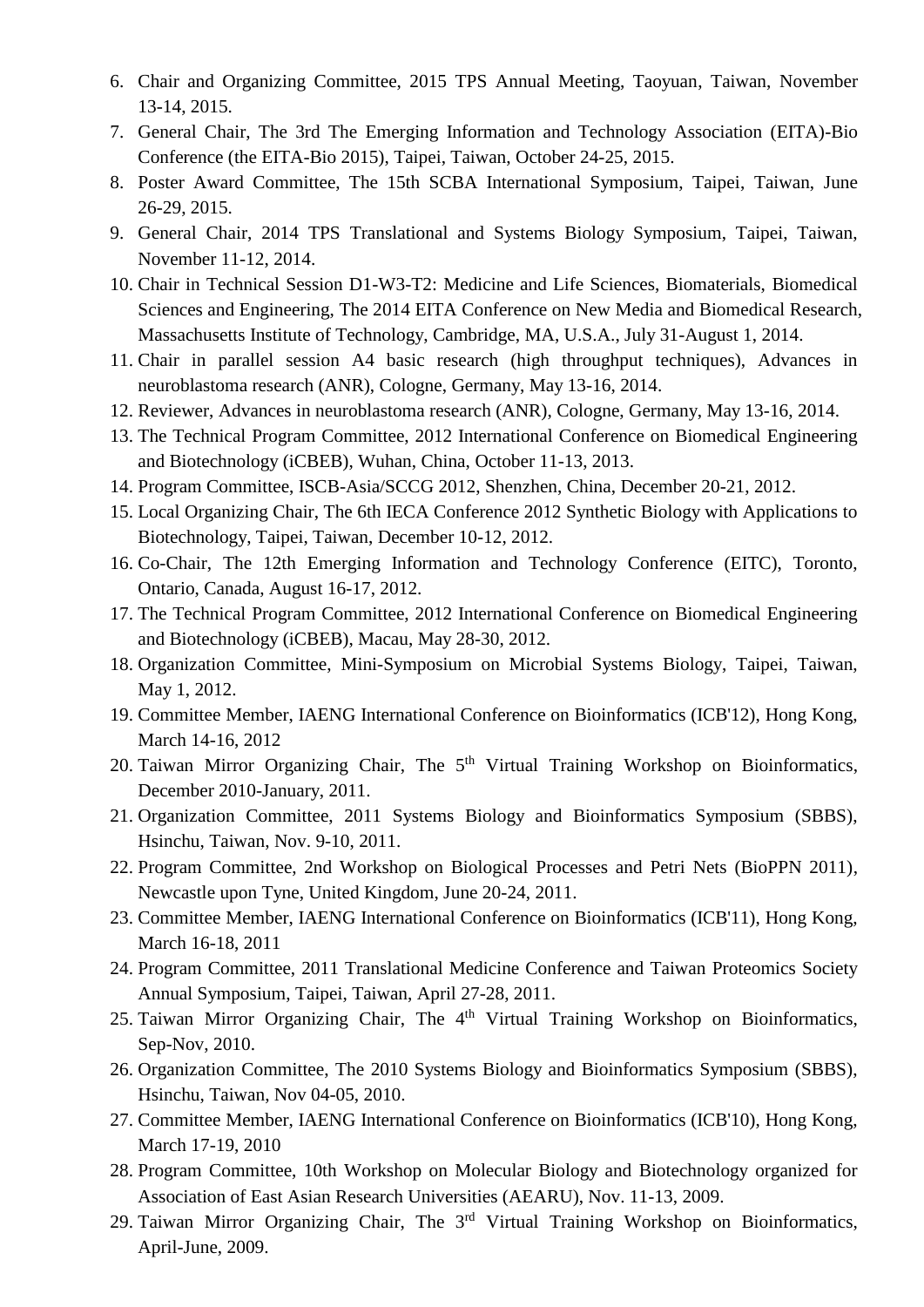6. Chair and Organizing Committee, 2015 TPS Annual Meeting, Taoyuan, Taiwan, November 13-14, 2015.
7. General Chair, The 3rd The Emerging Information and Technology Association (EITA)-Bio Conference (the EITA-Bio 2015), Taipei, Taiwan, October 24-25, 2015.
8. Poster Award Committee, The 15th SCBA International Symposium, Taipei, Taiwan, June 26-29, 2015.
9. General Chair, 2014 TPS Translational and Systems Biology Symposium, Taipei, Taiwan, November 11-12, 2014.
10. Chair in Technical Session D1-W3-T2: Medicine and Life Sciences, Biomaterials, Biomedical Sciences and Engineering, The 2014 EITA Conference on New Media and Biomedical Research, Massachusetts Institute of Technology, Cambridge, MA, U.S.A., July 31-August 1, 2014.
11. Chair in parallel session A4 basic research (high throughput techniques), Advances in neuroblastoma research (ANR), Cologne, Germany, May 13-16, 2014.
12. Reviewer, Advances in neuroblastoma research (ANR), Cologne, Germany, May 13-16, 2014.
13. The Technical Program Committee, 2012 International Conference on Biomedical Engineering and Biotechnology (iCBEB), Wuhan, China, October 11-13, 2013.
14. Program Committee, ISCB-Asia/SCCG 2012, Shenzhen, China, December 20-21, 2012.
15. Local Organizing Chair, The 6th IECA Conference 2012 Synthetic Biology with Applications to Biotechnology, Taipei, Taiwan, December 10-12, 2012.
16. Co-Chair, The 12th Emerging Information and Technology Conference (EITC), Toronto, Ontario, Canada, August 16-17, 2012.
17. The Technical Program Committee, 2012 International Conference on Biomedical Engineering and Biotechnology (iCBEB), Macau, May 28-30, 2012.
18. Organization Committee, Mini-Symposium on Microbial Systems Biology, Taipei, Taiwan, May 1, 2012.
19. Committee Member, IAENG International Conference on Bioinformatics (ICB'12), Hong Kong, March 14-16, 2012
20. Taiwan Mirror Organizing Chair, The 5th Virtual Training Workshop on Bioinformatics, December 2010-January, 2011.
21. Organization Committee, 2011 Systems Biology and Bioinformatics Symposium (SBBS), Hsinchu, Taiwan, Nov. 9-10, 2011.
22. Program Committee, 2nd Workshop on Biological Processes and Petri Nets (BioPPN 2011), Newcastle upon Tyne, United Kingdom, June 20-24, 2011.
23. Committee Member, IAENG International Conference on Bioinformatics (ICB'11), Hong Kong, March 16-18, 2011
24. Program Committee, 2011 Translational Medicine Conference and Taiwan Proteomics Society Annual Symposium, Taipei, Taiwan, April 27-28, 2011.
25. Taiwan Mirror Organizing Chair, The 4th Virtual Training Workshop on Bioinformatics, Sep-Nov, 2010.
26. Organization Committee, The 2010 Systems Biology and Bioinformatics Symposium (SBBS), Hsinchu, Taiwan, Nov 04-05, 2010.
27. Committee Member, IAENG International Conference on Bioinformatics (ICB'10), Hong Kong, March 17-19, 2010
28. Program Committee, 10th Workshop on Molecular Biology and Biotechnology organized for Association of East Asian Research Universities (AEARU), Nov. 11-13, 2009.
29. Taiwan Mirror Organizing Chair, The 3rd Virtual Training Workshop on Bioinformatics, April-June, 2009.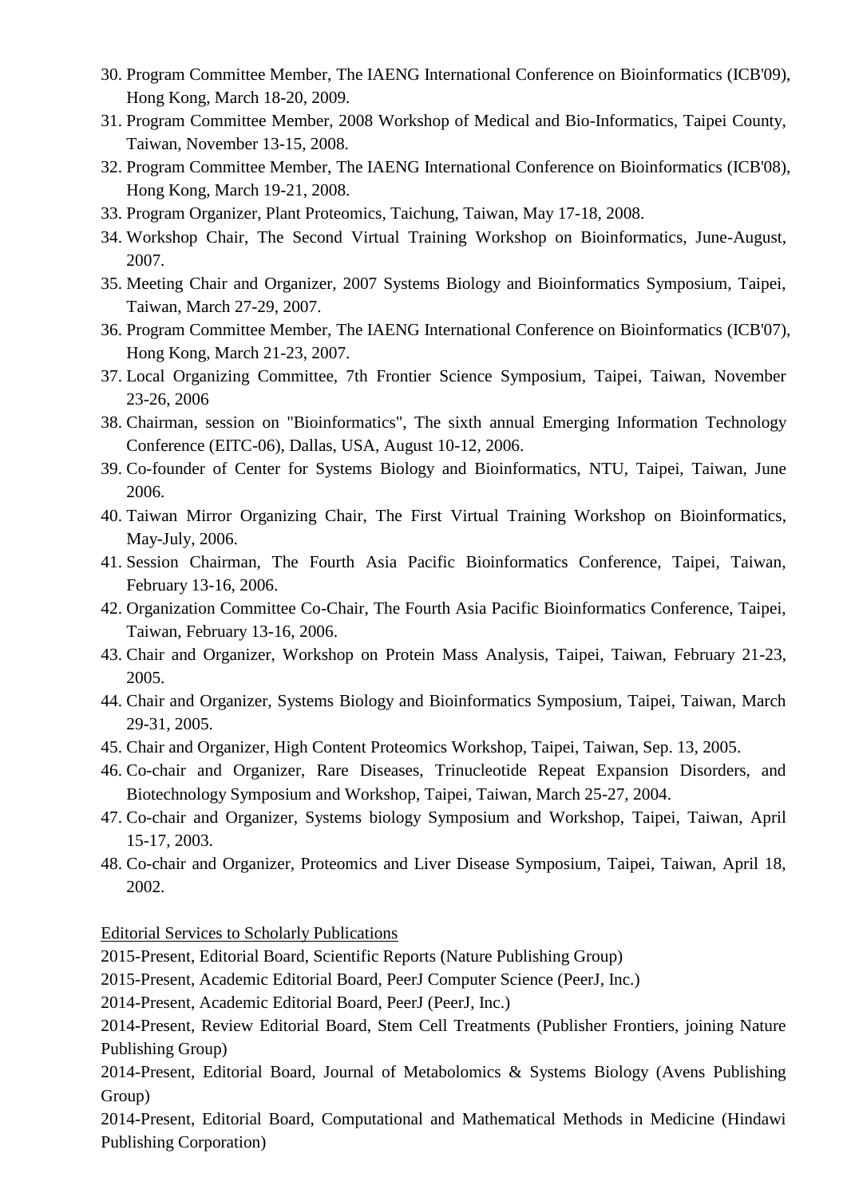30. Program Committee Member, The IAENG International Conference on Bioinformatics (ICB'09), Hong Kong, March 18-20, 2009.
31. Program Committee Member, 2008 Workshop of Medical and Bio-Informatics, Taipei County, Taiwan, November 13-15, 2008.
32. Program Committee Member, The IAENG International Conference on Bioinformatics (ICB'08), Hong Kong, March 19-21, 2008.
33. Program Organizer, Plant Proteomics, Taichung, Taiwan, May 17-18, 2008.
34. Workshop Chair, The Second Virtual Training Workshop on Bioinformatics, June-August, 2007.
35. Meeting Chair and Organizer, 2007 Systems Biology and Bioinformatics Symposium, Taipei, Taiwan, March 27-29, 2007.
36. Program Committee Member, The IAENG International Conference on Bioinformatics (ICB'07), Hong Kong, March 21-23, 2007.
37. Local Organizing Committee, 7th Frontier Science Symposium, Taipei, Taiwan, November 23-26, 2006
38. Chairman, session on "Bioinformatics", The sixth annual Emerging Information Technology Conference (EITC-06), Dallas, USA, August 10-12, 2006.
39. Co-founder of Center for Systems Biology and Bioinformatics, NTU, Taipei, Taiwan, June 2006.
40. Taiwan Mirror Organizing Chair, The First Virtual Training Workshop on Bioinformatics, May-July, 2006.
41. Session Chairman, The Fourth Asia Pacific Bioinformatics Conference, Taipei, Taiwan, February 13-16, 2006.
42. Organization Committee Co-Chair, The Fourth Asia Pacific Bioinformatics Conference, Taipei, Taiwan, February 13-16, 2006.
43. Chair and Organizer, Workshop on Protein Mass Analysis, Taipei, Taiwan, February 21-23, 2005.
44. Chair and Organizer, Systems Biology and Bioinformatics Symposium, Taipei, Taiwan, March 29-31, 2005.
45. Chair and Organizer, High Content Proteomics Workshop, Taipei, Taiwan, Sep. 13, 2005.
46. Co-chair and Organizer, Rare Diseases, Trinucleotide Repeat Expansion Disorders, and Biotechnology Symposium and Workshop, Taipei, Taiwan, March 25-27, 2004.
47. Co-chair and Organizer, Systems biology Symposium and Workshop, Taipei, Taiwan, April 15-17, 2003.
48. Co-chair and Organizer, Proteomics and Liver Disease Symposium, Taipei, Taiwan, April 18, 2002.

<u>Editorial Services to Scholarly Publications</u>

2015-Present, Editorial Board, Scientific Reports (Nature Publishing Group)

2015-Present, Academic Editorial Board, PeerJ Computer Science (PeerJ, Inc.)

2014-Present, Academic Editorial Board, PeerJ (PeerJ, Inc.)

2014-Present, Review Editorial Board, Stem Cell Treatments (Publisher Frontiers, joining Nature Publishing Group)

2014-Present, Editorial Board, Journal of Metabolomics & Systems Biology (Avens Publishing Group)

2014-Present, Editorial Board, Computational and Mathematical Methods in Medicine (Hindawi Publishing Corporation)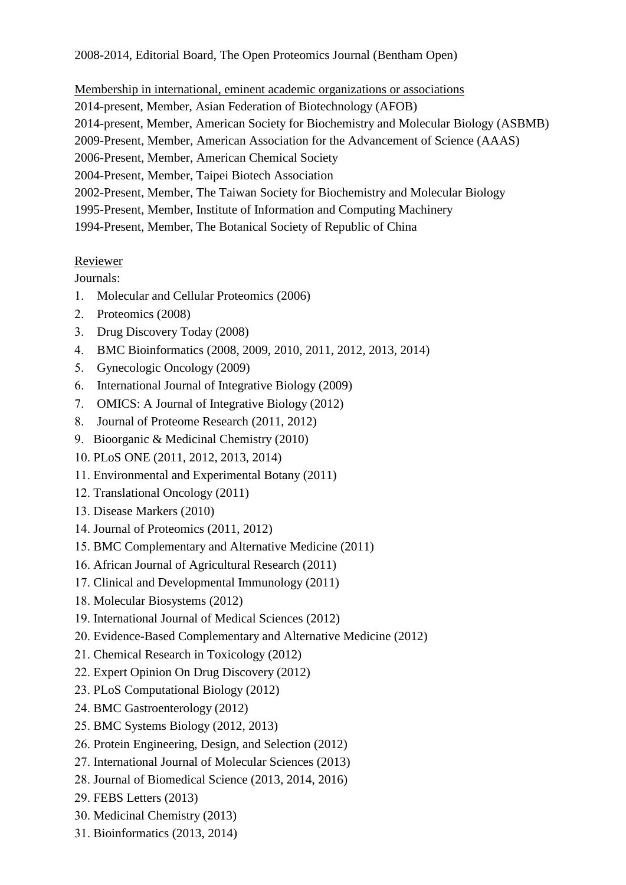2008-2014, Editorial Board, The Open Proteomics Journal (Bentham Open)

<u>Membership in international, eminent academic organizations or associations</u>

2014-present, Member, Asian Federation of Biotechnology (AFOB)

2014-present, Member, American Society for Biochemistry and Molecular Biology (ASBMB)

2009-Present, Member, American Association for the Advancement of Science (AAAS)

2006-Present, Member, American Chemical Society

2004-Present, Member, Taipei Biotech Association

2002-Present, Member, The Taiwan Society for Biochemistry and Molecular Biology

1995-Present, Member, Institute of Information and Computing Machinery

1994-Present, Member, The Botanical Society of Republic of China

<u>Reviewer</u>

Journals:

1. Molecular and Cellular Proteomics (2006)
2. Proteomics (2008)
3. Drug Discovery Today (2008)
4. BMC Bioinformatics (2008, 2009, 2010, 2011, 2012, 2013, 2014)
5. Gynecologic Oncology (2009)
6. International Journal of Integrative Biology (2009)
7. OMICS: A Journal of Integrative Biology (2012)
8. Journal of Proteome Research (2011, 2012)
9. Bioorganic & Medicinal Chemistry (2010)
10. PLoS ONE (2011, 2012, 2013, 2014)
11. Environmental and Experimental Botany (2011)
12. Translational Oncology (2011)
13. Disease Markers (2010)
14. Journal of Proteomics (2011, 2012)
15. BMC Complementary and Alternative Medicine (2011)
16. African Journal of Agricultural Research (2011)
17. Clinical and Developmental Immunology (2011)
18. Molecular Biosystems (2012)
19. International Journal of Medical Sciences (2012)
20. Evidence-Based Complementary and Alternative Medicine (2012)
21. Chemical Research in Toxicology (2012)
22. Expert Opinion On Drug Discovery (2012)
23. PLoS Computational Biology (2012)
24. BMC Gastroenterology (2012)
25. BMC Systems Biology (2012, 2013)
26. Protein Engineering, Design, and Selection (2012)
27. International Journal of Molecular Sciences (2013)
28. Journal of Biomedical Science (2013, 2014, 2016)
29. FEBS Letters (2013)
30. Medicinal Chemistry (2013)
31. Bioinformatics (2013, 2014)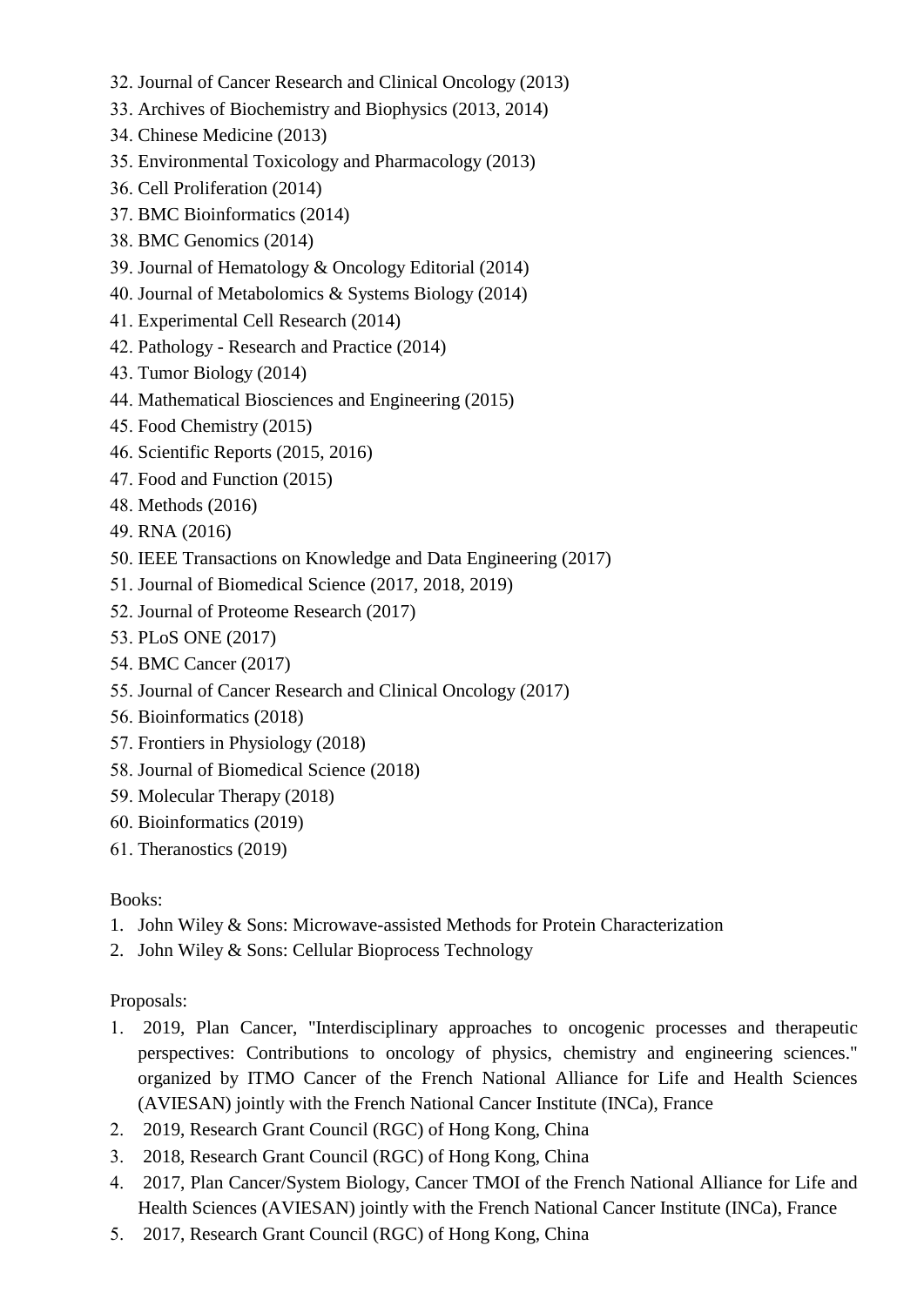32. Journal of Cancer Research and Clinical Oncology (2013)
33. Archives of Biochemistry and Biophysics (2013, 2014)
34. Chinese Medicine (2013)
35. Environmental Toxicology and Pharmacology (2013)
36. Cell Proliferation (2014)
37. BMC Bioinformatics (2014)
38. BMC Genomics (2014)
39. Journal of Hematology & Oncology Editorial (2014)
40. Journal of Metabolomics & Systems Biology (2014)
41. Experimental Cell Research (2014)
42. Pathology - Research and Practice (2014)
43. Tumor Biology (2014)
44. Mathematical Biosciences and Engineering (2015)
45. Food Chemistry (2015)
46. Scientific Reports (2015, 2016)
47. Food and Function (2015)
48. Methods (2016)
49. RNA (2016)
50. IEEE Transactions on Knowledge and Data Engineering (2017)
51. Journal of Biomedical Science (2017, 2018, 2019)
52. Journal of Proteome Research (2017)
53. PLoS ONE (2017)
54. BMC Cancer (2017)
55. Journal of Cancer Research and Clinical Oncology (2017)
56. Bioinformatics (2018)
57. Frontiers in Physiology (2018)
58. Journal of Biomedical Science (2018)
59. Molecular Therapy (2018)
60. Bioinformatics (2019)
61. Theranostics (2019)

Books:

1. John Wiley & Sons: Microwave-assisted Methods for Protein Characterization
2. John Wiley & Sons: Cellular Bioprocess Technology

Proposals:

1. 2019, Plan Cancer, "Interdisciplinary approaches to oncogenic processes and therapeutic perspectives: Contributions to oncology of physics, chemistry and engineering sciences." organized by ITMO Cancer of the French National Alliance for Life and Health Sciences (AVIESAN) jointly with the French National Cancer Institute (INCa), France
2. 2019, Research Grant Council (RGC) of Hong Kong, China
3. 2018, Research Grant Council (RGC) of Hong Kong, China
4. 2017, Plan Cancer/System Biology, Cancer TMOI of the French National Alliance for Life and Health Sciences (AVIESAN) jointly with the French National Cancer Institute (INCa), France
5. 2017, Research Grant Council (RGC) of Hong Kong, China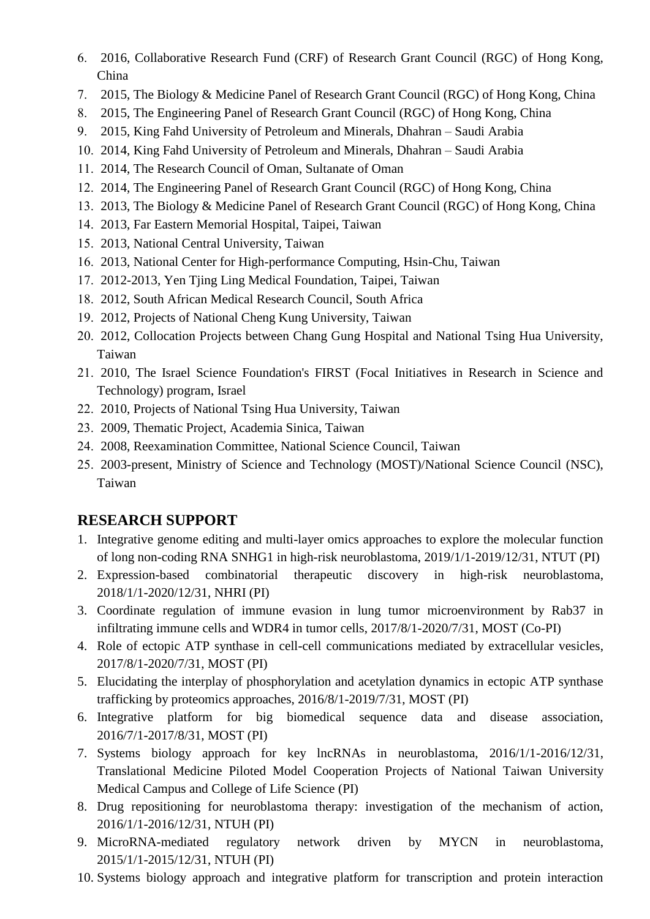6. 2016, Collaborative Research Fund (CRF) of Research Grant Council (RGC) of Hong Kong, China
7. 2015, The Biology & Medicine Panel of Research Grant Council (RGC) of Hong Kong, China
8. 2015, The Engineering Panel of Research Grant Council (RGC) of Hong Kong, China
9. 2015, King Fahd University of Petroleum and Minerals, Dhahran – Saudi Arabia
10. 2014, King Fahd University of Petroleum and Minerals, Dhahran – Saudi Arabia
11. 2014, The Research Council of Oman, Sultanate of Oman
12. 2014, The Engineering Panel of Research Grant Council (RGC) of Hong Kong, China
13. 2013, The Biology & Medicine Panel of Research Grant Council (RGC) of Hong Kong, China
14. 2013, Far Eastern Memorial Hospital, Taipei, Taiwan
15. 2013, National Central University, Taiwan
16. 2013, National Center for High-performance Computing, Hsin-Chu, Taiwan
17. 2012-2013, Yen Tjing Ling Medical Foundation, Taipei, Taiwan
18. 2012, South African Medical Research Council, South Africa
19. 2012, Projects of National Cheng Kung University, Taiwan
20. 2012, Collocation Projects between Chang Gung Hospital and National Tsing Hua University, Taiwan
21. 2010, The Israel Science Foundation's FIRST (Focal Initiatives in Research in Science and Technology) program, Israel
22. 2010, Projects of National Tsing Hua University, Taiwan
23. 2009, Thematic Project, Academia Sinica, Taiwan
24. 2008, Reexamination Committee, National Science Council, Taiwan
25. 2003-present, Ministry of Science and Technology (MOST)/National Science Council (NSC), Taiwan

## RESEARCH SUPPORT

1. Integrative genome editing and multi-layer omics approaches to explore the molecular function of long non-coding RNA SNHG1 in high-risk neuroblastoma, 2019/1/1-2019/12/31, NTUT (PI)
2. Expression-based combinatorial therapeutic discovery in high-risk neuroblastoma, 2018/1/1-2020/12/31, NHRI (PI)
3. Coordinate regulation of immune evasion in lung tumor microenvironment by Rab37 in infiltrating immune cells and WDR4 in tumor cells, 2017/8/1-2020/7/31, MOST (Co-PI)
4. Role of ectopic ATP synthase in cell-cell communications mediated by extracellular vesicles, 2017/8/1-2020/7/31, MOST (PI)
5. Elucidating the interplay of phosphorylation and acetylation dynamics in ectopic ATP synthase trafficking by proteomics approaches, 2016/8/1-2019/7/31, MOST (PI)
6. Integrative platform for big biomedical sequence data and disease association, 2016/7/1-2017/8/31, MOST (PI)
7. Systems biology approach for key lncRNAs in neuroblastoma, 2016/1/1-2016/12/31, Translational Medicine Piloted Model Cooperation Projects of National Taiwan University Medical Campus and College of Life Science (PI)
8. Drug repositioning for neuroblastoma therapy: investigation of the mechanism of action, 2016/1/1-2016/12/31, NTUH (PI)
9. MicroRNA-mediated regulatory network driven by MYCN in neuroblastoma, 2015/1/1-2015/12/31, NTUH (PI)
10. Systems biology approach and integrative platform for transcription and protein interaction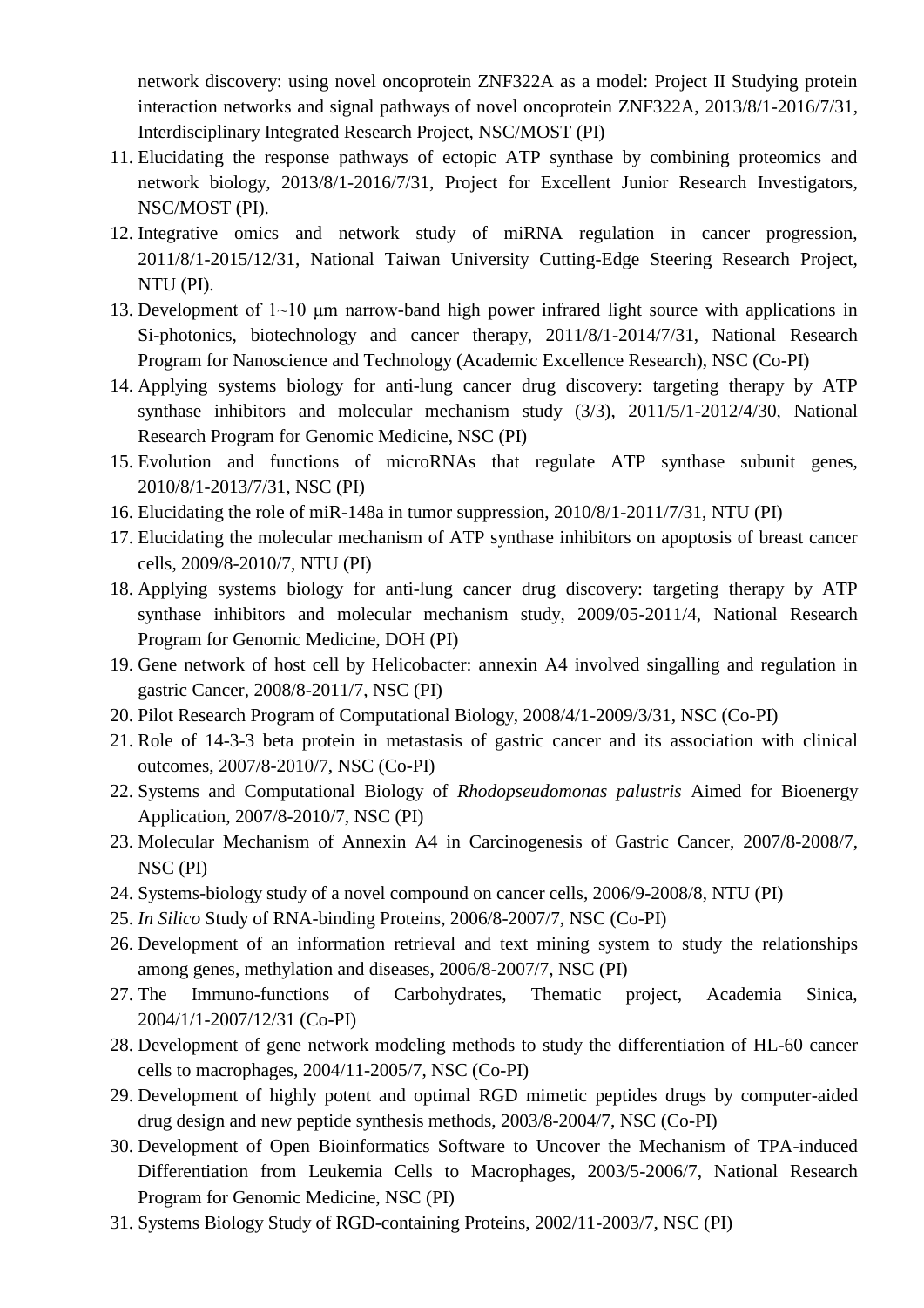network discovery: using novel oncoprotein ZNF322A as a model: Project II Studying protein interaction networks and signal pathways of novel oncoprotein ZNF322A, 2013/8/1-2016/7/31, Interdisciplinary Integrated Research Project, NSC/MOST (PI)

11. Elucidating the response pathways of ectopic ATP synthase by combining proteomics and network biology, 2013/8/1-2016/7/31, Project for Excellent Junior Research Investigators, NSC/MOST (PI).
12. Integrative omics and network study of miRNA regulation in cancer progression, 2011/8/1-2015/12/31, National Taiwan University Cutting-Edge Steering Research Project, NTU (PI).
13. Development of 1~10 μm narrow-band high power infrared light source with applications in Si-photonics, biotechnology and cancer therapy, 2011/8/1-2014/7/31, National Research Program for Nanoscience and Technology (Academic Excellence Research), NSC (Co-PI)
14. Applying systems biology for anti-lung cancer drug discovery: targeting therapy by ATP synthase inhibitors and molecular mechanism study (3/3), 2011/5/1-2012/4/30, National Research Program for Genomic Medicine, NSC (PI)
15. Evolution and functions of microRNAs that regulate ATP synthase subunit genes, 2010/8/1-2013/7/31, NSC (PI)
16. Elucidating the role of miR-148a in tumor suppression, 2010/8/1-2011/7/31, NTU (PI)
17. Elucidating the molecular mechanism of ATP synthase inhibitors on apoptosis of breast cancer cells, 2009/8-2010/7, NTU (PI)
18. Applying systems biology for anti-lung cancer drug discovery: targeting therapy by ATP synthase inhibitors and molecular mechanism study, 2009/05-2011/4, National Research Program for Genomic Medicine, DOH (PI)
19. Gene network of host cell by Helicobacter: annexin A4 involved singalling and regulation in gastric Cancer, 2008/8-2011/7, NSC (PI)
20. Pilot Research Program of Computational Biology, 2008/4/1-2009/3/31, NSC (Co-PI)
21. Role of 14-3-3 beta protein in metastasis of gastric cancer and its association with clinical outcomes, 2007/8-2010/7, NSC (Co-PI)
22. Systems and Computational Biology of *Rhodopseudomonas palustris* Aimed for Bioenergy Application, 2007/8-2010/7, NSC (PI)
23. Molecular Mechanism of Annexin A4 in Carcinogenesis of Gastric Cancer, 2007/8-2008/7, NSC (PI)
24. Systems-biology study of a novel compound on cancer cells, 2006/9-2008/8, NTU (PI)
25. *In Silico* Study of RNA-binding Proteins, 2006/8-2007/7, NSC (Co-PI)
26. Development of an information retrieval and text mining system to study the relationships among genes, methylation and diseases, 2006/8-2007/7, NSC (PI)
27. The Immuno-functions of Carbohydrates, Thematic project, Academia Sinica, 2004/1/1-2007/12/31 (Co-PI)
28. Development of gene network modeling methods to study the differentiation of HL-60 cancer cells to macrophages, 2004/11-2005/7, NSC (Co-PI)
29. Development of highly potent and optimal RGD mimetic peptides drugs by computer-aided drug design and new peptide synthesis methods, 2003/8-2004/7, NSC (Co-PI)
30. Development of Open Bioinformatics Software to Uncover the Mechanism of TPA-induced Differentiation from Leukemia Cells to Macrophages, 2003/5-2006/7, National Research Program for Genomic Medicine, NSC (PI)
31. Systems Biology Study of RGD-containing Proteins, 2002/11-2003/7, NSC (PI)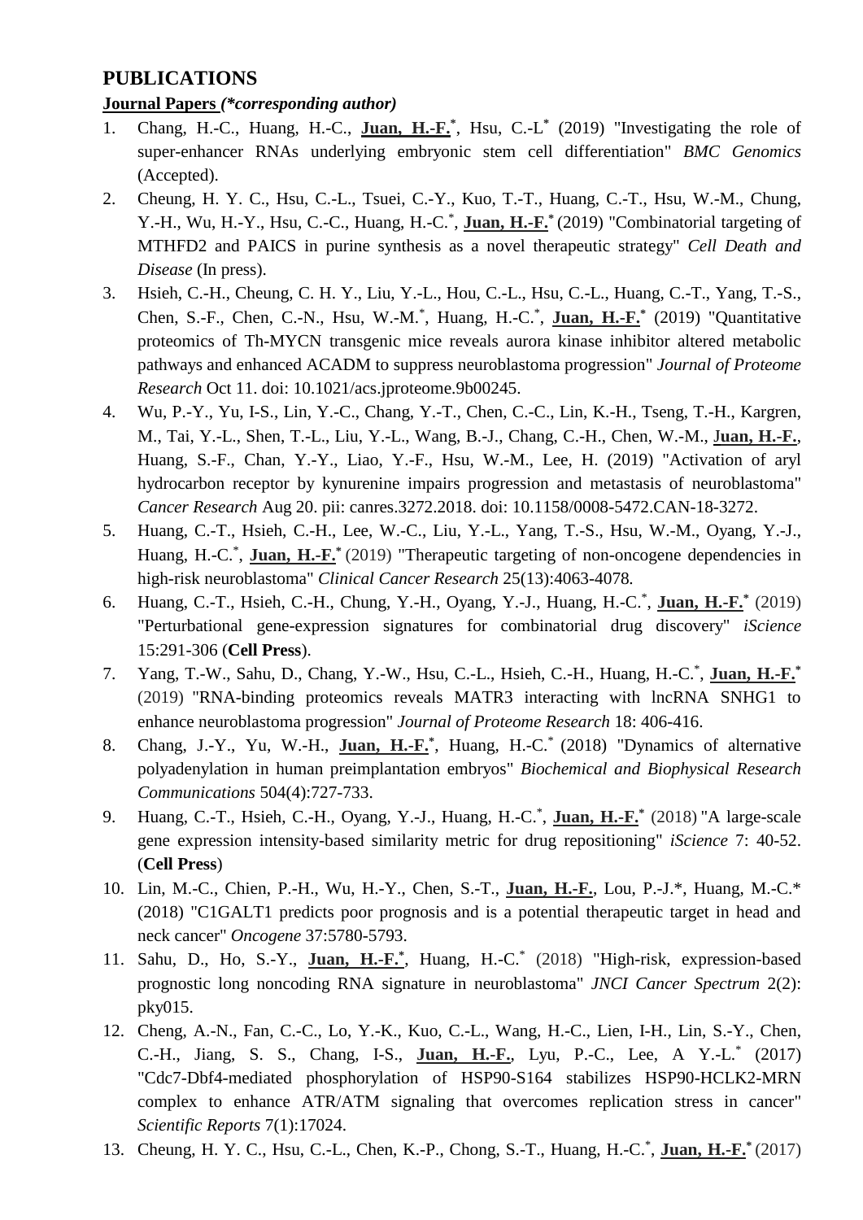## PUBLICATIONS

**Journal Papers *(*corresponding author)***

1. Chang, H.-C., Huang, H.-C., **Juan, H.-F.***, Hsu, C.-L* (2019) "Investigating the role of super-enhancer RNAs underlying embryonic stem cell differentiation" *BMC Genomics* (Accepted).
2. Cheung, H. Y. C., Hsu, C.-L., Tsuei, C.-Y., Kuo, T.-T., Huang, C.-T., Hsu, W.-M., Chung, Y.-H., Wu, H.-Y., Hsu, C.-C., Huang, H.-C.*, **Juan, H.-F.*** (2019) "Combinatorial targeting of MTHFD2 and PAICS in purine synthesis as a novel therapeutic strategy" *Cell Death and Disease* (In press).
3. Hsieh, C.-H., Cheung, C. H. Y., Liu, Y.-L., Hou, C.-L., Hsu, C.-L., Huang, C.-T., Yang, T.-S., Chen, S.-F., Chen, C.-N., Hsu, W.-M.*, Huang, H.-C.*, **Juan, H.-F.*** (2019) "Quantitative proteomics of Th-MYCN transgenic mice reveals aurora kinase inhibitor altered metabolic pathways and enhanced ACADM to suppress neuroblastoma progression" *Journal of Proteome Research* Oct 11. doi: 10.1021/acs.jproteome.9b00245.
4. Wu, P.-Y., Yu, I-S., Lin, Y.-C., Chang, Y.-T., Chen, C.-C., Lin, K.-H., Tseng, T.-H., Kargren, M., Tai, Y.-L., Shen, T.-L., Liu, Y.-L., Wang, B.-J., Chang, C.-H., Chen, W.-M., **Juan, H.-F.**, Huang, S.-F., Chan, Y.-Y., Liao, Y.-F., Hsu, W.-M., Lee, H. (2019) "Activation of aryl hydrocarbon receptor by kynurenine impairs progression and metastasis of neuroblastoma" *Cancer Research* Aug 20. pii: canres.3272.2018. doi: 10.1158/0008-5472.CAN-18-3272.
5. Huang, C.-T., Hsieh, C.-H., Lee, W.-C., Liu, Y.-L., Yang, T.-S., Hsu, W.-M., Oyang, Y.-J., Huang, H.-C.*, **Juan, H.-F.*** (2019) "Therapeutic targeting of non-oncogene dependencies in high-risk neuroblastoma" *Clinical Cancer Research* 25(13):4063-4078.
6. Huang, C.-T., Hsieh, C.-H., Chung, Y.-H., Oyang, Y.-J., Huang, H.-C.*, **Juan, H.-F.*** (2019) "Perturbational gene-expression signatures for combinatorial drug discovery" *iScience* 15:291-306 (**Cell Press**).
7. Yang, T.-W., Sahu, D., Chang, Y.-W., Hsu, C.-L., Hsieh, C.-H., Huang, H.-C.*, **Juan, H.-F.*** (2019) "RNA-binding proteomics reveals MATR3 interacting with lncRNA SNHG1 to enhance neuroblastoma progression" *Journal of Proteome Research* 18: 406-416.
8. Chang, J.-Y., Yu, W.-H., **Juan, H.-F.***, Huang, H.-C.* (2018) "Dynamics of alternative polyadenylation in human preimplantation embryos" *Biochemical and Biophysical Research Communications* 504(4):727-733.
9. Huang, C.-T., Hsieh, C.-H., Oyang, Y.-J., Huang, H.-C.*, **Juan, H.-F.*** (2018) "A large-scale gene expression intensity-based similarity metric for drug repositioning" *iScience* 7: 40-52. (**Cell Press**)
10. Lin, M.-C., Chien, P.-H., Wu, H.-Y., Chen, S.-T., **Juan, H.-F.**, Lou, P.-J.*, Huang, M.-C.* (2018) "C1GALT1 predicts poor prognosis and is a potential therapeutic target in head and neck cancer" *Oncogene* 37:5780-5793.
11. Sahu, D., Ho, S.-Y., **Juan, H.-F.***, Huang, H.-C.* (2018) "High-risk, expression-based prognostic long noncoding RNA signature in neuroblastoma" *JNCI Cancer Spectrum* 2(2): pky015.
12. Cheng, A.-N., Fan, C.-C., Lo, Y.-K., Kuo, C.-L., Wang, H.-C., Lien, I-H., Lin, S.-Y., Chen, C.-H., Jiang, S. S., Chang, I-S., **Juan, H.-F.**, Lyu, P.-C., Lee, A Y.-L.* (2017) "Cdc7-Dbf4-mediated phosphorylation of HSP90-S164 stabilizes HSP90-HCLK2-MRN complex to enhance ATR/ATM signaling that overcomes replication stress in cancer" *Scientific Reports* 7(1):17024.
13. Cheung, H. Y. C., Hsu, C.-L., Chen, K.-P., Chong, S.-T., Huang, H.-C.*, **Juan, H.-F.*** (2017)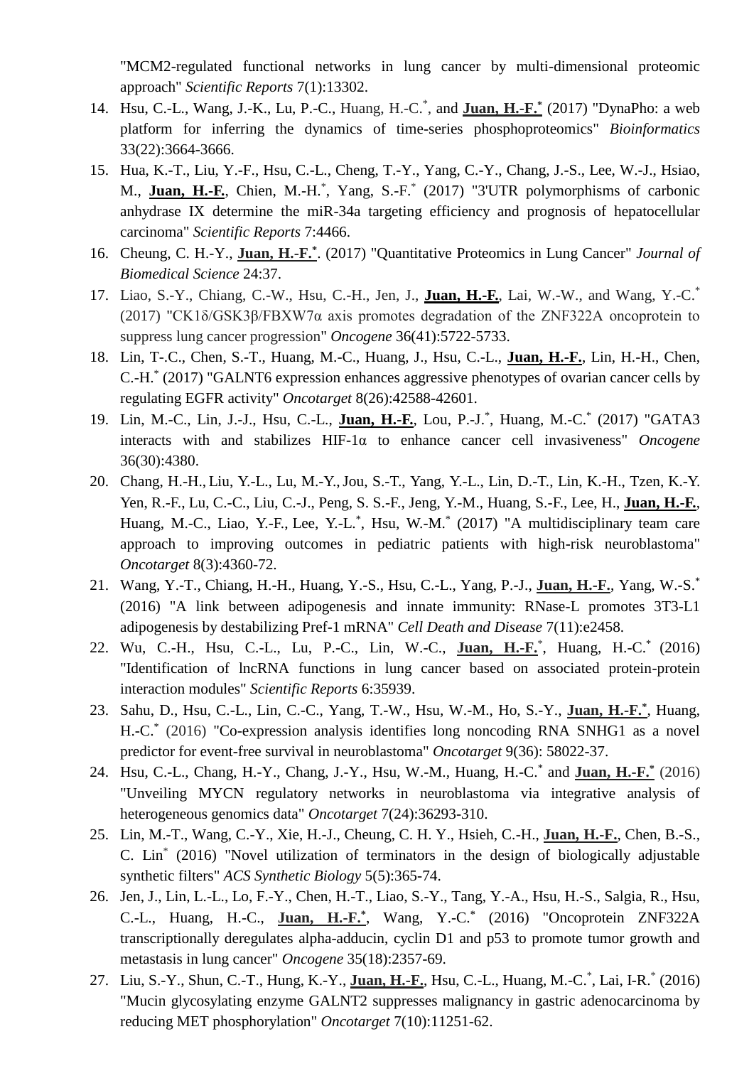"MCM2-regulated functional networks in lung cancer by multi-dimensional proteomic approach" *Scientific Reports* 7(1):13302.

14. Hsu, C.-L., Wang, J.-K., Lu, P.-C., Huang, H.-C.*, and **Juan, H.-F.*** (2017) "DynaPho: a web platform for inferring the dynamics of time-series phosphoproteomics" *Bioinformatics* 33(22):3664-3666.
15. Hua, K.-T., Liu, Y.-F., Hsu, C.-L., Cheng, T.-Y., Yang, C.-Y., Chang, J.-S., Lee, W.-J., Hsiao, M., **Juan, H.-F.**, Chien, M.-H.*, Yang, S.-F.* (2017) "3'UTR polymorphisms of carbonic anhydrase IX determine the miR-34a targeting efficiency and prognosis of hepatocellular carcinoma" *Scientific Reports* 7:4466.
16. Cheung, C. H.-Y., **Juan, H.-F.***. (2017) "Quantitative Proteomics in Lung Cancer" *Journal of Biomedical Science* 24:37.
17. Liao, S.-Y., Chiang, C.-W., Hsu, C.-H., Jen, J., **Juan, H.-F.**, Lai, W.-W., and Wang, Y.-C.* (2017) "CK1δ/GSK3β/FBXW7α axis promotes degradation of the ZNF322A oncoprotein to suppress lung cancer progression" *Oncogene* 36(41):5722-5733.
18. Lin, T-.C., Chen, S.-T., Huang, M.-C., Huang, J., Hsu, C.-L., **Juan, H.-F.**, Lin, H.-H., Chen, C.-H.* (2017) "GALNT6 expression enhances aggressive phenotypes of ovarian cancer cells by regulating EGFR activity" *Oncotarget* 8(26):42588-42601.
19. Lin, M.-C., Lin, J.-J., Hsu, C.-L., **Juan, H.-F.**, Lou, P.-J.*, Huang, M.-C.* (2017) "GATA3 interacts with and stabilizes HIF-1α to enhance cancer cell invasiveness" *Oncogene* 36(30):4380.
20. Chang, H.-H., Liu, Y.-L., Lu, M.-Y., Jou, S.-T., Yang, Y.-L., Lin, D.-T., Lin, K.-H., Tzen, K.-Y. Yen, R.-F., Lu, C.-C., Liu, C.-J., Peng, S. S.-F., Jeng, Y.-M., Huang, S.-F., Lee, H., **Juan, H.-F.**, Huang, M.-C., Liao, Y.-F., Lee, Y.-L.*, Hsu, W.-M.* (2017) "A multidisciplinary team care approach to improving outcomes in pediatric patients with high-risk neuroblastoma" *Oncotarget* 8(3):4360-72.
21. Wang, Y.-T., Chiang, H.-H., Huang, Y.-S., Hsu, C.-L., Yang, P.-J., **Juan, H.-F.**, Yang, W.-S.* (2016) "A link between adipogenesis and innate immunity: RNase-L promotes 3T3-L1 adipogenesis by destabilizing Pref-1 mRNA" *Cell Death and Disease* 7(11):e2458.
22. Wu, C.-H., Hsu, C.-L., Lu, P.-C., Lin, W.-C., **Juan, H.-F.***, Huang, H.-C.* (2016) "Identification of lncRNA functions in lung cancer based on associated protein-protein interaction modules" *Scientific Reports* 6:35939.
23. Sahu, D., Hsu, C.-L., Lin, C.-C., Yang, T.-W., Hsu, W.-M., Ho, S.-Y., **Juan, H.-F.***, Huang, H.-C.* (2016) "Co-expression analysis identifies long noncoding RNA SNHG1 as a novel predictor for event-free survival in neuroblastoma" *Oncotarget* 9(36): 58022-37.
24. Hsu, C.-L., Chang, H.-Y., Chang, J.-Y., Hsu, W.-M., Huang, H.-C.* and **Juan, H.-F.*** (2016) "Unveiling MYCN regulatory networks in neuroblastoma via integrative analysis of heterogeneous genomics data" *Oncotarget* 7(24):36293-310.
25. Lin, M.-T., Wang, C.-Y., Xie, H.-J., Cheung, C. H. Y., Hsieh, C.-H., **Juan, H.-F.**, Chen, B.-S., C. Lin* (2016) "Novel utilization of terminators in the design of biologically adjustable synthetic filters" *ACS Synthetic Biology* 5(5):365-74.
26. Jen, J., Lin, L.-L., Lo, F.-Y., Chen, H.-T., Liao, S.-Y., Tang, Y.-A., Hsu, H.-S., Salgia, R., Hsu, C.-L., Huang, H.-C., **Juan, H.-F.***, Wang, Y.-C.* (2016) "Oncoprotein ZNF322A transcriptionally deregulates alpha-adducin, cyclin D1 and p53 to promote tumor growth and metastasis in lung cancer" *Oncogene* 35(18):2357-69.
27. Liu, S.-Y., Shun, C.-T., Hung, K.-Y., **Juan, H.-F.**, Hsu, C.-L., Huang, M.-C.*, Lai, I-R.* (2016) "Mucin glycosylating enzyme GALNT2 suppresses malignancy in gastric adenocarcinoma by reducing MET phosphorylation" *Oncotarget* 7(10):11251-62.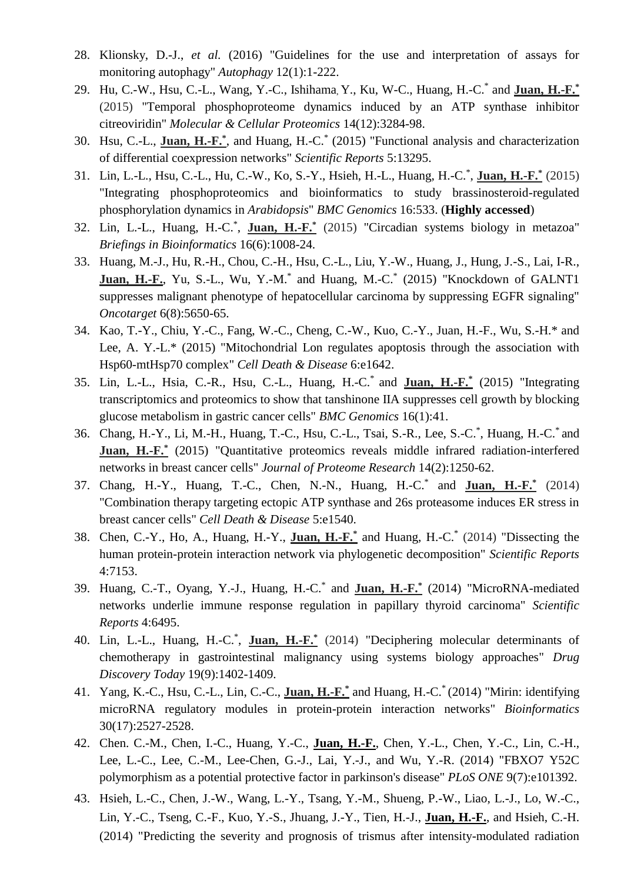28. Klionsky, D.-J., *et al.* (2016) "Guidelines for the use and interpretation of assays for monitoring autophagy" *Autophagy* 12(1):1-222.
29. Hu, C.-W., Hsu, C.-L., Wang, Y.-C., Ishihama, Y., Ku, W-C., Huang, H.-C.* and **Juan, H.-F.*** (2015) "Temporal phosphoproteome dynamics induced by an ATP synthase inhibitor citreoviridin" *Molecular & Cellular Proteomics* 14(12):3284-98.
30. Hsu, C.-L., **Juan, H.-F.***, and Huang, H.-C.* (2015) "Functional analysis and characterization of differential coexpression networks" *Scientific Reports* 5:13295.
31. Lin, L.-L., Hsu, C.-L., Hu, C.-W., Ko, S.-Y., Hsieh, H.-L., Huang, H.-C.*, **Juan, H.-F.*** (2015) "Integrating phosphoproteomics and bioinformatics to study brassinosteroid-regulated phosphorylation dynamics in *Arabidopsis*" *BMC Genomics* 16:533. (**Highly accessed**)
32. Lin, L.-L., Huang, H.-C.*, **Juan, H.-F.*** (2015) "Circadian systems biology in metazoa" *Briefings in Bioinformatics* 16(6):1008-24.
33. Huang, M.-J., Hu, R.-H., Chou, C.-H., Hsu, C.-L., Liu, Y.-W., Huang, J., Hung, J.-S., Lai, I-R., **Juan, H.-F.**, Yu, S.-L., Wu, Y.-M.* and Huang, M.-C.* (2015) "Knockdown of GALNT1 suppresses malignant phenotype of hepatocellular carcinoma by suppressing EGFR signaling" *Oncotarget* 6(8):5650-65.
34. Kao, T.-Y., Chiu, Y.-C., Fang, W.-C., Cheng, C.-W., Kuo, C.-Y., Juan, H.-F., Wu, S.-H.* and Lee, A. Y.-L.* (2015) "Mitochondrial Lon regulates apoptosis through the association with Hsp60-mtHsp70 complex" *Cell Death & Disease* 6:e1642.
35. Lin, L.-L., Hsia, C.-R., Hsu, C.-L., Huang, H.-C.* and **Juan, H.-F.*** (2015) "Integrating transcriptomics and proteomics to show that tanshinone IIA suppresses cell growth by blocking glucose metabolism in gastric cancer cells" *BMC Genomics* 16(1):41.
36. Chang, H.-Y., Li, M.-H., Huang, T.-C., Hsu, C.-L., Tsai, S.-R., Lee, S.-C.*, Huang, H.-C.* and **Juan, H.-F.*** (2015) "Quantitative proteomics reveals middle infrared radiation-interfered networks in breast cancer cells" *Journal of Proteome Research* 14(2):1250-62.
37. Chang, H.-Y., Huang, T.-C., Chen, N.-N., Huang, H.-C.* and **Juan, H.-F.*** (2014) "Combination therapy targeting ectopic ATP synthase and 26s proteasome induces ER stress in breast cancer cells" *Cell Death & Disease* 5:e1540.
38. Chen, C.-Y., Ho, A., Huang, H.-Y., **Juan, H.-F.*** and Huang, H.-C.* (2014) "Dissecting the human protein-protein interaction network via phylogenetic decomposition" *Scientific Reports* 4:7153.
39. Huang, C.-T., Oyang, Y.-J., Huang, H.-C.* and **Juan, H.-F.*** (2014) "MicroRNA-mediated networks underlie immune response regulation in papillary thyroid carcinoma" *Scientific Reports* 4:6495.
40. Lin, L.-L., Huang, H.-C.*, **Juan, H.-F.*** (2014) "Deciphering molecular determinants of chemotherapy in gastrointestinal malignancy using systems biology approaches" *Drug Discovery Today* 19(9):1402-1409.
41. Yang, K.-C., Hsu, C.-L., Lin, C.-C., **Juan, H.-F.*** and Huang, H.-C.* (2014) "Mirin: identifying microRNA regulatory modules in protein-protein interaction networks" *Bioinformatics* 30(17):2527-2528.
42. Chen. C.-M., Chen, I.-C., Huang, Y.-C., **Juan, H.-F.**, Chen, Y.-L., Chen, Y.-C., Lin, C.-H., Lee, L.-C., Lee, C.-M., Lee-Chen, G.-J., Lai, Y.-J., and Wu, Y.-R. (2014) "FBXO7 Y52C polymorphism as a potential protective factor in parkinson's disease" *PLoS ONE* 9(7):e101392.
43. Hsieh, L.-C., Chen, J.-W., Wang, L.-Y., Tsang, Y.-M., Shueng, P.-W., Liao, L.-J., Lo, W.-C., Lin, Y.-C., Tseng, C.-F., Kuo, Y.-S., Jhuang, J.-Y., Tien, H.-J., **Juan, H.-F.**, and Hsieh, C.-H. (2014) "Predicting the severity and prognosis of trismus after intensity-modulated radiation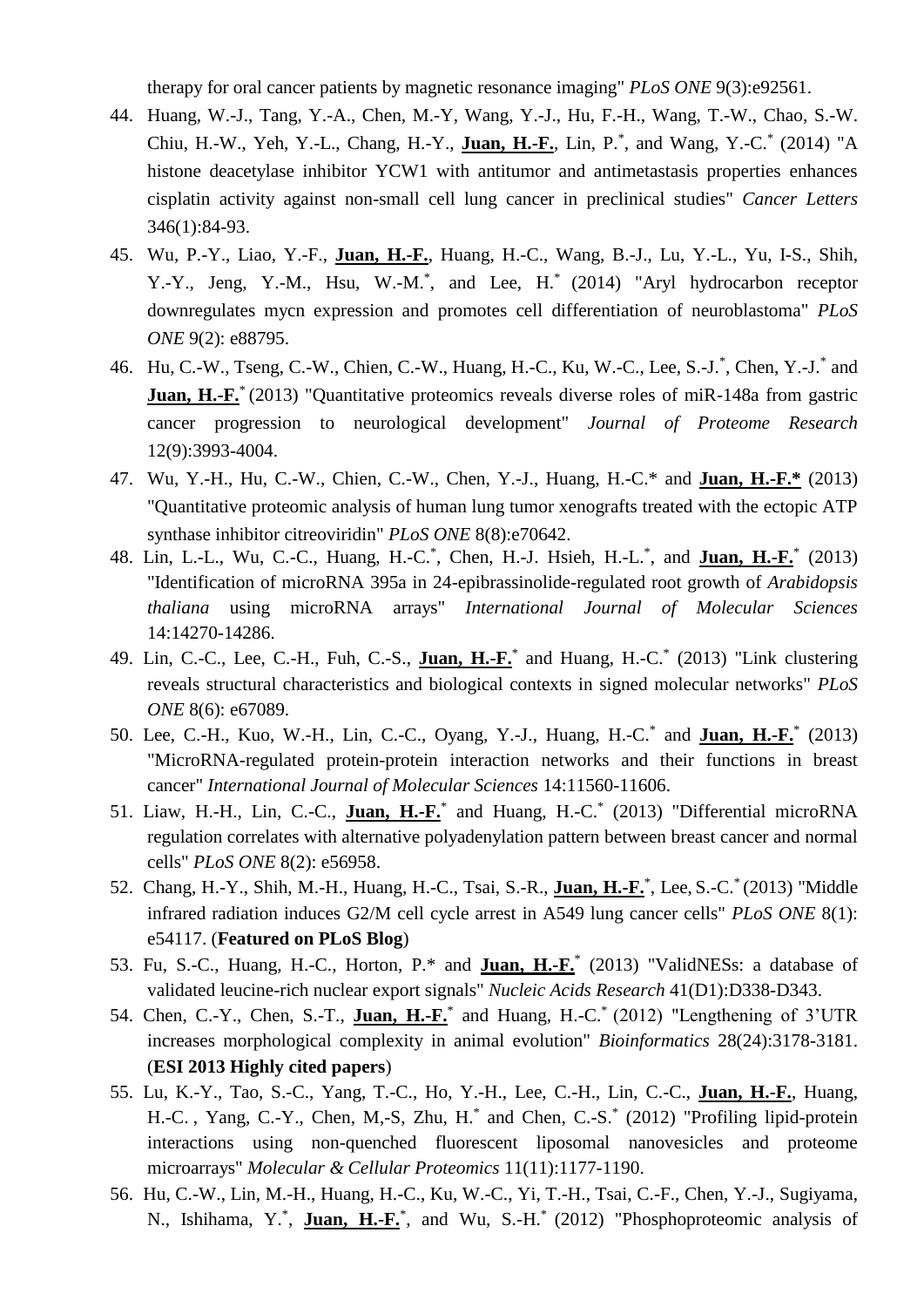therapy for oral cancer patients by magnetic resonance imaging" *PLoS ONE* 9(3):e92561.

44. Huang, W.-J., Tang, Y.-A., Chen, M.-Y, Wang, Y.-J., Hu, F.-H., Wang, T.-W., Chao, S.-W. Chiu, H.-W., Yeh, Y.-L., Chang, H.-Y., **Juan, H.-F.**, Lin, P.*, and Wang, Y.-C.* (2014) "A histone deacetylase inhibitor YCW1 with antitumor and antimetastasis properties enhances cisplatin activity against non-small cell lung cancer in preclinical studies" *Cancer Letters* 346(1):84-93.
45. Wu, P.-Y., Liao, Y.-F., **Juan, H.-F.**, Huang, H.-C., Wang, B.-J., Lu, Y.-L., Yu, I-S., Shih, Y.-Y., Jeng, Y.-M., Hsu, W.-M.*, and Lee, H.* (2014) "Aryl hydrocarbon receptor downregulates mycn expression and promotes cell differentiation of neuroblastoma" *PLoS ONE* 9(2): e88795.
46. Hu, C.-W., Tseng, C.-W., Chien, C.-W., Huang, H.-C., Ku, W.-C., Lee, S.-J.*, Chen, Y.-J.* and **Juan, H.-F.*** (2013) "Quantitative proteomics reveals diverse roles of miR-148a from gastric cancer progression to neurological development" *Journal of Proteome Research* 12(9):3993-4004.
47. Wu, Y.-H., Hu, C.-W., Chien, C.-W., Chen, Y.-J., Huang, H.-C.* and **Juan, H.-F.*** (2013) "Quantitative proteomic analysis of human lung tumor xenografts treated with the ectopic ATP synthase inhibitor citreoviridin" *PLoS ONE* 8(8):e70642.
48. Lin, L.-L., Wu, C.-C., Huang, H.-C.*, Chen, H.-J. Hsieh, H.-L.*, and **Juan, H.-F.*** (2013) "Identification of microRNA 395a in 24-epibrassinolide-regulated root growth of *Arabidopsis thaliana* using microRNA arrays" *International Journal of Molecular Sciences* 14:14270-14286.
49. Lin, C.-C., Lee, C.-H., Fuh, C.-S., **Juan, H.-F.*** and Huang, H.-C.* (2013) "Link clustering reveals structural characteristics and biological contexts in signed molecular networks" *PLoS ONE* 8(6): e67089.
50. Lee, C.-H., Kuo, W.-H., Lin, C.-C., Oyang, Y.-J., Huang, H.-C.* and **Juan, H.-F.*** (2013) "MicroRNA-regulated protein-protein interaction networks and their functions in breast cancer" *International Journal of Molecular Sciences* 14:11560-11606.
51. Liaw, H.-H., Lin, C.-C., **Juan, H.-F.*** and Huang, H.-C.* (2013) "Differential microRNA regulation correlates with alternative polyadenylation pattern between breast cancer and normal cells" *PLoS ONE* 8(2): e56958.
52. Chang, H.-Y., Shih, M.-H., Huang, H.-C., Tsai, S.-R., **Juan, H.-F.***, Lee, S.-C.* (2013) "Middle infrared radiation induces G2/M cell cycle arrest in A549 lung cancer cells" *PLoS ONE* 8(1): e54117. (**Featured on PLoS Blog**)
53. Fu, S.-C., Huang, H.-C., Horton, P.* and **Juan, H.-F.*** (2013) "ValidNESs: a database of validated leucine-rich nuclear export signals" *Nucleic Acids Research* 41(D1):D338-D343.
54. Chen, C.-Y., Chen, S.-T., **Juan, H.-F.*** and Huang, H.-C.* (2012) "Lengthening of 3'UTR increases morphological complexity in animal evolution" *Bioinformatics* 28(24):3178-3181. (**ESI 2013 Highly cited papers**)
55. Lu, K.-Y., Tao, S.-C., Yang, T.-C., Ho, Y.-H., Lee, C.-H., Lin, C.-C., **Juan, H.-F.**, Huang, H.-C. , Yang, C.-Y., Chen, M,-S, Zhu, H.* and Chen, C.-S.* (2012) "Profiling lipid-protein interactions using non-quenched fluorescent liposomal nanovesicles and proteome microarrays" *Molecular & Cellular Proteomics* 11(11):1177-1190.
56. Hu, C.-W., Lin, M.-H., Huang, H.-C., Ku, W.-C., Yi, T.-H., Tsai, C.-F., Chen, Y.-J., Sugiyama, N., Ishihama, Y.*, **Juan, H.-F.***, and Wu, S.-H.* (2012) "Phosphoproteomic analysis of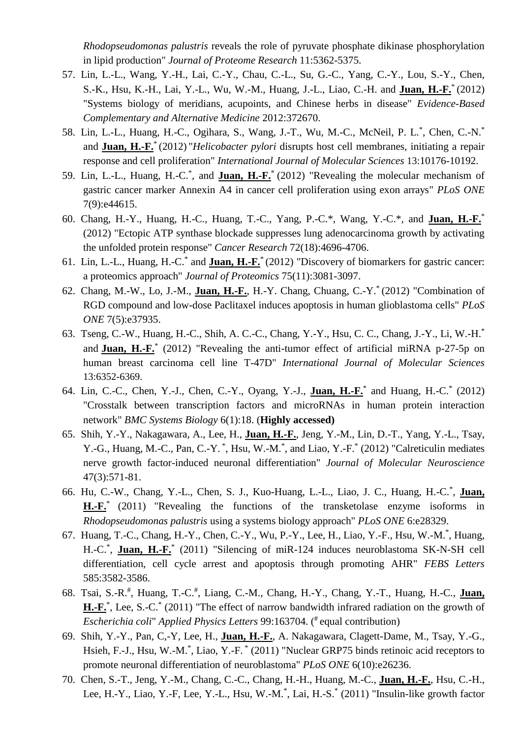*Rhodopseudomonas palustris* reveals the role of pyruvate phosphate dikinase phosphorylation in lipid production" *Journal of Proteome Research* 11:5362-5375.

57. Lin, L.-L., Wang, Y.-H., Lai, C.-Y., Chau, C.-L., Su, G.-C., Yang, C.-Y., Lou, S.-Y., Chen, S.-K., Hsu, K.-H., Lai, Y.-L., Wu, W.-M., Huang, J.-L., Liao, C.-H. and **Juan, H.-F.**\* (2012) "Systems biology of meridians, acupoints, and Chinese herbs in disease" *Evidence-Based Complementary and Alternative Medicine* 2012:372670.
58. Lin, L.-L., Huang, H.-C., Ogihara, S., Wang, J.-T., Wu, M.-C., McNeil, P. L.\*, Chen, C.-N.\* and **Juan, H.-F.**\* (2012) "*Helicobacter pylori* disrupts host cell membranes, initiating a repair response and cell proliferation" *International Journal of Molecular Sciences* 13:10176-10192.
59. Lin, L.-L., Huang, H.-C.\*, and **Juan, H.-F.**\* (2012) "Revealing the molecular mechanism of gastric cancer marker Annexin A4 in cancer cell proliferation using exon arrays" *PLoS ONE* 7(9):e44615.
60. Chang, H.-Y., Huang, H.-C., Huang, T.-C., Yang, P.-C.\*, Wang, Y.-C.\*, and **Juan, H.-F.**\* (2012) "Ectopic ATP synthase blockade suppresses lung adenocarcinoma growth by activating the unfolded protein response" *Cancer Research* 72(18):4696-4706.
61. Lin, L.-L., Huang, H.-C.\* and **Juan, H.-F.**\* (2012) "Discovery of biomarkers for gastric cancer: a proteomics approach" *Journal of Proteomics* 75(11):3081-3097.
62. Chang, M.-W., Lo, J.-M., **Juan, H.-F.**, H.-Y. Chang, Chuang, C.-Y.\* (2012) "Combination of RGD compound and low-dose Paclitaxel induces apoptosis in human glioblastoma cells" *PLoS ONE* 7(5):e37935.
63. Tseng, C.-W., Huang, H.-C., Shih, A. C.-C., Chang, Y.-Y., Hsu, C. C., Chang, J.-Y., Li, W.-H.\* and **Juan, H.-F.**\* (2012) "Revealing the anti-tumor effect of artificial miRNA p-27-5p on human breast carcinoma cell line T-47D" *International Journal of Molecular Sciences* 13:6352-6369.
64. Lin, C.-C., Chen, Y.-J., Chen, C.-Y., Oyang, Y.-J., **Juan, H.-F.**\* and Huang, H.-C.\* (2012) "Crosstalk between transcription factors and microRNAs in human protein interaction network" *BMC Systems Biology* 6(1):18. (**Highly accessed)**
65. Shih, Y.-Y., Nakagawara, A., Lee, H., **Juan, H.-F.**, Jeng, Y.-M., Lin, D.-T., Yang, Y.-L., Tsay, Y.-G., Huang, M.-C., Pan, C.-Y.\*, Hsu, W.-M.\*, and Liao, Y.-F.\* (2012) "Calreticulin mediates nerve growth factor-induced neuronal differentiation" *Journal of Molecular Neuroscience* 47(3):571-81.
66. Hu, C.-W., Chang, Y.-L., Chen, S. J., Kuo-Huang, L.-L., Liao, J. C., Huang, H.-C.\*, **Juan, H.-F.**\* (2011) "Revealing the functions of the transketolase enzyme isoforms in *Rhodopseudomonas palustris* using a systems biology approach" *PLoS ONE* 6:e28329.
67. Huang, T.-C., Chang, H.-Y., Chen, C.-Y., Wu, P.-Y., Lee, H., Liao, Y.-F., Hsu, W.-M.\*, Huang, H.-C.\*, **Juan, H.-F.**\* (2011) "Silencing of miR-124 induces neuroblastoma SK-N-SH cell differentiation, cell cycle arrest and apoptosis through promoting AHR" *FEBS Letters* 585:3582-3586.
68. Tsai, S.-R.#, Huang, T.-C.#, Liang, C.-M., Chang, H.-Y., Chang, Y.-T., Huang, H.-C., **Juan, H.-F.**\*, Lee, S.-C.\* (2011) "The effect of narrow bandwidth infrared radiation on the growth of *Escherichia coli*" *Applied Physics Letters* 99:163704. (# equal contribution)
69. Shih, Y.-Y., Pan, C,-Y, Lee, H., **Juan, H.-F.**, A. Nakagawara, Clagett-Dame, M., Tsay, Y.-G., Hsieh, F.-J., Hsu, W.-M.\*, Liao, Y.-F.\* (2011) "Nuclear GRP75 binds retinoic acid receptors to promote neuronal differentiation of neuroblastoma" *PLoS ONE* 6(10):e26236.
70. Chen, S.-T., Jeng, Y.-M., Chang, C.-C., Chang, H.-H., Huang, M.-C., **Juan, H.-F.**, Hsu, C.-H., Lee, H.-Y., Liao, Y.-F, Lee, Y.-L., Hsu, W.-M.\*, Lai, H.-S.\* (2011) "Insulin-like growth factor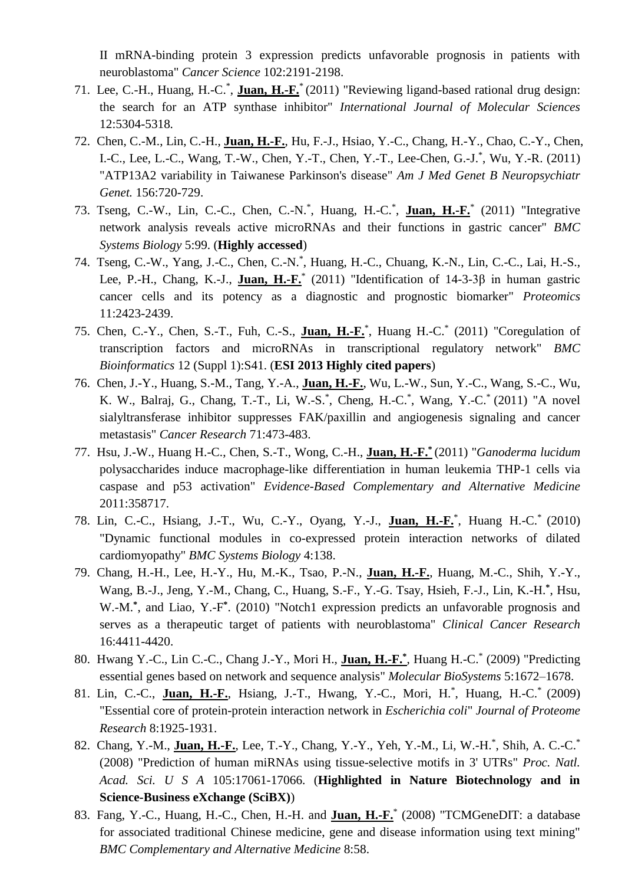II mRNA-binding protein 3 expression predicts unfavorable prognosis in patients with neuroblastoma" *Cancer Science* 102:2191-2198.

71. Lee, C.-H., Huang, H.-C.*, **Juan, H.-F.*** (2011) "Reviewing ligand-based rational drug design: the search for an ATP synthase inhibitor" *International Journal of Molecular Sciences* 12:5304-5318.
72. Chen, C.-M., Lin, C.-H., **Juan, H.-F.**, Hu, F.-J., Hsiao, Y.-C., Chang, H.-Y., Chao, C.-Y., Chen, I.-C., Lee, L.-C., Wang, T.-W., Chen, Y.-T., Chen, Y.-T., Lee-Chen, G.-J.*, Wu, Y.-R. (2011) "ATP13A2 variability in Taiwanese Parkinson's disease" *Am J Med Genet B Neuropsychiatr Genet.* 156:720-729.
73. Tseng, C.-W., Lin, C.-C., Chen, C.-N.*, Huang, H.-C.*, **Juan, H.-F.*** (2011) "Integrative network analysis reveals active microRNAs and their functions in gastric cancer" *BMC Systems Biology* 5:99. (**Highly accessed**)
74. Tseng, C.-W., Yang, J.-C., Chen, C.-N.*, Huang, H.-C., Chuang, K.-N., Lin, C.-C., Lai, H.-S., Lee, P.-H., Chang, K.-J., **Juan, H.-F.*** (2011) "Identification of 14-3-3β in human gastric cancer cells and its potency as a diagnostic and prognostic biomarker" *Proteomics* 11:2423-2439.
75. Chen, C.-Y., Chen, S.-T., Fuh, C.-S., **Juan, H.-F.***, Huang H.-C.* (2011) "Coregulation of transcription factors and microRNAs in transcriptional regulatory network" *BMC Bioinformatics* 12 (Suppl 1):S41. (**ESI 2013 Highly cited papers**)
76. Chen, J.-Y., Huang, S.-M., Tang, Y.-A., **Juan, H.-F.**, Wu, L.-W., Sun, Y.-C., Wang, S.-C., Wu, K. W., Balraj, G., Chang, T.-T., Li, W.-S.*, Cheng, H.-C.*, Wang, Y.-C.* (2011) "A novel sialyltransferase inhibitor suppresses FAK/paxillin and angiogenesis signaling and cancer metastasis" *Cancer Research* 71:473-483.
77. Hsu, J.-W., Huang H.-C., Chen, S.-T., Wong, C.-H., **Juan, H.-F.*** (2011) "*Ganoderma lucidum* polysaccharides induce macrophage-like differentiation in human leukemia THP-1 cells via caspase and p53 activation" *Evidence-Based Complementary and Alternative Medicine* 2011:358717.
78. Lin, C.-C., Hsiang, J.-T., Wu, C.-Y., Oyang, Y.-J., **Juan, H.-F.***, Huang H.-C.* (2010) "Dynamic functional modules in co-expressed protein interaction networks of dilated cardiomyopathy" *BMC Systems Biology* 4:138.
79. Chang, H.-H., Lee, H.-Y., Hu, M.-K., Tsao, P.-N., **Juan, H.-F.**, Huang, M.-C., Shih, Y.-Y., Wang, B.-J., Jeng, Y.-M., Chang, C., Huang, S.-F., Y.-G. Tsay, Hsieh, F.-J., Lin, K.-H.*, Hsu, W.-M.*, and Liao, Y.-F*. (2010) "Notch1 expression predicts an unfavorable prognosis and serves as a therapeutic target of patients with neuroblastoma" *Clinical Cancer Research* 16:4411-4420.
80. Hwang Y.-C., Lin C.-C., Chang J.-Y., Mori H., **Juan, H.-F.***, Huang H.-C.* (2009) "Predicting essential genes based on network and sequence analysis" *Molecular BioSystems* 5:1672–1678.
81. Lin, C.-C., **Juan, H.-F.**, Hsiang, J.-T., Hwang, Y.-C., Mori, H.*, Huang, H.-C.* (2009) "Essential core of protein-protein interaction network in *Escherichia coli*" *Journal of Proteome Research* 8:1925-1931.
82. Chang, Y.-M., **Juan, H.-F.**, Lee, T.-Y., Chang, Y.-Y., Yeh, Y.-M., Li, W.-H.*, Shih, A. C.-C.* (2008) "Prediction of human miRNAs using tissue-selective motifs in 3' UTRs" *Proc. Natl. Acad. Sci. U S A* 105:17061-17066. (**Highlighted in Nature Biotechnology and in Science-Business eXchange (SciBX)**)
83. Fang, Y.-C., Huang, H.-C., Chen, H.-H. and **Juan, H.-F.*** (2008) "TCMGeneDIT: a database for associated traditional Chinese medicine, gene and disease information using text mining" *BMC Complementary and Alternative Medicine* 8:58.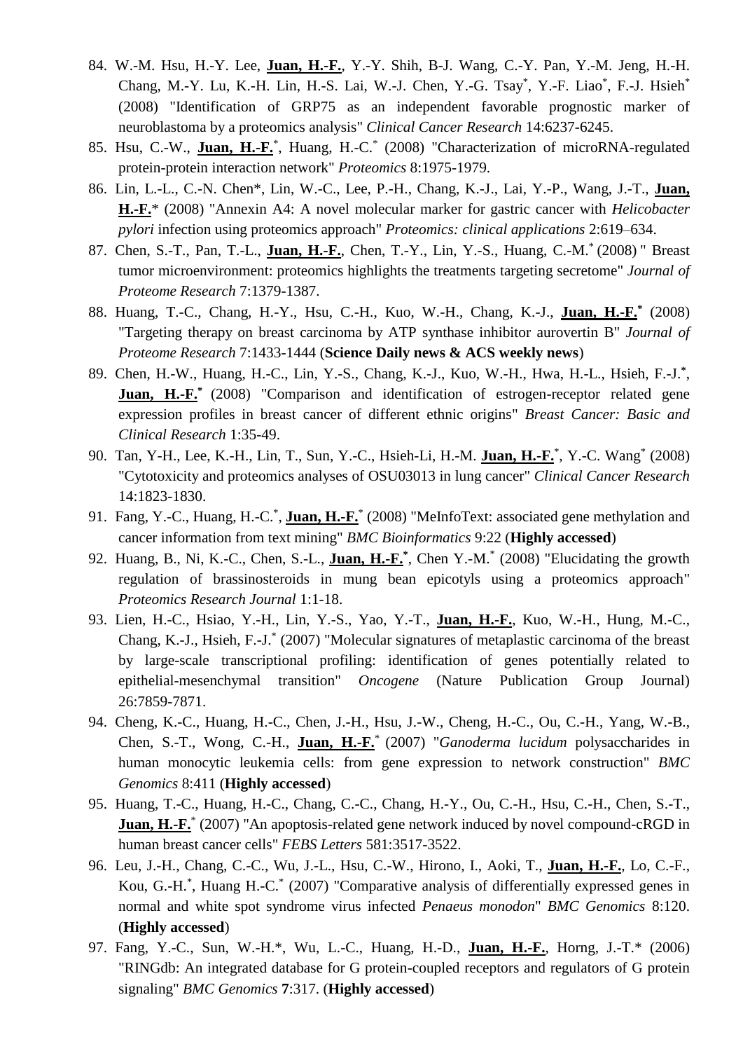84. W.-M. Hsu, H.-Y. Lee, **Juan, H.-F.**, Y.-Y. Shih, B-J. Wang, C.-Y. Pan, Y.-M. Jeng, H.-H. Chang, M.-Y. Lu, K.-H. Lin, H.-S. Lai, W.-J. Chen, Y.-G. Tsay*, Y.-F. Liao*, F.-J. Hsieh* (2008) "Identification of GRP75 as an independent favorable prognostic marker of neuroblastoma by a proteomics analysis" *Clinical Cancer Research* 14:6237-6245.
85. Hsu, C.-W., **Juan, H.-F.***, Huang, H.-C.* (2008) "Characterization of microRNA-regulated protein-protein interaction network" *Proteomics* 8:1975-1979.
86. Lin, L.-L., C.-N. Chen*, Lin, W.-C., Lee, P.-H., Chang, K.-J., Lai, Y.-P., Wang, J.-T., **Juan, H.-F.*** (2008) "Annexin A4: A novel molecular marker for gastric cancer with *Helicobacter pylori* infection using proteomics approach" *Proteomics: clinical applications* 2:619–634.
87. Chen, S.-T., Pan, T.-L., **Juan, H.-F.**, Chen, T.-Y., Lin, Y.-S., Huang, C.-M.* (2008) " Breast tumor microenvironment: proteomics highlights the treatments targeting secretome" *Journal of Proteome Research* 7:1379-1387.
88. Huang, T.-C., Chang, H.-Y., Hsu, C.-H., Kuo, W.-H., Chang, K.-J., **Juan, H.-F.*** (2008) "Targeting therapy on breast carcinoma by ATP synthase inhibitor aurovertin B" *Journal of Proteome Research* 7:1433-1444 (**Science Daily news & ACS weekly news**)
89. Chen, H.-W., Huang, H.-C., Lin, Y.-S., Chang, K.-J., Kuo, W.-H., Hwa, H.-L., Hsieh, F.-J.*, **Juan, H.-F.*** (2008) "Comparison and identification of estrogen-receptor related gene expression profiles in breast cancer of different ethnic origins" *Breast Cancer: Basic and Clinical Research* 1:35-49.
90. Tan, Y-H., Lee, K.-H., Lin, T., Sun, Y.-C., Hsieh-Li, H.-M. **Juan, H.-F.***, Y.-C. Wang* (2008) "Cytotoxicity and proteomics analyses of OSU03013 in lung cancer" *Clinical Cancer Research* 14:1823-1830.
91. Fang, Y.-C., Huang, H.-C.*, **Juan, H.-F.*** (2008) "MeInfoText: associated gene methylation and cancer information from text mining" *BMC Bioinformatics* 9:22 (**Highly accessed**)
92. Huang, B., Ni, K.-C., Chen, S.-L., **Juan, H.-F.***, Chen Y.-M.* (2008) "Elucidating the growth regulation of brassinosteroids in mung bean epicotyls using a proteomics approach" *Proteomics Research Journal* 1:1-18.
93. Lien, H.-C., Hsiao, Y.-H., Lin, Y.-S., Yao, Y.-T., **Juan, H.-F.**, Kuo, W.-H., Hung, M.-C., Chang, K.-J., Hsieh, F.-J.* (2007) "Molecular signatures of metaplastic carcinoma of the breast by large-scale transcriptional profiling: identification of genes potentially related to epithelial-mesenchymal transition" *Oncogene* (Nature Publication Group Journal) 26:7859-7871.
94. Cheng, K.-C., Huang, H.-C., Chen, J.-H., Hsu, J.-W., Cheng, H.-C., Ou, C.-H., Yang, W.-B., Chen, S.-T., Wong, C.-H., **Juan, H.-F.*** (2007) "*Ganoderma lucidum* polysaccharides in human monocytic leukemia cells: from gene expression to network construction" *BMC Genomics* 8:411 (**Highly accessed**)
95. Huang, T.-C., Huang, H.-C., Chang, C.-C., Chang, H.-Y., Ou, C.-H., Hsu, C.-H., Chen, S.-T., **Juan, H.-F.*** (2007) "An apoptosis-related gene network induced by novel compound-cRGD in human breast cancer cells" *FEBS Letters* 581:3517-3522.
96. Leu, J.-H., Chang, C.-C., Wu, J.-L., Hsu, C.-W., Hirono, I., Aoki, T., **Juan, H.-F.**, Lo, C.-F., Kou, G.-H.*, Huang H.-C.* (2007) "Comparative analysis of differentially expressed genes in normal and white spot syndrome virus infected *Penaeus monodon*" *BMC Genomics* 8:120. (**Highly accessed**)
97. Fang, Y.-C., Sun, W.-H.*, Wu, L.-C., Huang, H.-D., **Juan, H.-F.**, Horng, J.-T.* (2006) "RINGdb: An integrated database for G protein-coupled receptors and regulators of G protein signaling" *BMC Genomics* **7**:317. (**Highly accessed**)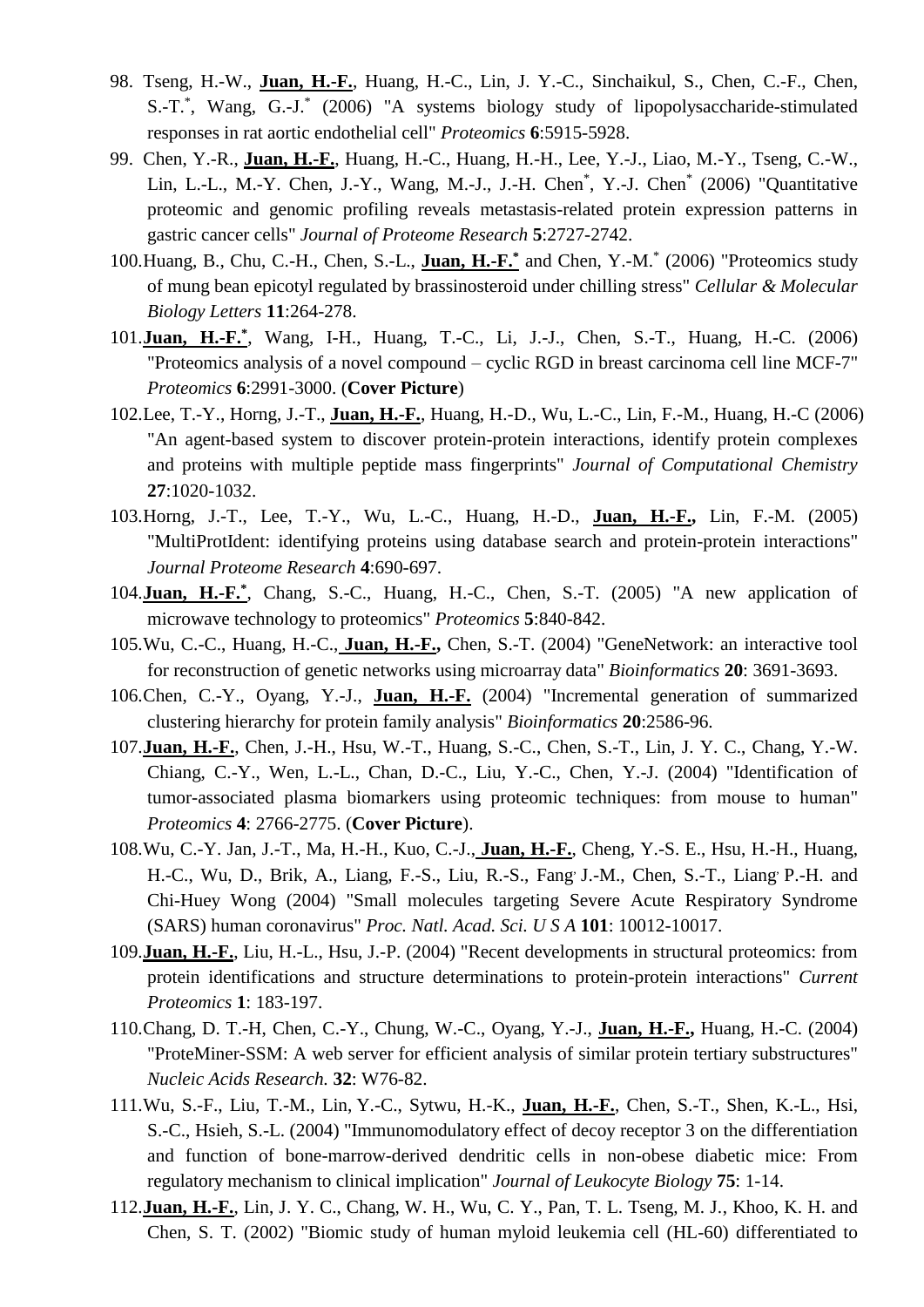98. Tseng, H.-W., **Juan, H.-F.**, Huang, H.-C., Lin, J. Y.-C., Sinchaikul, S., Chen, C.-F., Chen, S.-T.[*], Wang, G.-J.[*] (2006) "A systems biology study of lipopolysaccharide-stimulated responses in rat aortic endothelial cell" *Proteomics* **6**:5915-5928.

99. Chen, Y.-R., **Juan, H.-F.**, Huang, H.-C., Huang, H.-H., Lee, Y.-J., Liao, M.-Y., Tseng, C.-W., Lin, L.-L., M.-Y. Chen, J.-Y., Wang, M.-J., J.-H. Chen[*], Y.-J. Chen[*] (2006) "Quantitative proteomic and genomic profiling reveals metastasis-related protein expression patterns in gastric cancer cells" *Journal of Proteome Research* **5**:2727-2742.

100. Huang, B., Chu, C.-H., Chen, S.-L., **Juan, H.-F.**[*] and Chen, Y.-M.[*] (2006) "Proteomics study of mung bean epicotyl regulated by brassinosteroid under chilling stress" *Cellular & Molecular Biology Letters* **11**:264-278.

101. **Juan, H.-F.**[*], Wang, I-H., Huang, T.-C., Li, J.-J., Chen, S.-T., Huang, H.-C. (2006) "Proteomics analysis of a novel compound – cyclic RGD in breast carcinoma cell line MCF-7" *Proteomics* **6**:2991-3000. (**Cover Picture**)

102. Lee, T.-Y., Horng, J.-T., **Juan, H.-F.**, Huang, H.-D., Wu, L.-C., Lin, F.-M., Huang, H.-C (2006) "An agent-based system to discover protein-protein interactions, identify protein complexes and proteins with multiple peptide mass fingerprints" *Journal of Computational Chemistry* **27**:1020-1032.

103. Horng, J.-T., Lee, T.-Y., Wu, L.-C., Huang, H.-D., **Juan, H.-F.,** Lin, F.-M. (2005) "MultiProtIdent: identifying proteins using database search and protein-protein interactions" *Journal Proteome Research* **4**:690-697.

104. **Juan, H.-F.**[*], Chang, S.-C., Huang, H.-C., Chen, S.-T. (2005) "A new application of microwave technology to proteomics" *Proteomics* **5**:840-842.

105. Wu, C.-C., Huang, H.-C., **Juan, H.-F.,** Chen, S.-T. (2004) "GeneNetwork: an interactive tool for reconstruction of genetic networks using microarray data" *Bioinformatics* **20**: 3691-3693.

106. Chen, C.-Y., Oyang, Y.-J., **Juan, H.-F.** (2004) "Incremental generation of summarized clustering hierarchy for protein family analysis" *Bioinformatics* **20**:2586-96.

107. **Juan, H.-F.**, Chen, J.-H., Hsu, W.-T., Huang, S.-C., Chen, S.-T., Lin, J. Y. C., Chang, Y.-W. Chiang, C.-Y., Wen, L.-L., Chan, D.-C., Liu, Y.-C., Chen, Y.-J. (2004) "Identification of tumor-associated plasma biomarkers using proteomic techniques: from mouse to human" *Proteomics* **4**: 2766-2775. (**Cover Picture**).

108. Wu, C.-Y. Jan, J.-T., Ma, H.-H., Kuo, C.-J., **Juan, H.-F.**, Cheng, Y.-S. E., Hsu, H.-H., Huang, H.-C., Wu, D., Brik, A., Liang, F.-S., Liu, R.-S., Fang, J.-M., Chen, S.-T., Liang, P.-H. and Chi-Huey Wong (2004) "Small molecules targeting Severe Acute Respiratory Syndrome (SARS) human coronavirus" *Proc. Natl. Acad. Sci. U S A* **101**: 10012-10017.

109. **Juan, H.-F.**, Liu, H.-L., Hsu, J.-P. (2004) "Recent developments in structural proteomics: from protein identifications and structure determinations to protein-protein interactions" *Current Proteomics* **1**: 183-197.

110. Chang, D. T.-H, Chen, C.-Y., Chung, W.-C., Oyang, Y.-J., **Juan, H.-F.,** Huang, H.-C. (2004) "ProteMiner-SSM: A web server for efficient analysis of similar protein tertiary substructures" *Nucleic Acids Research.* **32**: W76-82.

111. Wu, S.-F., Liu, T.-M., Lin, Y.-C., Sytwu, H.-K., **Juan, H.-F.**, Chen, S.-T., Shen, K.-L., Hsi, S.-C., Hsieh, S.-L. (2004) "Immunomodulatory effect of decoy receptor 3 on the differentiation and function of bone-marrow-derived dendritic cells in non-obese diabetic mice: From regulatory mechanism to clinical implication" *Journal of Leukocyte Biology* **75**: 1-14.

112. **Juan, H.-F.**, Lin, J. Y. C., Chang, W. H., Wu, C. Y., Pan, T. L. Tseng, M. J., Khoo, K. H. and Chen, S. T. (2002) "Biomic study of human myloid leukemia cell (HL-60) differentiated to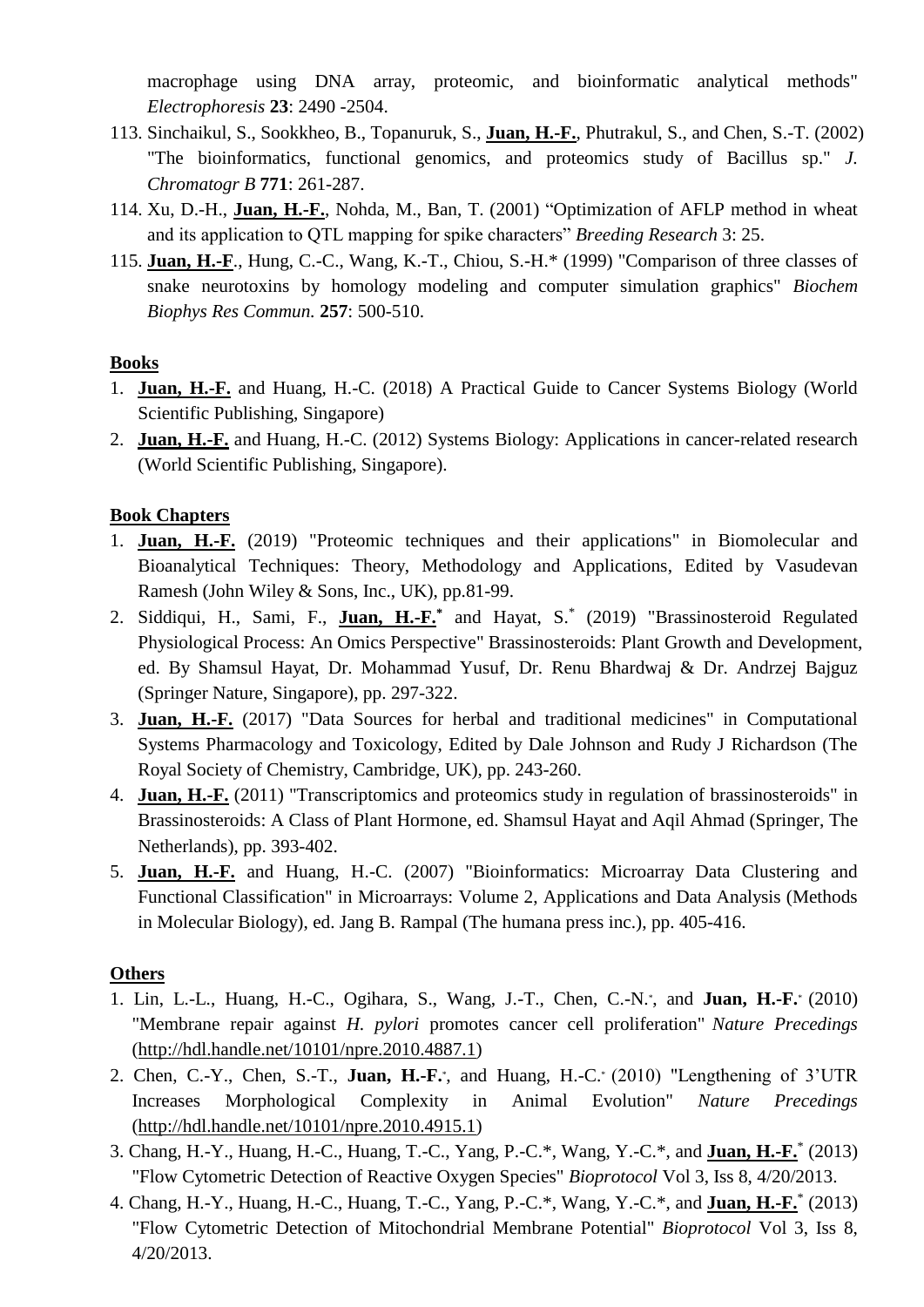macrophage using DNA array, proteomic, and bioinformatic analytical methods" *Electrophoresis* **23**: 2490 -2504.

113. Sinchaikul, S., Sookkheo, B., Topanuruk, S., **Juan, H.-F.**, Phutrakul, S., and Chen, S.-T. (2002) "The bioinformatics, functional genomics, and proteomics study of Bacillus sp." *J. Chromatogr B* **771**: 261-287.
114. Xu, D.-H., **Juan, H.-F.**, Nohda, M., Ban, T. (2001) "Optimization of AFLP method in wheat and its application to QTL mapping for spike characters" *Breeding Research* 3: 25.
115. **Juan, H.-F**., Hung, C.-C., Wang, K.-T., Chiou, S.-H.* (1999) "Comparison of three classes of snake neurotoxins by homology modeling and computer simulation graphics" *Biochem Biophys Res Commun.* **257**: 500-510.

**Books**

1. **Juan, H.-F.** and Huang, H.-C. (2018) A Practical Guide to Cancer Systems Biology (World Scientific Publishing, Singapore)
2. **Juan, H.-F.** and Huang, H.-C. (2012) Systems Biology: Applications in cancer-related research (World Scientific Publishing, Singapore).

**Book Chapters**

1. **Juan, H.-F.** (2019) "Proteomic techniques and their applications" in Biomolecular and Bioanalytical Techniques: Theory, Methodology and Applications, Edited by Vasudevan Ramesh (John Wiley & Sons, Inc., UK), pp.81-99.
2. Siddiqui, H., Sami, F., **Juan, H.-F.*** and Hayat, S.* (2019) "Brassinosteroid Regulated Physiological Process: An Omics Perspective" Brassinosteroids: Plant Growth and Development, ed. By Shamsul Hayat, Dr. Mohammad Yusuf, Dr. Renu Bhardwaj & Dr. Andrzej Bajguz (Springer Nature, Singapore), pp. 297-322.
3. **Juan, H.-F.** (2017) "Data Sources for herbal and traditional medicines" in Computational Systems Pharmacology and Toxicology, Edited by Dale Johnson and Rudy J Richardson (The Royal Society of Chemistry, Cambridge, UK), pp. 243-260.
4. **Juan, H.-F.** (2011) "Transcriptomics and proteomics study in regulation of brassinosteroids" in Brassinosteroids: A Class of Plant Hormone, ed. Shamsul Hayat and Aqil Ahmad (Springer, The Netherlands), pp. 393-402.
5. **Juan, H.-F.** and Huang, H.-C. (2007) "Bioinformatics: Microarray Data Clustering and Functional Classification" in Microarrays: Volume 2, Applications and Data Analysis (Methods in Molecular Biology), ed. Jang B. Rampal (The humana press inc.), pp. 405-416.

**Others**

1. Lin, L.-L., Huang, H.-C., Ogihara, S., Wang, J.-T., Chen, C.-N.*, and **Juan, H.-F.*** (2010) "Membrane repair against *H. pylori* promotes cancer cell proliferation" *Nature Precedings* (http://hdl.handle.net/10101/npre.2010.4887.1)
2. Chen, C.-Y., Chen, S.-T., **Juan, H.-F.***, and Huang, H.-C.* (2010) "Lengthening of 3'UTR Increases Morphological Complexity in Animal Evolution" *Nature Precedings* (http://hdl.handle.net/10101/npre.2010.4915.1)
3. Chang, H.-Y., Huang, H.-C., Huang, T.-C., Yang, P.-C.*, Wang, Y.-C.*, and **Juan, H.-F.*** (2013) "Flow Cytometric Detection of Reactive Oxygen Species" *Bioprotocol* Vol 3, Iss 8, 4/20/2013.
4. Chang, H.-Y., Huang, H.-C., Huang, T.-C., Yang, P.-C.*, Wang, Y.-C.*, and **Juan, H.-F.*** (2013) "Flow Cytometric Detection of Mitochondrial Membrane Potential" *Bioprotocol* Vol 3, Iss 8, 4/20/2013.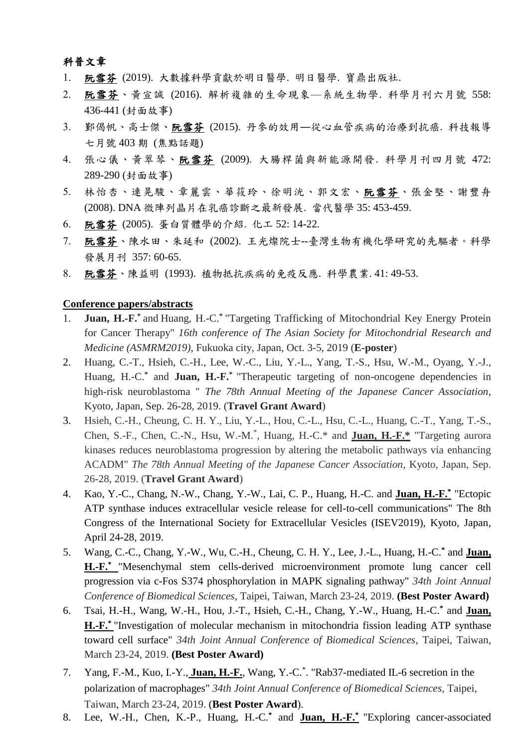**科普文章**

1. **<u>阮雪芬</u>** (2019). 大數據科學貢獻於明日醫學. 明日醫學. 寶鼎出版社.
2. **<u>阮雪芬</u>**、黃宣誠 (2016). 解析複雜的生命現象—系統生物學. 科學月刊六月號 558: 436-441 (封面故事)
3. 鄞偈帆、高士傑、**<u>阮雪芬</u>** (2015). 丹參的效用—從心血管疾病的治療到抗癌. 科技報導七月號 403 期 (焦點話題)
4. 張心儀、黃翠琴、**<u>阮雪芬</u>** (2009). 大腸桿菌與新能源開發. 科學月刊四月號 472: 289-290 (封面故事)
5. 林怡杏、連晃駿、章麗雲、華筱玲、徐明洸、郭文宏、**<u>阮雪芬</u>**、張金堅、謝豐舟 (2008). DNA 微陣列晶片在乳癌診斷之最新發展. 當代醫學 35: 453-459.
6. **<u>阮雪芬</u>** (2005). 蛋白質體學的介紹. 化工 52: 14-22.
7. **<u>阮雪芬</u>**、陳水田、朱延和 (2002). 王光燦院士--臺灣生物有機化學研究的先驅者。科學發展月刊 357: 60-65.
8. **<u>阮雪芬</u>**、陳益明 (1993). 植物抵抗疾病的免疫反應. 科學農業. 41: 49-53.

**<u>Conference papers/abstracts</u>**

1. **Juan, H.-F.**\* and Huang, H.-C.\* "Targeting Trafficking of Mitochondrial Key Energy Protein for Cancer Therapy" *16th conference of The Asian Society for Mitochondrial Research and Medicine (ASMRM2019)*, Fukuoka city, Japan, Oct. 3-5, 2019 (**E-poster**)
2. Huang, C.-T., Hsieh, C.-H., Lee, W.-C., Liu, Y.-L., Yang, T.-S., Hsu, W.-M., Oyang, Y.-J., Huang, H.-C.\* and **Juan, H.-F.**\* "Therapeutic targeting of non-oncogene dependencies in high-risk neuroblastoma " *The 78th Annual Meeting of the Japanese Cancer Association*, Kyoto, Japan, Sep. 26-28, 2019. (**Travel Grant Award**)
3. Hsieh, C.-H., Cheung, C. H. Y., Liu, Y.-L., Hou, C.-L., Hsu, C.-L., Huang, C.-T., Yang, T.-S., Chen, S.-F., Chen, C.-N., Hsu, W.-M.\*, Huang, H.-C.\* and **<u>Juan, H.-F.\*</u>** "Targeting aurora kinases reduces neuroblastoma progression by altering the metabolic pathways via enhancing ACADM" *The 78th Annual Meeting of the Japanese Cancer Association*, Kyoto, Japan, Sep. 26-28, 2019. (**Travel Grant Award**)
4. Kao, Y.-C., Chang, N.-W., Chang, Y.-W., Lai, C. P., Huang, H.-C. and **<u>Juan, H.-F.\*</u>** "Ectopic ATP synthase induces extracellular vesicle release for cell-to-cell communications" The 8th Congress of the International Society for Extracellular Vesicles (ISEV2019), Kyoto, Japan, April 24-28, 2019.
5. Wang, C.-C., Chang, Y.-W., Wu, C.-H., Cheung, C. H. Y., Lee, J.-L., Huang, H.-C.\* and **<u>Juan, H.-F.\*</u>** "Mesenchymal stem cells-derived microenvironment promote lung cancer cell progression via c-Fos S374 phosphorylation in MAPK signaling pathway" *34th Joint Annual Conference of Biomedical Sciences*, Taipei, Taiwan, March 23-24, 2019. **(Best Poster Award)**
6. Tsai, H.-H., Wang, W.-H., Hou, J.-T., Hsieh, C.-H., Chang, Y.-W., Huang, H.-C.\* and **<u>Juan, H.-F.\*</u>** "Investigation of molecular mechanism in mitochondria fission leading ATP synthase toward cell surface" *34th Joint Annual Conference of Biomedical Sciences*, Taipei, Taiwan, March 23-24, 2019. **(Best Poster Award)**
7. Yang, F.-M., Kuo, I.-Y., **<u>Juan, H.-F.</u>**, Wang, Y.-C.\*. "Rab37-mediated IL-6 secretion in the polarization of macrophages" *34th Joint Annual Conference of Biomedical Sciences*, Taipei, Taiwan, March 23-24, 2019. (**Best Poster Award**).
8. Lee, W.-H., Chen, K.-P., Huang, H.-C.\* and **<u>Juan, H.-F.\*</u>** "Exploring cancer-associated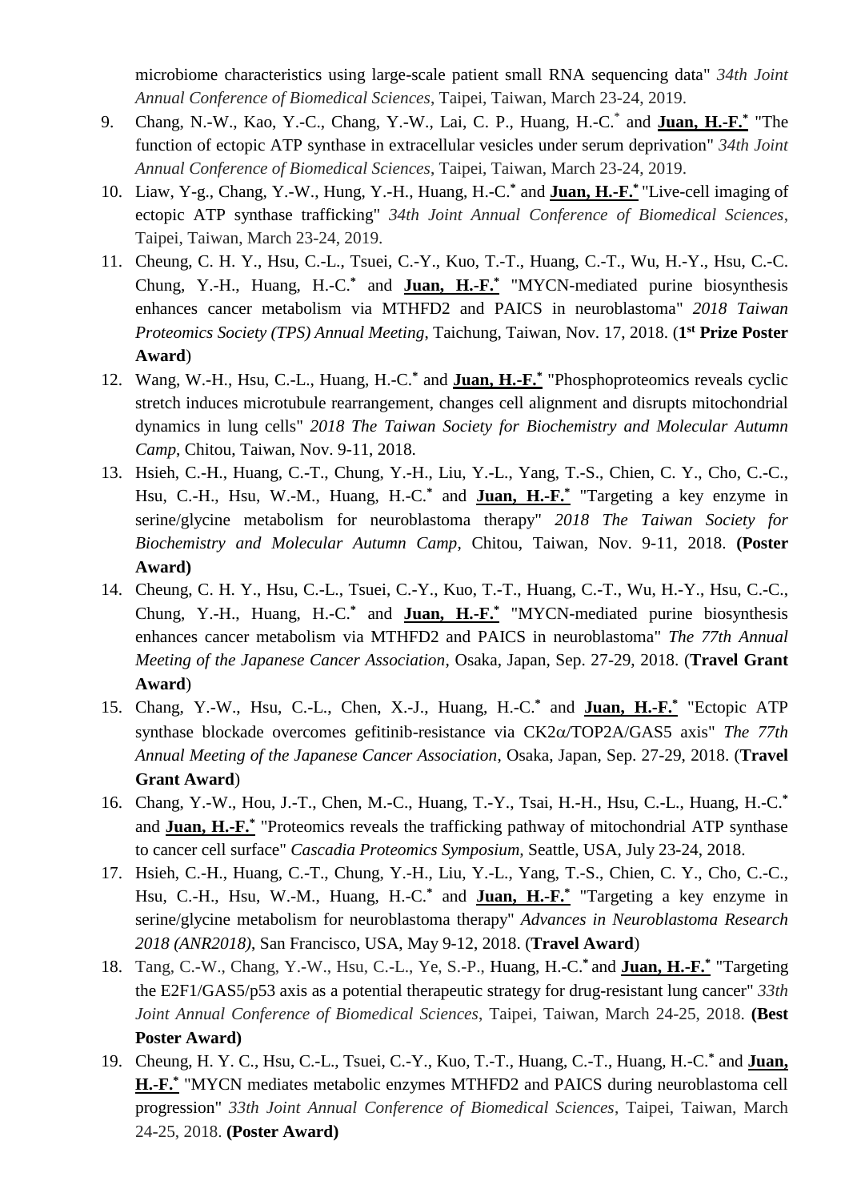microbiome characteristics using large-scale patient small RNA sequencing data" *34th Joint Annual Conference of Biomedical Sciences*, Taipei, Taiwan, March 23-24, 2019.

9. Chang, N.-W., Kao, Y.-C., Chang, Y.-W., Lai, C. P., Huang, H.-C.* and **Juan, H.-F.*** "The function of ectopic ATP synthase in extracellular vesicles under serum deprivation" *34th Joint Annual Conference of Biomedical Sciences*, Taipei, Taiwan, March 23-24, 2019.
10. Liaw, Y-g., Chang, Y.-W., Hung, Y.-H., Huang, H.-C.* and **Juan, H.-F.*** "Live-cell imaging of ectopic ATP synthase trafficking" *34th Joint Annual Conference of Biomedical Sciences*, Taipei, Taiwan, March 23-24, 2019.
11. Cheung, C. H. Y., Hsu, C.-L., Tsuei, C.-Y., Kuo, T.-T., Huang, C.-T., Wu, H.-Y., Hsu, C.-C. Chung, Y.-H., Huang, H.-C.* and **Juan, H.-F.*** "MYCN-mediated purine biosynthesis enhances cancer metabolism via MTHFD2 and PAICS in neuroblastoma" *2018 Taiwan Proteomics Society (TPS) Annual Meeting*, Taichung, Taiwan, Nov. 17, 2018. (**1st Prize Poster Award**)
12. Wang, W.-H., Hsu, C.-L., Huang, H.-C.* and **Juan, H.-F.*** "Phosphoproteomics reveals cyclic stretch induces microtubule rearrangement, changes cell alignment and disrupts mitochondrial dynamics in lung cells" *2018 The Taiwan Society for Biochemistry and Molecular Autumn Camp*, Chitou, Taiwan, Nov. 9-11, 2018.
13. Hsieh, C.-H., Huang, C.-T., Chung, Y.-H., Liu, Y.-L., Yang, T.-S., Chien, C. Y., Cho, C.-C., Hsu, C.-H., Hsu, W.-M., Huang, H.-C.* and **Juan, H.-F.*** "Targeting a key enzyme in serine/glycine metabolism for neuroblastoma therapy" *2018 The Taiwan Society for Biochemistry and Molecular Autumn Camp*, Chitou, Taiwan, Nov. 9-11, 2018. **(Poster Award)**
14. Cheung, C. H. Y., Hsu, C.-L., Tsuei, C.-Y., Kuo, T.-T., Huang, C.-T., Wu, H.-Y., Hsu, C.-C., Chung, Y.-H., Huang, H.-C.* and **Juan, H.-F.*** "MYCN-mediated purine biosynthesis enhances cancer metabolism via MTHFD2 and PAICS in neuroblastoma" *The 77th Annual Meeting of the Japanese Cancer Association*, Osaka, Japan, Sep. 27-29, 2018. (**Travel Grant Award**)
15. Chang, Y.-W., Hsu, C.-L., Chen, X.-J., Huang, H.-C.* and **Juan, H.-F.*** "Ectopic ATP synthase blockade overcomes gefitinib-resistance via CK2α/TOP2A/GAS5 axis" *The 77th Annual Meeting of the Japanese Cancer Association*, Osaka, Japan, Sep. 27-29, 2018. (**Travel Grant Award**)
16. Chang, Y.-W., Hou, J.-T., Chen, M.-C., Huang, T.-Y., Tsai, H.-H., Hsu, C.-L., Huang, H.-C.* and **Juan, H.-F.*** "Proteomics reveals the trafficking pathway of mitochondrial ATP synthase to cancer cell surface" *Cascadia Proteomics Symposium*, Seattle, USA, July 23-24, 2018.
17. Hsieh, C.-H., Huang, C.-T., Chung, Y.-H., Liu, Y.-L., Yang, T.-S., Chien, C. Y., Cho, C.-C., Hsu, C.-H., Hsu, W.-M., Huang, H.-C.* and **Juan, H.-F.*** "Targeting a key enzyme in serine/glycine metabolism for neuroblastoma therapy" *Advances in Neuroblastoma Research 2018 (ANR2018)*, San Francisco, USA, May 9-12, 2018. (**Travel Award**)
18. Tang, C.-W., Chang, Y.-W., Hsu, C.-L., Ye, S.-P., Huang, H.-C.* and **Juan, H.-F.*** "Targeting the E2F1/GAS5/p53 axis as a potential therapeutic strategy for drug-resistant lung cancer" *33th Joint Annual Conference of Biomedical Sciences*, Taipei, Taiwan, March 24-25, 2018. **(Best Poster Award)**
19. Cheung, H. Y. C., Hsu, C.-L., Tsuei, C.-Y., Kuo, T.-T., Huang, C.-T., Huang, H.-C.* and **Juan, H.-F.*** "MYCN mediates metabolic enzymes MTHFD2 and PAICS during neuroblastoma cell progression" *33th Joint Annual Conference of Biomedical Sciences*, Taipei, Taiwan, March 24-25, 2018. **(Poster Award)**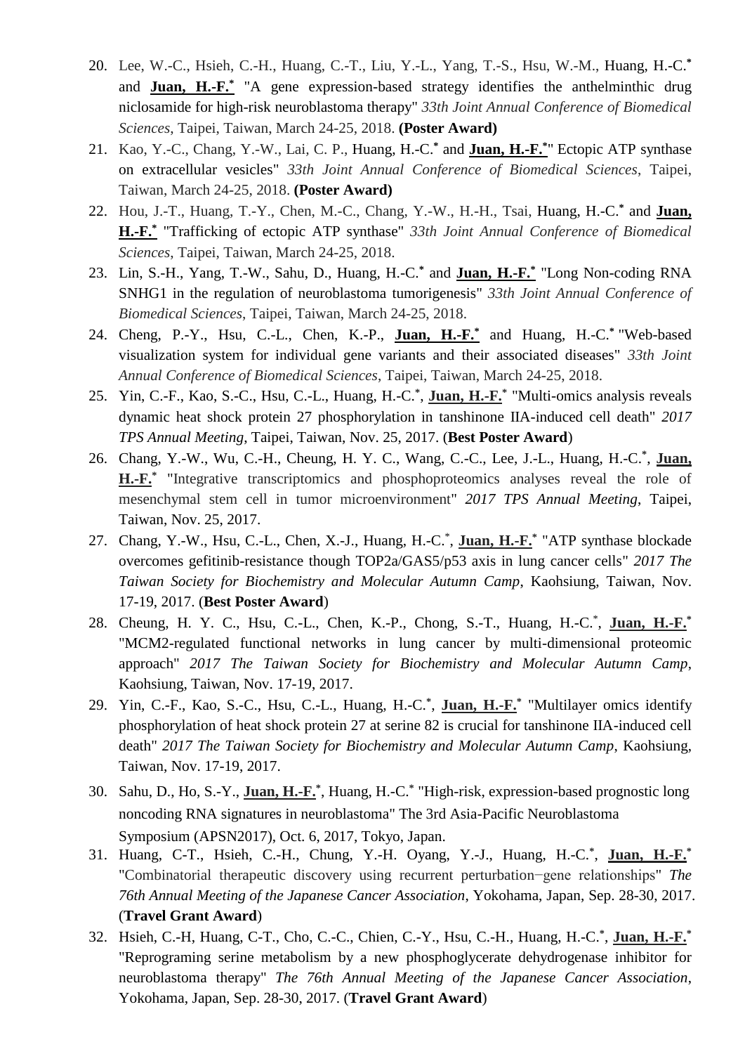20. Lee, W.-C., Hsieh, C.-H., Huang, C.-T., Liu, Y.-L., Yang, T.-S., Hsu, W.-M., Huang, H.-C.* and **Juan, H.-F.*** "A gene expression-based strategy identifies the anthelminthic drug niclosamide for high-risk neuroblastoma therapy" *33th Joint Annual Conference of Biomedical Sciences*, Taipei, Taiwan, March 24-25, 2018. **(Poster Award)**
21. Kao, Y.-C., Chang, Y.-W., Lai, C. P., Huang, H.-C.* and **Juan, H.-F.*** " Ectopic ATP synthase on extracellular vesicles" *33th Joint Annual Conference of Biomedical Sciences*, Taipei, Taiwan, March 24-25, 2018. **(Poster Award)**
22. Hou, J.-T., Huang, T.-Y., Chen, M.-C., Chang, Y.-W., H.-H., Tsai, Huang, H.-C.* and **Juan, H.-F.*** "Trafficking of ectopic ATP synthase" *33th Joint Annual Conference of Biomedical Sciences*, Taipei, Taiwan, March 24-25, 2018.
23. Lin, S.-H., Yang, T.-W., Sahu, D., Huang, H.-C.* and **Juan, H.-F.*** "Long Non-coding RNA SNHG1 in the regulation of neuroblastoma tumorigenesis" *33th Joint Annual Conference of Biomedical Sciences*, Taipei, Taiwan, March 24-25, 2018.
24. Cheng, P.-Y., Hsu, C.-L., Chen, K.-P., **Juan, H.-F.*** and Huang, H.-C.* "Web-based visualization system for individual gene variants and their associated diseases" *33th Joint Annual Conference of Biomedical Sciences*, Taipei, Taiwan, March 24-25, 2018.
25. Yin, C.-F., Kao, S.-C., Hsu, C.-L., Huang, H.-C.*, **Juan, H.-F.*** "Multi-omics analysis reveals dynamic heat shock protein 27 phosphorylation in tanshinone IIA-induced cell death" *2017 TPS Annual Meeting*, Taipei, Taiwan, Nov. 25, 2017. (**Best Poster Award**)
26. Chang, Y.-W., Wu, C.-H., Cheung, H. Y. C., Wang, C.-C., Lee, J.-L., Huang, H.-C.*, **Juan, H.-F.*** "Integrative transcriptomics and phosphoproteomics analyses reveal the role of mesenchymal stem cell in tumor microenvironment" *2017 TPS Annual Meeting*, Taipei, Taiwan, Nov. 25, 2017.
27. Chang, Y.-W., Hsu, C.-L., Chen, X.-J., Huang, H.-C.*, **Juan, H.-F.*** "ATP synthase blockade overcomes gefitinib-resistance though TOP2a/GAS5/p53 axis in lung cancer cells" *2017 The Taiwan Society for Biochemistry and Molecular Autumn Camp*, Kaohsiung, Taiwan, Nov. 17-19, 2017. (**Best Poster Award**)
28. Cheung, H. Y. C., Hsu, C.-L., Chen, K.-P., Chong, S.-T., Huang, H.-C.*, **Juan, H.-F.*** "MCM2-regulated functional networks in lung cancer by multi-dimensional proteomic approach" *2017 The Taiwan Society for Biochemistry and Molecular Autumn Camp*, Kaohsiung, Taiwan, Nov. 17-19, 2017.
29. Yin, C.-F., Kao, S.-C., Hsu, C.-L., Huang, H.-C.*, **Juan, H.-F.*** "Multilayer omics identify phosphorylation of heat shock protein 27 at serine 82 is crucial for tanshinone IIA-induced cell death" *2017 The Taiwan Society for Biochemistry and Molecular Autumn Camp*, Kaohsiung, Taiwan, Nov. 17-19, 2017.
30. Sahu, D., Ho, S.-Y., **Juan, H.-F.***, Huang, H.-C.* "High-risk, expression-based prognostic long noncoding RNA signatures in neuroblastoma" The 3rd Asia-Pacific Neuroblastoma Symposium (APSN2017), Oct. 6, 2017, Tokyo, Japan.
31. Huang, C-T., Hsieh, C.-H., Chung, Y.-H. Oyang, Y.-J., Huang, H.-C.*, **Juan, H.-F.*** "Combinatorial therapeutic discovery using recurrent perturbation−gene relationships" *The 76th Annual Meeting of the Japanese Cancer Association*, Yokohama, Japan, Sep. 28-30, 2017. (**Travel Grant Award**)
32. Hsieh, C.-H, Huang, C-T., Cho, C.-C., Chien, C.-Y., Hsu, C.-H., Huang, H.-C.*, **Juan, H.-F.*** "Reprograming serine metabolism by a new phosphoglycerate dehydrogenase inhibitor for neuroblastoma therapy" *The 76th Annual Meeting of the Japanese Cancer Association*, Yokohama, Japan, Sep. 28-30, 2017. (**Travel Grant Award**)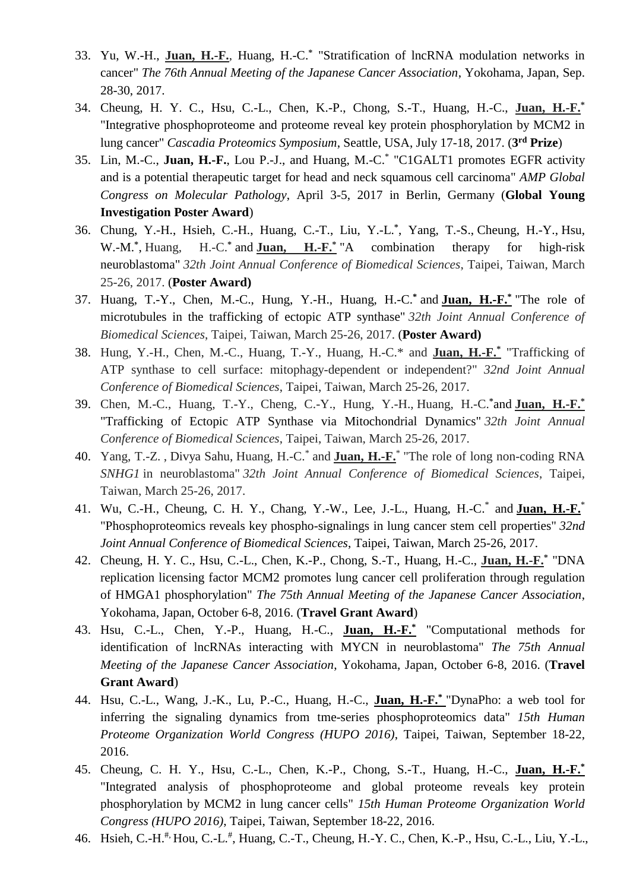33. Yu, W.-H., **Juan, H.-F.**, Huang, H.-C.* "Stratification of lncRNA modulation networks in cancer" *The 76th Annual Meeting of the Japanese Cancer Association*, Yokohama, Japan, Sep. 28-30, 2017.
34. Cheung, H. Y. C., Hsu, C.-L., Chen, K.-P., Chong, S.-T., Huang, H.-C., **Juan, H.-F.*** "Integrative phosphoproteome and proteome reveal key protein phosphorylation by MCM2 in lung cancer" *Cascadia Proteomics Symposium*, Seattle, USA, July 17-18, 2017. (**3rd Prize**)
35. Lin, M.-C., **Juan, H.-F.**, Lou P.-J., and Huang, M.-C.* "C1GALT1 promotes EGFR activity and is a potential therapeutic target for head and neck squamous cell carcinoma" *AMP Global Congress on Molecular Pathology*, April 3-5, 2017 in Berlin, Germany (**Global Young Investigation Poster Award**)
36. Chung, Y.-H., Hsieh, C.-H., Huang, C.-T., Liu, Y.-L.*, Yang, T.-S., Cheung, H.-Y., Hsu, W.-M.*, Huang, H.-C.* and **Juan, H.-F.*** "A combination therapy for high-risk neuroblastoma" *32th Joint Annual Conference of Biomedical Sciences*, Taipei, Taiwan, March 25-26, 2017. (**Poster Award)**
37. Huang, T.-Y., Chen, M.-C., Hung, Y.-H., Huang, H.-C.* and **Juan, H.-F.*** "The role of microtubules in the trafficking of ectopic ATP synthase" *32th Joint Annual Conference of Biomedical Sciences*, Taipei, Taiwan, March 25-26, 2017. (**Poster Award)**
38. Hung, Y.-H., Chen, M.-C., Huang, T.-Y., Huang, H.-C.* and **Juan, H.-F.*** "Trafficking of ATP synthase to cell surface: mitophagy-dependent or independent?" *32nd Joint Annual Conference of Biomedical Sciences*, Taipei, Taiwan, March 25-26, 2017.
39. Chen, M.-C., Huang, T.-Y., Cheng, C.-Y., Hung, Y.-H., Huang, H.-C.*and **Juan, H.-F.*** "Trafficking of Ectopic ATP Synthase via Mitochondrial Dynamics" *32th Joint Annual Conference of Biomedical Sciences*, Taipei, Taiwan, March 25-26, 2017.
40. Yang, T.-Z. , Divya Sahu, Huang, H.-C.* and **Juan, H.-F.*** "The role of long non-coding RNA *SNHG1* in neuroblastoma" *32th Joint Annual Conference of Biomedical Sciences*, Taipei, Taiwan, March 25-26, 2017.
41. Wu, C.-H., Cheung, C. H. Y., Chang, Y.-W., Lee, J.-L., Huang, H.-C.* and **Juan, H.-F.*** "Phosphoproteomics reveals key phospho-signalings in lung cancer stem cell properties" *32nd Joint Annual Conference of Biomedical Sciences*, Taipei, Taiwan, March 25-26, 2017.
42. Cheung, H. Y. C., Hsu, C.-L., Chen, K.-P., Chong, S.-T., Huang, H.-C., **Juan, H.-F.*** "DNA replication licensing factor MCM2 promotes lung cancer cell proliferation through regulation of HMGA1 phosphorylation" *The 75th Annual Meeting of the Japanese Cancer Association*, Yokohama, Japan, October 6-8, 2016. (**Travel Grant Award**)
43. Hsu, C.-L., Chen, Y.-P., Huang, H.-C., **Juan, H.-F.*** "Computational methods for identification of lncRNAs interacting with MYCN in neuroblastoma" *The 75th Annual Meeting of the Japanese Cancer Association*, Yokohama, Japan, October 6-8, 2016. (**Travel Grant Award**)
44. Hsu, C.-L., Wang, J.-K., Lu, P.-C., Huang, H.-C., **Juan, H.-F.*** "DynaPho: a web tool for inferring the signaling dynamics from tme-series phosphoproteomics data" *15th Human Proteome Organization World Congress (HUPO 2016)*, Taipei, Taiwan, September 18-22, 2016.
45. Cheung, C. H. Y., Hsu, C.-L., Chen, K.-P., Chong, S.-T., Huang, H.-C., **Juan, H.-F.*** "Integrated analysis of phosphoproteome and global proteome reveals key protein phosphorylation by MCM2 in lung cancer cells" *15th Human Proteome Organization World Congress (HUPO 2016)*, Taipei, Taiwan, September 18-22, 2016.
46. Hsieh, C.-H.#, Hou, C.-L.#, Huang, C.-T., Cheung, H.-Y. C., Chen, K.-P., Hsu, C.-L., Liu, Y.-L.,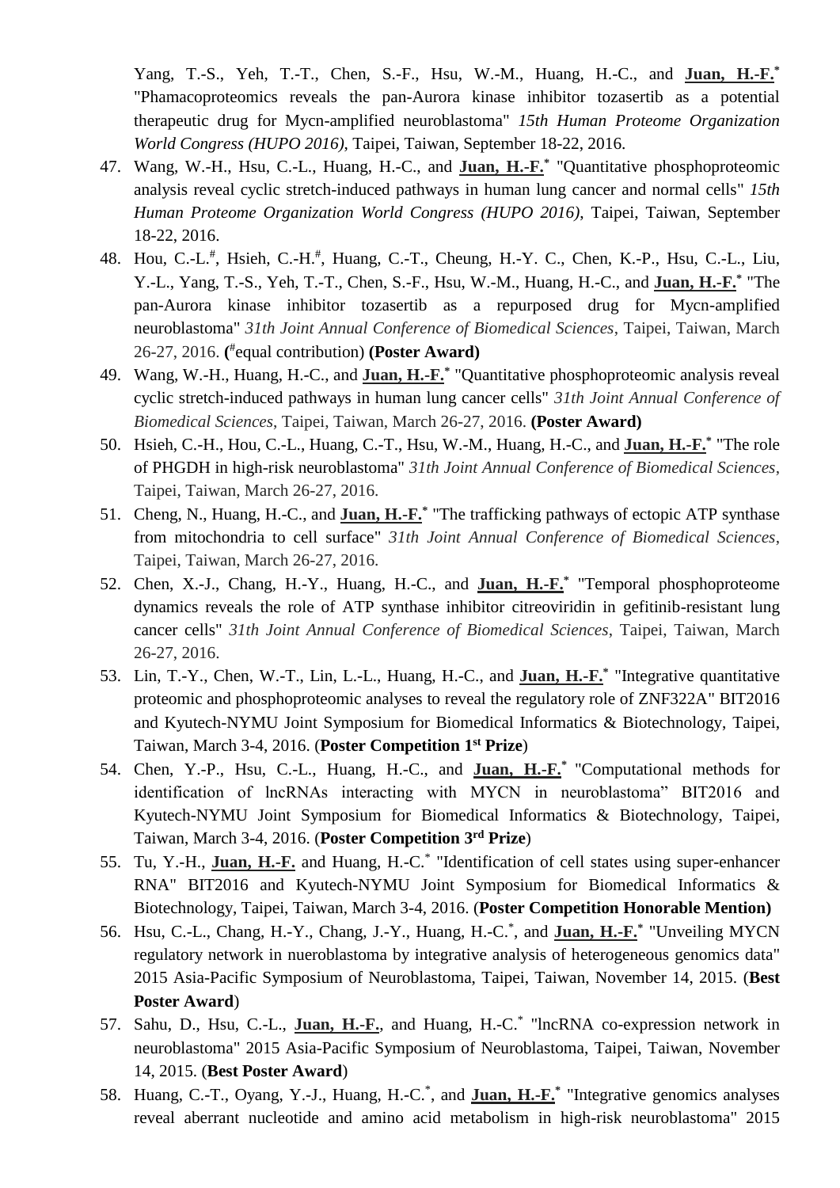Yang, T.-S., Yeh, T.-T., Chen, S.-F., Hsu, W.-M., Huang, H.-C., and **Juan, H.-F.**[*] "Phamacoproteomics reveals the pan-Aurora kinase inhibitor tozasertib as a potential therapeutic drug for Mycn-amplified neuroblastoma" *15th Human Proteome Organization World Congress (HUPO 2016)*, Taipei, Taiwan, September 18-22, 2016.

47. Wang, W.-H., Hsu, C.-L., Huang, H.-C., and **Juan, H.-F.**[*] "Quantitative phosphoproteomic analysis reveal cyclic stretch-induced pathways in human lung cancer and normal cells" *15th Human Proteome Organization World Congress (HUPO 2016)*, Taipei, Taiwan, September 18-22, 2016.
48. Hou, C.-L.[#], Hsieh, C.-H.[#], Huang, C.-T., Cheung, H.-Y. C., Chen, K.-P., Hsu, C.-L., Liu, Y.-L., Yang, T.-S., Yeh, T.-T., Chen, S.-F., Hsu, W.-M., Huang, H.-C., and **Juan, H.-F.**[*] "The pan-Aurora kinase inhibitor tozasertib as a repurposed drug for Mycn-amplified neuroblastoma" *31th Joint Annual Conference of Biomedical Sciences*, Taipei, Taiwan, March 26-27, 2016. (#equal contribution) **(Poster Award)**
49. Wang, W.-H., Huang, H.-C., and **Juan, H.-F.**[*] "Quantitative phosphoproteomic analysis reveal cyclic stretch-induced pathways in human lung cancer cells" *31th Joint Annual Conference of Biomedical Sciences*, Taipei, Taiwan, March 26-27, 2016. **(Poster Award)**
50. Hsieh, C.-H., Hou, C.-L., Huang, C.-T., Hsu, W.-M., Huang, H.-C., and **Juan, H.-F.**[*] "The role of PHGDH in high-risk neuroblastoma" *31th Joint Annual Conference of Biomedical Sciences*, Taipei, Taiwan, March 26-27, 2016.
51. Cheng, N., Huang, H.-C., and **Juan, H.-F.**[*] "The trafficking pathways of ectopic ATP synthase from mitochondria to cell surface" *31th Joint Annual Conference of Biomedical Sciences*, Taipei, Taiwan, March 26-27, 2016.
52. Chen, X.-J., Chang, H.-Y., Huang, H.-C., and **Juan, H.-F.**[*] "Temporal phosphoproteome dynamics reveals the role of ATP synthase inhibitor citreoviridin in gefitinib-resistant lung cancer cells" *31th Joint Annual Conference of Biomedical Sciences*, Taipei, Taiwan, March 26-27, 2016.
53. Lin, T.-Y., Chen, W.-T., Lin, L.-L., Huang, H.-C., and **Juan, H.-F.**[*] "Integrative quantitative proteomic and phosphoproteomic analyses to reveal the regulatory role of ZNF322A" BIT2016 and Kyutech-NYMU Joint Symposium for Biomedical Informatics & Biotechnology, Taipei, Taiwan, March 3-4, 2016. (**Poster Competition 1st Prize**)
54. Chen, Y.-P., Hsu, C.-L., Huang, H.-C., and **Juan, H.-F.**[*] "Computational methods for identification of lncRNAs interacting with MYCN in neuroblastoma" BIT2016 and Kyutech-NYMU Joint Symposium for Biomedical Informatics & Biotechnology, Taipei, Taiwan, March 3-4, 2016. (**Poster Competition 3rd Prize**)
55. Tu, Y.-H., **Juan, H.-F.** and Huang, H.-C.[*] "Identification of cell states using super-enhancer RNA" BIT2016 and Kyutech-NYMU Joint Symposium for Biomedical Informatics & Biotechnology, Taipei, Taiwan, March 3-4, 2016. (**Poster Competition Honorable Mention)**
56. Hsu, C.-L., Chang, H.-Y., Chang, J.-Y., Huang, H.-C.[*], and **Juan, H.-F.**[*] "Unveiling MYCN regulatory network in nueroblastoma by integrative analysis of heterogeneous genomics data" 2015 Asia-Pacific Symposium of Neuroblastoma, Taipei, Taiwan, November 14, 2015. (**Best Poster Award**)
57. Sahu, D., Hsu, C.-L., **Juan, H.-F.**, and Huang, H.-C.[*] "lncRNA co-expression network in neuroblastoma" 2015 Asia-Pacific Symposium of Neuroblastoma, Taipei, Taiwan, November 14, 2015. (**Best Poster Award**)
58. Huang, C.-T., Oyang, Y.-J., Huang, H.-C.[*], and **Juan, H.-F.**[*] "Integrative genomics analyses reveal aberrant nucleotide and amino acid metabolism in high-risk neuroblastoma" 2015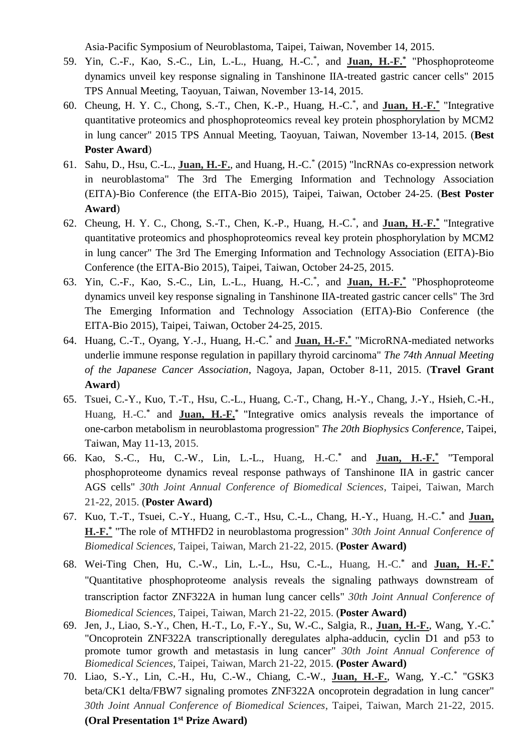Asia-Pacific Symposium of Neuroblastoma, Taipei, Taiwan, November 14, 2015.

59. Yin, C.-F., Kao, S.-C., Lin, L.-L., Huang, H.-C.*, and **Juan, H.-F.*** "Phosphoproteome dynamics unveil key response signaling in Tanshinone IIA-treated gastric cancer cells" 2015 TPS Annual Meeting, Taoyuan, Taiwan, November 13-14, 2015.
60. Cheung, H. Y. C., Chong, S.-T., Chen, K.-P., Huang, H.-C.*, and **Juan, H.-F.*** "Integrative quantitative proteomics and phosphoproteomics reveal key protein phosphorylation by MCM2 in lung cancer" 2015 TPS Annual Meeting, Taoyuan, Taiwan, November 13-14, 2015. (**Best Poster Award**)
61. Sahu, D., Hsu, C.-L., **Juan, H.-F.**, and Huang, H.-C.* (2015) "lncRNAs co-expression network in neuroblastoma" The 3rd The Emerging Information and Technology Association (EITA)-Bio Conference (the EITA-Bio 2015), Taipei, Taiwan, October 24-25. (**Best Poster Award**)
62. Cheung, H. Y. C., Chong, S.-T., Chen, K.-P., Huang, H.-C.*, and **Juan, H.-F.*** "Integrative quantitative proteomics and phosphoproteomics reveal key protein phosphorylation by MCM2 in lung cancer" The 3rd The Emerging Information and Technology Association (EITA)-Bio Conference (the EITA-Bio 2015), Taipei, Taiwan, October 24-25, 2015.
63. Yin, C.-F., Kao, S.-C., Lin, L.-L., Huang, H.-C.*, and **Juan, H.-F.*** "Phosphoproteome dynamics unveil key response signaling in Tanshinone IIA-treated gastric cancer cells" The 3rd The Emerging Information and Technology Association (EITA)-Bio Conference (the EITA-Bio 2015), Taipei, Taiwan, October 24-25, 2015.
64. Huang, C.-T., Oyang, Y.-J., Huang, H.-C.* and **Juan, H.-F.*** "MicroRNA-mediated networks underlie immune response regulation in papillary thyroid carcinoma" *The 74th Annual Meeting of the Japanese Cancer Association*, Nagoya, Japan, October 8-11, 2015. (**Travel Grant Award**)
65. Tsuei, C.-Y., Kuo, T.-T., Hsu, C.-L., Huang, C.-T., Chang, H.-Y., Chang, J.-Y., Hsieh, C.-H., Huang, H.-C.* and **Juan, H.-F.*** "Integrative omics analysis reveals the importance of one-carbon metabolism in neuroblastoma progression" *The 20th Biophysics Conference*, Taipei, Taiwan, May 11-13, 2015.
66. Kao, S.-C., Hu, C.-W., Lin, L.-L., Huang, H.-C.* and **Juan, H.-F.*** "Temporal phosphoproteome dynamics reveal response pathways of Tanshinone IIA in gastric cancer AGS cells" *30th Joint Annual Conference of Biomedical Sciences*, Taipei, Taiwan, March 21-22, 2015. (**Poster Award)**
67. Kuo, T.-T., Tsuei, C.-Y., Huang, C.-T., Hsu, C.-L., Chang, H.-Y., Huang, H.-C.* and **Juan, H.-F.*** "The role of MTHFD2 in neuroblastoma progression" *30th Joint Annual Conference of Biomedical Sciences*, Taipei, Taiwan, March 21-22, 2015. (**Poster Award)**
68. Wei-Ting Chen, Hu, C.-W., Lin, L.-L., Hsu, C.-L., Huang, H.-C.* and **Juan, H.-F.*** "Quantitative phosphoproteome analysis reveals the signaling pathways downstream of transcription factor ZNF322A in human lung cancer cells" *30th Joint Annual Conference of Biomedical Sciences*, Taipei, Taiwan, March 21-22, 2015. (**Poster Award)**
69. Jen, J., Liao, S.-Y., Chen, H.-T., Lo, F.-Y., Su, W.-C., Salgia, R., **Juan, H.-F.**, Wang, Y.-C.* "Oncoprotein ZNF322A transcriptionally deregulates alpha-adducin, cyclin D1 and p53 to promote tumor growth and metastasis in lung cancer" *30th Joint Annual Conference of Biomedical Sciences*, Taipei, Taiwan, March 21-22, 2015. **(Poster Award)**
70. Liao, S.-Y., Lin, C.-H., Hu, C.-W., Chiang, C.-W., **Juan, H.-F.**, Wang, Y.-C.* "GSK3 beta/CK1 delta/FBW7 signaling promotes ZNF322A oncoprotein degradation in lung cancer" *30th Joint Annual Conference of Biomedical Sciences*, Taipei, Taiwan, March 21-22, 2015. **(Oral Presentation 1st Prize Award)**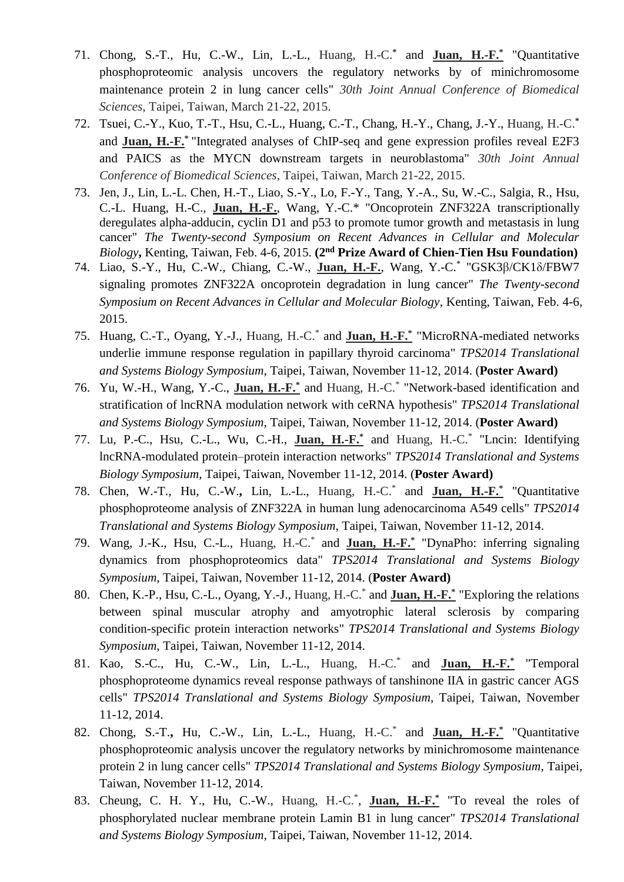71. Chong, S.-T., Hu, C.-W., Lin, L.-L., Huang, H.-C.* and **Juan, H.-F.*** "Quantitative phosphoproteomic analysis uncovers the regulatory networks by of minichromosome maintenance protein 2 in lung cancer cells" *30th Joint Annual Conference of Biomedical Sciences*, Taipei, Taiwan, March 21-22, 2015.
72. Tsuei, C.-Y., Kuo, T.-T., Hsu, C.-L., Huang, C.-T., Chang, H.-Y., Chang, J.-Y., Huang, H.-C.* and **Juan, H.-F.*** "Integrated analyses of ChIP-seq and gene expression profiles reveal E2F3 and PAICS as the MYCN downstream targets in neuroblastoma" *30th Joint Annual Conference of Biomedical Sciences*, Taipei, Taiwan, March 21-22, 2015.
73. Jen, J., Lin, L.-L. Chen, H.-T., Liao, S.-Y., Lo, F.-Y., Tang, Y.-A., Su, W.-C., Salgia, R., Hsu, C.-L. Huang, H.-C., **Juan, H.-F.**, Wang, Y.-C.* "Oncoprotein ZNF322A transcriptionally deregulates alpha-adducin, cyclin D1 and p53 to promote tumor growth and metastasis in lung cancer" *The Twenty-second Symposium on Recent Advances in Cellular and Molecular Biology*, Kenting, Taiwan, Feb. 4-6, 2015. **(2nd Prize Award of Chien-Tien Hsu Foundation)**
74. Liao, S.-Y., Hu, C.-W., Chiang, C.-W., **Juan, H.-F.**, Wang, Y.-C.* "GSK3β/CK1δ/FBW7 signaling promotes ZNF322A oncoprotein degradation in lung cancer" *The Twenty-second Symposium on Recent Advances in Cellular and Molecular Biology*, Kenting, Taiwan, Feb. 4-6, 2015.
75. Huang, C.-T., Oyang, Y.-J., Huang, H.-C.* and **Juan, H.-F.*** "MicroRNA-mediated networks underlie immune response regulation in papillary thyroid carcinoma" *TPS2014 Translational and Systems Biology Symposium*, Taipei, Taiwan, November 11-12, 2014. (**Poster Award)**
76. Yu, W.-H., Wang, Y.-C., **Juan, H.-F.*** and Huang, H.-C.* "Network-based identification and stratification of lncRNA modulation network with ceRNA hypothesis" *TPS2014 Translational and Systems Biology Symposium*, Taipei, Taiwan, November 11-12, 2014. (**Poster Award)**
77. Lu, P.-C., Hsu, C.-L., Wu, C.-H., **Juan, H.-F.*** and Huang, H.-C.* "Lncin: Identifying lncRNA-modulated protein–protein interaction networks" *TPS2014 Translational and Systems Biology Symposium*, Taipei, Taiwan, November 11-12, 2014. (**Poster Award)**
78. Chen, W.-T., Hu, C.-W., Lin, L.-L., Huang, H.-C.* and **Juan, H.-F.*** "Quantitative phosphoproteome analysis of ZNF322A in human lung adenocarcinoma A549 cells" *TPS2014 Translational and Systems Biology Symposium*, Taipei, Taiwan, November 11-12, 2014.
79. Wang, J.-K., Hsu, C.-L., Huang, H.-C.* and **Juan, H.-F.*** "DynaPho: inferring signaling dynamics from phosphoproteomics data" *TPS2014 Translational and Systems Biology Symposium*, Taipei, Taiwan, November 11-12, 2014. (**Poster Award)**
80. Chen, K.-P., Hsu, C.-L., Oyang, Y.-J., Huang, H.-C.* and **Juan, H.-F.*** "Exploring the relations between spinal muscular atrophy and amyotrophic lateral sclerosis by comparing condition-specific protein interaction networks" *TPS2014 Translational and Systems Biology Symposium*, Taipei, Taiwan, November 11-12, 2014.
81. Kao, S.-C., Hu, C.-W., Lin, L.-L., Huang, H.-C.* and **Juan, H.-F.*** "Temporal phosphoproteome dynamics reveal response pathways of tanshinone IIA in gastric cancer AGS cells" *TPS2014 Translational and Systems Biology Symposium*, Taipei, Taiwan, November 11-12, 2014.
82. Chong, S.-T., Hu, C.-W., Lin, L.-L., Huang, H.-C.* and **Juan, H.-F.*** "Quantitative phosphoproteomic analysis uncover the regulatory networks by minichromosome maintenance protein 2 in lung cancer cells" *TPS2014 Translational and Systems Biology Symposium*, Taipei, Taiwan, November 11-12, 2014.
83. Cheung, C. H. Y., Hu, C.-W., Huang, H.-C.*, **Juan, H.-F.*** "To reveal the roles of phosphorylated nuclear membrane protein Lamin B1 in lung cancer" *TPS2014 Translational and Systems Biology Symposium*, Taipei, Taiwan, November 11-12, 2014.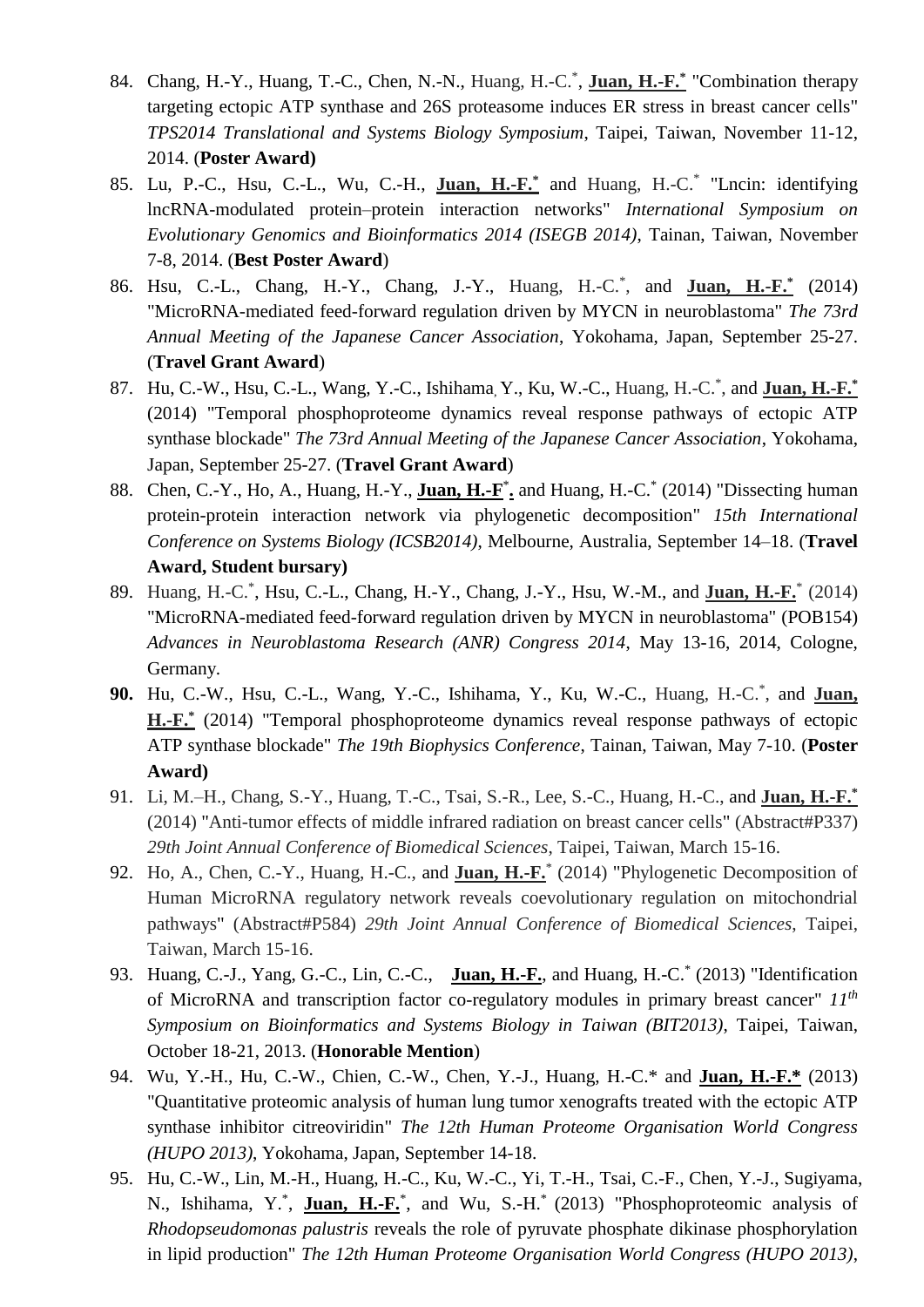84. Chang, H.-Y., Huang, T.-C., Chen, N.-N., Huang, H.-C.*, **Juan, H.-F.*** "Combination therapy targeting ectopic ATP synthase and 26S proteasome induces ER stress in breast cancer cells" *TPS2014 Translational and Systems Biology Symposium*, Taipei, Taiwan, November 11-12, 2014. (**Poster Award)**
85. Lu, P.-C., Hsu, C.-L., Wu, C.-H., **Juan, H.-F.*** and Huang, H.-C.* "Lncin: identifying lncRNA-modulated protein–protein interaction networks" *International Symposium on Evolutionary Genomics and Bioinformatics 2014 (ISEGB 2014)*, Tainan, Taiwan, November 7-8, 2014. (**Best Poster Award**)
86. Hsu, C.-L., Chang, H.-Y., Chang, J.-Y., Huang, H.-C.*, and **Juan, H.-F.*** (2014) "MicroRNA-mediated feed-forward regulation driven by MYCN in neuroblastoma" *The 73rd Annual Meeting of the Japanese Cancer Association*, Yokohama, Japan, September 25-27. (**Travel Grant Award**)
87. Hu, C.-W., Hsu, C.-L., Wang, Y.-C., Ishihama, Y., Ku, W.-C., Huang, H.-C.*, and **Juan, H.-F.*** (2014) "Temporal phosphoproteome dynamics reveal response pathways of ectopic ATP synthase blockade" *The 73rd Annual Meeting of the Japanese Cancer Association*, Yokohama, Japan, September 25-27. (**Travel Grant Award**)
88. Chen, C.-Y., Ho, A., Huang, H.-Y., **Juan, H.-F*.** and Huang, H.-C.* (2014) "Dissecting human protein-protein interaction network via phylogenetic decomposition" *15th International Conference on Systems Biology (ICSB2014)*, Melbourne, Australia, September 14–18. (**Travel Award, Student bursary)**
89. Huang, H.-C.*, Hsu, C.-L., Chang, H.-Y., Chang, J.-Y., Hsu, W.-M., and **Juan, H.-F.*** (2014) "MicroRNA-mediated feed-forward regulation driven by MYCN in neuroblastoma" (POB154) *Advances in Neuroblastoma Research (ANR) Congress 2014*, May 13-16, 2014, Cologne, Germany.
90. Hu, C.-W., Hsu, C.-L., Wang, Y.-C., Ishihama, Y., Ku, W.-C., Huang, H.-C.*, and **Juan, H.-F.*** (2014) "Temporal phosphoproteome dynamics reveal response pathways of ectopic ATP synthase blockade" *The 19th Biophysics Conference*, Tainan, Taiwan, May 7-10. (**Poster Award)**
91. Li, M.–H., Chang, S.-Y., Huang, T.-C., Tsai, S.-R., Lee, S.-C., Huang, H.-C., and **Juan, H.-F.*** (2014) "Anti-tumor effects of middle infrared radiation on breast cancer cells" (Abstract#P337) *29th Joint Annual Conference of Biomedical Sciences*, Taipei, Taiwan, March 15-16.
92. Ho, A., Chen, C.-Y., Huang, H.-C., and **Juan, H.-F.*** (2014) "Phylogenetic Decomposition of Human MicroRNA regulatory network reveals coevolutionary regulation on mitochondrial pathways" (Abstract#P584) *29th Joint Annual Conference of Biomedical Sciences*, Taipei, Taiwan, March 15-16.
93. Huang, C.-J., Yang, G.-C., Lin, C.-C., **Juan, H.-F.**, and Huang, H.-C.* (2013) "Identification of MicroRNA and transcription factor co-regulatory modules in primary breast cancer" *11th Symposium on Bioinformatics and Systems Biology in Taiwan (BIT2013)*, Taipei, Taiwan, October 18-21, 2013. (**Honorable Mention**)
94. Wu, Y.-H., Hu, C.-W., Chien, C.-W., Chen, Y.-J., Huang, H.-C.* and **Juan, H.-F.*** (2013) "Quantitative proteomic analysis of human lung tumor xenografts treated with the ectopic ATP synthase inhibitor citreoviridin" *The 12th Human Proteome Organisation World Congress (HUPO 2013)*, Yokohama, Japan, September 14-18.
95. Hu, C.-W., Lin, M.-H., Huang, H.-C., Ku, W.-C., Yi, T.-H., Tsai, C.-F., Chen, Y.-J., Sugiyama, N., Ishihama, Y.*, **Juan, H.-F.***, and Wu, S.-H.* (2013) "Phosphoproteomic analysis of *Rhodopseudomonas palustris* reveals the role of pyruvate phosphate dikinase phosphorylation in lipid production" *The 12th Human Proteome Organisation World Congress (HUPO 2013)*,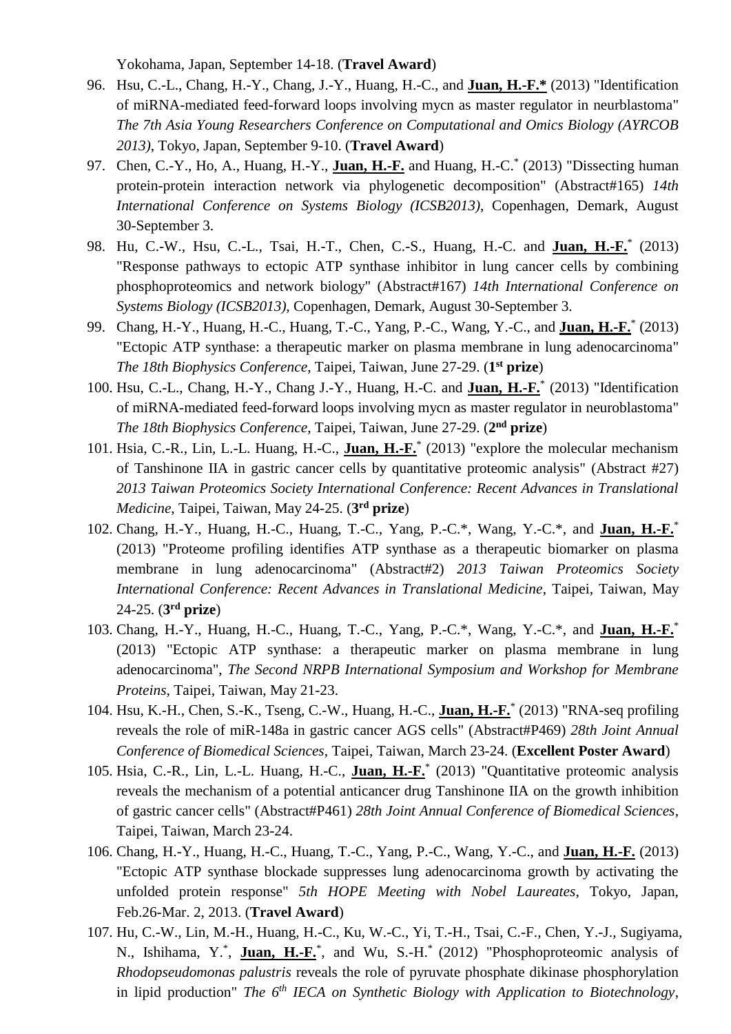Yokohama, Japan, September 14-18. (**Travel Award**)

96. Hsu, C.-L., Chang, H.-Y., Chang, J.-Y., Huang, H.-C., and **Juan, H.-F.*** (2013) "Identification of miRNA-mediated feed-forward loops involving mycn as master regulator in neurblastoma" *The 7th Asia Young Researchers Conference on Computational and Omics Biology (AYRCOB 2013)*, Tokyo, Japan, September 9-10. (**Travel Award**)
97. Chen, C.-Y., Ho, A., Huang, H.-Y., **Juan, H.-F.** and Huang, H.-C.* (2013) "Dissecting human protein-protein interaction network via phylogenetic decomposition" (Abstract#165) *14th International Conference on Systems Biology (ICSB2013)*, Copenhagen, Demark, August 30-September 3.
98. Hu, C.-W., Hsu, C.-L., Tsai, H.-T., Chen, C.-S., Huang, H.-C. and **Juan, H.-F.*** (2013) "Response pathways to ectopic ATP synthase inhibitor in lung cancer cells by combining phosphoproteomics and network biology" (Abstract#167) *14th International Conference on Systems Biology (ICSB2013)*, Copenhagen, Demark, August 30-September 3.
99. Chang, H.-Y., Huang, H.-C., Huang, T.-C., Yang, P.-C., Wang, Y.-C., and **Juan, H.-F.*** (2013) "Ectopic ATP synthase: a therapeutic marker on plasma membrane in lung adenocarcinoma" *The 18th Biophysics Conference*, Taipei, Taiwan, June 27-29. (**1st prize**)
100. Hsu, C.-L., Chang, H.-Y., Chang J.-Y., Huang, H.-C. and **Juan, H.-F.*** (2013) "Identification of miRNA-mediated feed-forward loops involving mycn as master regulator in neuroblastoma" *The 18th Biophysics Conference*, Taipei, Taiwan, June 27-29. (**2nd prize**)
101. Hsia, C.-R., Lin, L.-L. Huang, H.-C., **Juan, H.-F.*** (2013) "explore the molecular mechanism of Tanshinone IIA in gastric cancer cells by quantitative proteomic analysis" (Abstract #27) *2013 Taiwan Proteomics Society International Conference: Recent Advances in Translational Medicine*, Taipei, Taiwan, May 24-25. (**3rd prize**)
102. Chang, H.-Y., Huang, H.-C., Huang, T.-C., Yang, P.-C.*, Wang, Y.-C.*, and **Juan, H.-F.*** (2013) "Proteome profiling identifies ATP synthase as a therapeutic biomarker on plasma membrane in lung adenocarcinoma" (Abstract#2) *2013 Taiwan Proteomics Society International Conference: Recent Advances in Translational Medicine*, Taipei, Taiwan, May 24-25. (**3rd prize**)
103. Chang, H.-Y., Huang, H.-C., Huang, T.-C., Yang, P.-C.*, Wang, Y.-C.*, and **Juan, H.-F.*** (2013) "Ectopic ATP synthase: a therapeutic marker on plasma membrane in lung adenocarcinoma", *The Second NRPB International Symposium and Workshop for Membrane Proteins*, Taipei, Taiwan, May 21-23.
104. Hsu, K.-H., Chen, S.-K., Tseng, C.-W., Huang, H.-C., **Juan, H.-F.*** (2013) "RNA-seq profiling reveals the role of miR-148a in gastric cancer AGS cells" (Abstract#P469) *28th Joint Annual Conference of Biomedical Sciences*, Taipei, Taiwan, March 23-24. (**Excellent Poster Award**)
105. Hsia, C.-R., Lin, L.-L. Huang, H.-C., **Juan, H.-F.*** (2013) "Quantitative proteomic analysis reveals the mechanism of a potential anticancer drug Tanshinone IIA on the growth inhibition of gastric cancer cells" (Abstract#P461) *28th Joint Annual Conference of Biomedical Sciences*, Taipei, Taiwan, March 23-24.
106. Chang, H.-Y., Huang, H.-C., Huang, T.-C., Yang, P.-C., Wang, Y.-C., and **Juan, H.-F.** (2013) "Ectopic ATP synthase blockade suppresses lung adenocarcinoma growth by activating the unfolded protein response" *5th HOPE Meeting with Nobel Laureates*, Tokyo, Japan, Feb.26-Mar. 2, 2013. (**Travel Award**)
107. Hu, C.-W., Lin, M.-H., Huang, H.-C., Ku, W.-C., Yi, T.-H., Tsai, C.-F., Chen, Y.-J., Sugiyama, N., Ishihama, Y.*, **Juan, H.-F.***, and Wu, S.-H.* (2012) "Phosphoproteomic analysis of *Rhodopseudomonas palustris* reveals the role of pyruvate phosphate dikinase phosphorylation in lipid production" *The 6th IECA on Synthetic Biology with Application to Biotechnology*,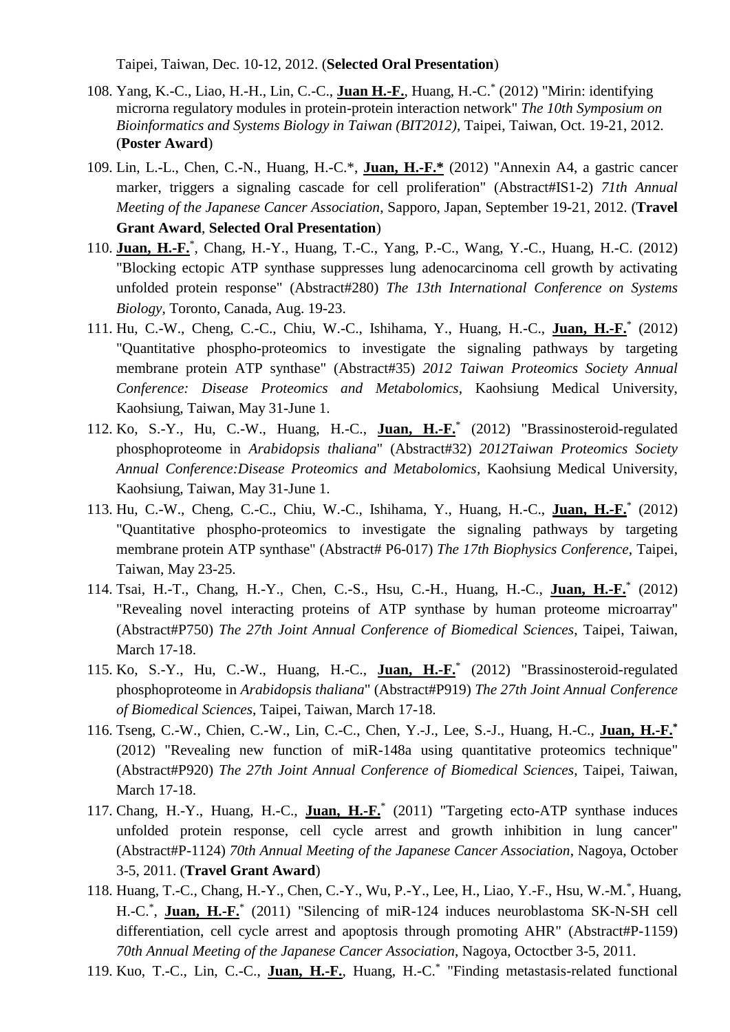Taipei, Taiwan, Dec. 10-12, 2012. (**Selected Oral Presentation**)

108. Yang, K.-C., Liao, H.-H., Lin, C.-C., **Juan H.-F.**, Huang, H.-C.* (2012) "Mirin: identifying microrna regulatory modules in protein-protein interaction network" *The 10th Symposium on Bioinformatics and Systems Biology in Taiwan (BIT2012)*, Taipei, Taiwan, Oct. 19-21, 2012. (**Poster Award**)
109. Lin, L.-L., Chen, C.-N., Huang, H.-C.*, **Juan, H.-F.*** (2012) "Annexin A4, a gastric cancer marker, triggers a signaling cascade for cell proliferation" (Abstract#IS1-2) *71th Annual Meeting of the Japanese Cancer Association*, Sapporo, Japan, September 19-21, 2012. (**Travel Grant Award**, **Selected Oral Presentation**)
110. **Juan, H.-F.***, Chang, H.-Y., Huang, T.-C., Yang, P.-C., Wang, Y.-C., Huang, H.-C. (2012) "Blocking ectopic ATP synthase suppresses lung adenocarcinoma cell growth by activating unfolded protein response" (Abstract#280) *The 13th International Conference on Systems Biology*, Toronto, Canada, Aug. 19-23.
111. Hu, C.-W., Cheng, C.-C., Chiu, W.-C., Ishihama, Y., Huang, H.-C., **Juan, H.-F.*** (2012) "Quantitative phospho-proteomics to investigate the signaling pathways by targeting membrane protein ATP synthase" (Abstract#35) *2012 Taiwan Proteomics Society Annual Conference: Disease Proteomics and Metabolomics*, Kaohsiung Medical University, Kaohsiung, Taiwan, May 31-June 1.
112. Ko, S.-Y., Hu, C.-W., Huang, H.-C., **Juan, H.-F.*** (2012) "Brassinosteroid-regulated phosphoproteome in *Arabidopsis thaliana*" (Abstract#32) *2012Taiwan Proteomics Society Annual Conference:Disease Proteomics and Metabolomics*, Kaohsiung Medical University, Kaohsiung, Taiwan, May 31-June 1.
113. Hu, C.-W., Cheng, C.-C., Chiu, W.-C., Ishihama, Y., Huang, H.-C., **Juan, H.-F.*** (2012) "Quantitative phospho-proteomics to investigate the signaling pathways by targeting membrane protein ATP synthase" (Abstract# P6-017) *The 17th Biophysics Conference*, Taipei, Taiwan, May 23-25.
114. Tsai, H.-T., Chang, H.-Y., Chen, C.-S., Hsu, C.-H., Huang, H.-C., **Juan, H.-F.*** (2012) "Revealing novel interacting proteins of ATP synthase by human proteome microarray" (Abstract#P750) *The 27th Joint Annual Conference of Biomedical Sciences*, Taipei, Taiwan, March 17-18.
115. Ko, S.-Y., Hu, C.-W., Huang, H.-C., **Juan, H.-F.*** (2012) "Brassinosteroid-regulated phosphoproteome in *Arabidopsis thaliana*" (Abstract#P919) *The 27th Joint Annual Conference of Biomedical Sciences*, Taipei, Taiwan, March 17-18.
116. Tseng, C.-W., Chien, C.-W., Lin, C.-C., Chen, Y.-J., Lee, S.-J., Huang, H.-C., **Juan, H.-F.*** (2012) "Revealing new function of miR-148a using quantitative proteomics technique" (Abstract#P920) *The 27th Joint Annual Conference of Biomedical Sciences*, Taipei, Taiwan, March 17-18.
117. Chang, H.-Y., Huang, H.-C., **Juan, H.-F.*** (2011) "Targeting ecto-ATP synthase induces unfolded protein response, cell cycle arrest and growth inhibition in lung cancer" (Abstract#P-1124) *70th Annual Meeting of the Japanese Cancer Association*, Nagoya, October 3-5, 2011. (**Travel Grant Award**)
118. Huang, T.-C., Chang, H.-Y., Chen, C.-Y., Wu, P.-Y., Lee, H., Liao, Y.-F., Hsu, W.-M.*, Huang, H.-C.*, **Juan, H.-F.*** (2011) "Silencing of miR-124 induces neuroblastoma SK-N-SH cell differentiation, cell cycle arrest and apoptosis through promoting AHR" (Abstract#P-1159) *70th Annual Meeting of the Japanese Cancer Association*, Nagoya, Octoctber 3-5, 2011.
119. Kuo, T.-C., Lin, C.-C., **Juan, H.-F.**, Huang, H.-C.* "Finding metastasis-related functional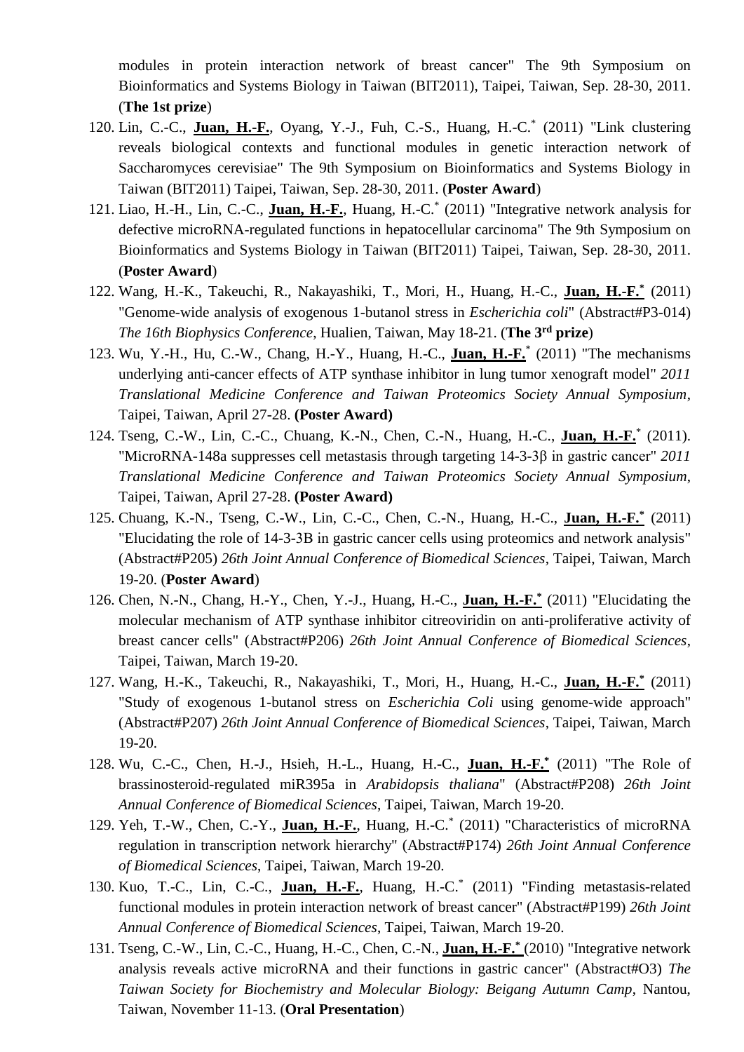modules in protein interaction network of breast cancer" The 9th Symposium on Bioinformatics and Systems Biology in Taiwan (BIT2011), Taipei, Taiwan, Sep. 28-30, 2011. (**The 1st prize**)

120. Lin, C.-C., **Juan, H.-F.**, Oyang, Y.-J., Fuh, C.-S., Huang, H.-C.* (2011) "Link clustering reveals biological contexts and functional modules in genetic interaction network of Saccharomyces cerevisiae" The 9th Symposium on Bioinformatics and Systems Biology in Taiwan (BIT2011) Taipei, Taiwan, Sep. 28-30, 2011. (**Poster Award**)
121. Liao, H.-H., Lin, C.-C., **Juan, H.-F.**, Huang, H.-C.* (2011) "Integrative network analysis for defective microRNA-regulated functions in hepatocellular carcinoma" The 9th Symposium on Bioinformatics and Systems Biology in Taiwan (BIT2011) Taipei, Taiwan, Sep. 28-30, 2011. (**Poster Award**)
122. Wang, H.-K., Takeuchi, R., Nakayashiki, T., Mori, H., Huang, H.-C., **Juan, H.-F.*** (2011) "Genome-wide analysis of exogenous 1-butanol stress in *Escherichia coli*" (Abstract#P3-014) *The 16th Biophysics Conference*, Hualien, Taiwan, May 18-21. (**The 3rd prize**)
123. Wu, Y.-H., Hu, C.-W., Chang, H.-Y., Huang, H.-C., **Juan, H.-F.*** (2011) "The mechanisms underlying anti-cancer effects of ATP synthase inhibitor in lung tumor xenograft model" *2011 Translational Medicine Conference and Taiwan Proteomics Society Annual Symposium*, Taipei, Taiwan, April 27-28. **(Poster Award)**
124. Tseng, C.-W., Lin, C.-C., Chuang, K.-N., Chen, C.-N., Huang, H.-C., **Juan, H.-F.*** (2011). "MicroRNA-148a suppresses cell metastasis through targeting 14-3-3β in gastric cancer" *2011 Translational Medicine Conference and Taiwan Proteomics Society Annual Symposium*, Taipei, Taiwan, April 27-28. **(Poster Award)**
125. Chuang, K.-N., Tseng, C.-W., Lin, C.-C., Chen, C.-N., Huang, H.-C., **Juan, H.-F.*** (2011) "Elucidating the role of 14-3-3B in gastric cancer cells using proteomics and network analysis" (Abstract#P205) *26th Joint Annual Conference of Biomedical Sciences*, Taipei, Taiwan, March 19-20. (**Poster Award**)
126. Chen, N.-N., Chang, H.-Y., Chen, Y.-J., Huang, H.-C., **Juan, H.-F.*** (2011) "Elucidating the molecular mechanism of ATP synthase inhibitor citreoviridin on anti-proliferative activity of breast cancer cells" (Abstract#P206) *26th Joint Annual Conference of Biomedical Sciences*, Taipei, Taiwan, March 19-20.
127. Wang, H.-K., Takeuchi, R., Nakayashiki, T., Mori, H., Huang, H.-C., **Juan, H.-F.*** (2011) "Study of exogenous 1-butanol stress on *Escherichia Coli* using genome-wide approach" (Abstract#P207) *26th Joint Annual Conference of Biomedical Sciences*, Taipei, Taiwan, March 19-20.
128. Wu, C.-C., Chen, H.-J., Hsieh, H.-L., Huang, H.-C., **Juan, H.-F.*** (2011) "The Role of brassinosteroid-regulated miR395a in *Arabidopsis thaliana*" (Abstract#P208) *26th Joint Annual Conference of Biomedical Sciences*, Taipei, Taiwan, March 19-20.
129. Yeh, T.-W., Chen, C.-Y., **Juan, H.-F.**, Huang, H.-C.* (2011) "Characteristics of microRNA regulation in transcription network hierarchy" (Abstract#P174) *26th Joint Annual Conference of Biomedical Sciences*, Taipei, Taiwan, March 19-20.
130. Kuo, T.-C., Lin, C.-C., **Juan, H.-F.**, Huang, H.-C.* (2011) "Finding metastasis-related functional modules in protein interaction network of breast cancer" (Abstract#P199) *26th Joint Annual Conference of Biomedical Sciences*, Taipei, Taiwan, March 19-20.
131. Tseng, C.-W., Lin, C.-C., Huang, H.-C., Chen, C.-N., **Juan, H.-F.*** (2010) "Integrative network analysis reveals active microRNA and their functions in gastric cancer" (Abstract#O3) *The Taiwan Society for Biochemistry and Molecular Biology: Beigang Autumn Camp*, Nantou, Taiwan, November 11-13. (**Oral Presentation**)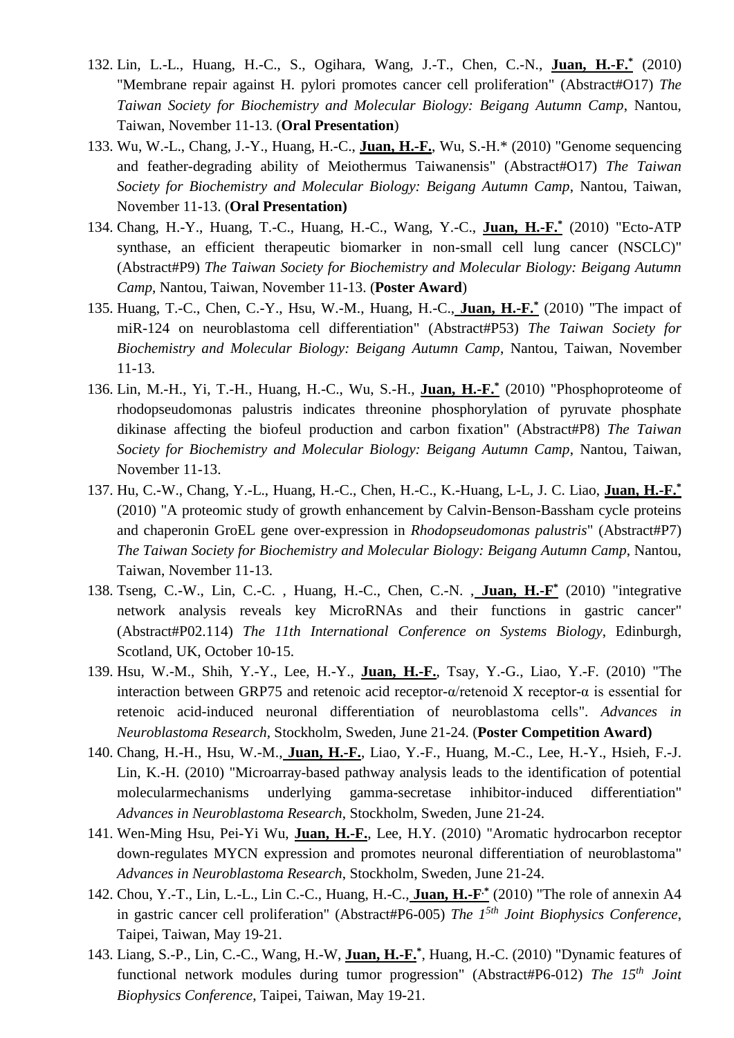132. Lin, L.-L., Huang, H.-C., S., Ogihara, Wang, J.-T., Chen, C.-N., **Juan, H.-F.*** (2010) "Membrane repair against H. pylori promotes cancer cell proliferation" (Abstract#O17) *The Taiwan Society for Biochemistry and Molecular Biology: Beigang Autumn Camp*, Nantou, Taiwan, November 11-13. (**Oral Presentation**)
133. Wu, W.-L., Chang, J.-Y., Huang, H.-C., **Juan, H.-F.**, Wu, S.-H.* (2010) "Genome sequencing and feather-degrading ability of Meiothermus Taiwanensis" (Abstract#O17) *The Taiwan Society for Biochemistry and Molecular Biology: Beigang Autumn Camp*, Nantou, Taiwan, November 11-13. (**Oral Presentation)**
134. Chang, H.-Y., Huang, T.-C., Huang, H.-C., Wang, Y.-C., **Juan, H.-F.*** (2010) "Ecto-ATP synthase, an efficient therapeutic biomarker in non-small cell lung cancer (NSCLC)" (Abstract#P9) *The Taiwan Society for Biochemistry and Molecular Biology: Beigang Autumn Camp*, Nantou, Taiwan, November 11-13. (**Poster Award**)
135. Huang, T.-C., Chen, C.-Y., Hsu, W.-M., Huang, H.-C., **Juan, H.-F.*** (2010) "The impact of miR-124 on neuroblastoma cell differentiation" (Abstract#P53) *The Taiwan Society for Biochemistry and Molecular Biology: Beigang Autumn Camp*, Nantou, Taiwan, November 11-13.
136. Lin, M.-H., Yi, T.-H., Huang, H.-C., Wu, S.-H., **Juan, H.-F.*** (2010) "Phosphoproteome of rhodopseudomonas palustris indicates threonine phosphorylation of pyruvate phosphate dikinase affecting the biofeul production and carbon fixation" (Abstract#P8) *The Taiwan Society for Biochemistry and Molecular Biology: Beigang Autumn Camp*, Nantou, Taiwan, November 11-13.
137. Hu, C.-W., Chang, Y.-L., Huang, H.-C., Chen, H.-C., K.-Huang, L-L, J. C. Liao, **Juan, H.-F.*** (2010) "A proteomic study of growth enhancement by Calvin-Benson-Bassham cycle proteins and chaperonin GroEL gene over-expression in *Rhodopseudomonas palustris*" (Abstract#P7) *The Taiwan Society for Biochemistry and Molecular Biology: Beigang Autumn Camp*, Nantou, Taiwan, November 11-13.
138. Tseng, C.-W., Lin, C.-C. , Huang, H.-C., Chen, C.-N. , **Juan, H.-F*** (2010) "integrative network analysis reveals key MicroRNAs and their functions in gastric cancer" (Abstract#P02.114) *The 11th International Conference on Systems Biology*, Edinburgh, Scotland, UK, October 10-15.
139. Hsu, W.-M., Shih, Y.-Y., Lee, H.-Y., **Juan, H.-F.**, Tsay, Y.-G., Liao, Y.-F. (2010) "The interaction between GRP75 and retenoic acid receptor-α/retenoid X receptor-α is essential for retenoic acid-induced neuronal differentiation of neuroblastoma cells". *Advances in Neuroblastoma Research*, Stockholm, Sweden, June 21-24. (**Poster Competition Award)**
140. Chang, H.-H., Hsu, W.-M., **Juan, H.-F.**, Liao, Y.-F., Huang, M.-C., Lee, H.-Y., Hsieh, F.-J. Lin, K.-H. (2010) "Microarray-based pathway analysis leads to the identification of potential molecularmechanisms underlying gamma-secretase inhibitor-induced differentiation" *Advances in Neuroblastoma Research*, Stockholm, Sweden, June 21-24.
141. Wen-Ming Hsu, Pei-Yi Wu, **Juan, H.-F.**, Lee, H.Y. (2010) "Aromatic hydrocarbon receptor down-regulates MYCN expression and promotes neuronal differentiation of neuroblastoma" *Advances in Neuroblastoma Research*, Stockholm, Sweden, June 21-24.
142. Chou, Y.-T., Lin, L.-L., Lin C.-C., Huang, H.-C., **Juan, H.-F.*** (2010) "The role of annexin A4 in gastric cancer cell proliferation" (Abstract#P6-005) *The 1*[5th] *Joint Biophysics Conference*, Taipei, Taiwan, May 19-21.
143. Liang, S.-P., Lin, C.-C., Wang, H.-W, **Juan, H.-F.***, Huang, H.-C. (2010) "Dynamic features of functional network modules during tumor progression" (Abstract#P6-012) *The 15*[th] *Joint Biophysics Conference*, Taipei, Taiwan, May 19-21.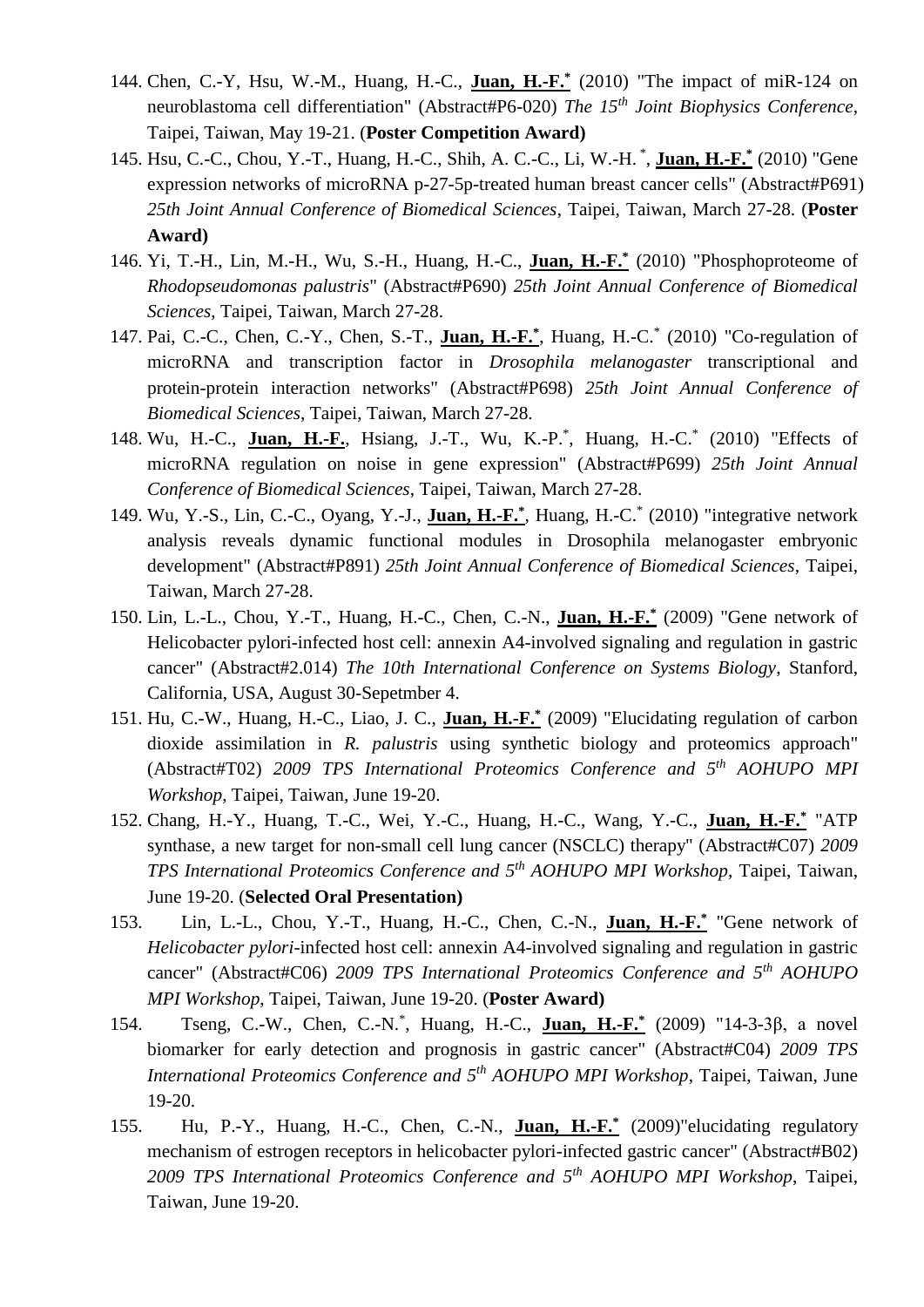144. Chen, C.-Y, Hsu, W.-M., Huang, H.-C., **Juan, H.-F.*** (2010) "The impact of miR-124 on neuroblastoma cell differentiation" (Abstract#P6-020) *The 15th Joint Biophysics Conference*, Taipei, Taiwan, May 19-21. (**Poster Competition Award)**
145. Hsu, C.-C., Chou, Y.-T., Huang, H.-C., Shih, A. C.-C., Li, W.-H. *, **Juan, H.-F.*** (2010) "Gene expression networks of microRNA p-27-5p-treated human breast cancer cells" (Abstract#P691) *25th Joint Annual Conference of Biomedical Sciences*, Taipei, Taiwan, March 27-28. (**Poster Award)**
146. Yi, T.-H., Lin, M.-H., Wu, S.-H., Huang, H.-C., **Juan, H.-F.*** (2010) "Phosphoproteome of *Rhodopseudomonas palustris*" (Abstract#P690) *25th Joint Annual Conference of Biomedical Sciences*, Taipei, Taiwan, March 27-28.
147. Pai, C.-C., Chen, C.-Y., Chen, S.-T., **Juan, H.-F.***, Huang, H.-C.* (2010) "Co-regulation of microRNA and transcription factor in *Drosophila melanogaster* transcriptional and protein-protein interaction networks" (Abstract#P698) *25th Joint Annual Conference of Biomedical Sciences*, Taipei, Taiwan, March 27-28.
148. Wu, H.-C., **Juan, H.-F.**, Hsiang, J.-T., Wu, K.-P.*, Huang, H.-C.* (2010) "Effects of microRNA regulation on noise in gene expression" (Abstract#P699) *25th Joint Annual Conference of Biomedical Sciences*, Taipei, Taiwan, March 27-28.
149. Wu, Y.-S., Lin, C.-C., Oyang, Y.-J., **Juan, H.-F.***, Huang, H.-C.* (2010) "integrative network analysis reveals dynamic functional modules in Drosophila melanogaster embryonic development" (Abstract#P891) *25th Joint Annual Conference of Biomedical Sciences*, Taipei, Taiwan, March 27-28.
150. Lin, L.-L., Chou, Y.-T., Huang, H.-C., Chen, C.-N., **Juan, H.-F.*** (2009) "Gene network of Helicobacter pylori-infected host cell: annexin A4-involved signaling and regulation in gastric cancer" (Abstract#2.014) *The 10th International Conference on Systems Biology*, Stanford, California, USA, August 30-Sepetmber 4.
151. Hu, C.-W., Huang, H.-C., Liao, J. C., **Juan, H.-F.*** (2009) "Elucidating regulation of carbon dioxide assimilation in *R. palustris* using synthetic biology and proteomics approach" (Abstract#T02) *2009 TPS International Proteomics Conference and 5th AOHUPO MPI Workshop*, Taipei, Taiwan, June 19-20.
152. Chang, H.-Y., Huang, T.-C., Wei, Y.-C., Huang, H.-C., Wang, Y.-C., **Juan, H.-F.*** "ATP synthase, a new target for non-small cell lung cancer (NSCLC) therapy" (Abstract#C07) *2009 TPS International Proteomics Conference and 5th AOHUPO MPI Workshop*, Taipei, Taiwan, June 19-20. (**Selected Oral Presentation)**
153. Lin, L.-L., Chou, Y.-T., Huang, H.-C., Chen, C.-N., **Juan, H.-F.*** "Gene network of *Helicobacter pylori*-infected host cell: annexin A4-involved signaling and regulation in gastric cancer" (Abstract#C06) *2009 TPS International Proteomics Conference and 5th AOHUPO MPI Workshop*, Taipei, Taiwan, June 19-20. (**Poster Award)**
154. Tseng, C.-W., Chen, C.-N.*, Huang, H.-C., **Juan, H.-F.*** (2009) "14-3-3β, a novel biomarker for early detection and prognosis in gastric cancer" (Abstract#C04) *2009 TPS International Proteomics Conference and 5th AOHUPO MPI Workshop*, Taipei, Taiwan, June 19-20.
155. Hu, P.-Y., Huang, H.-C., Chen, C.-N., **Juan, H.-F.*** (2009)"elucidating regulatory mechanism of estrogen receptors in helicobacter pylori-infected gastric cancer" (Abstract#B02) *2009 TPS International Proteomics Conference and 5th AOHUPO MPI Workshop*, Taipei, Taiwan, June 19-20.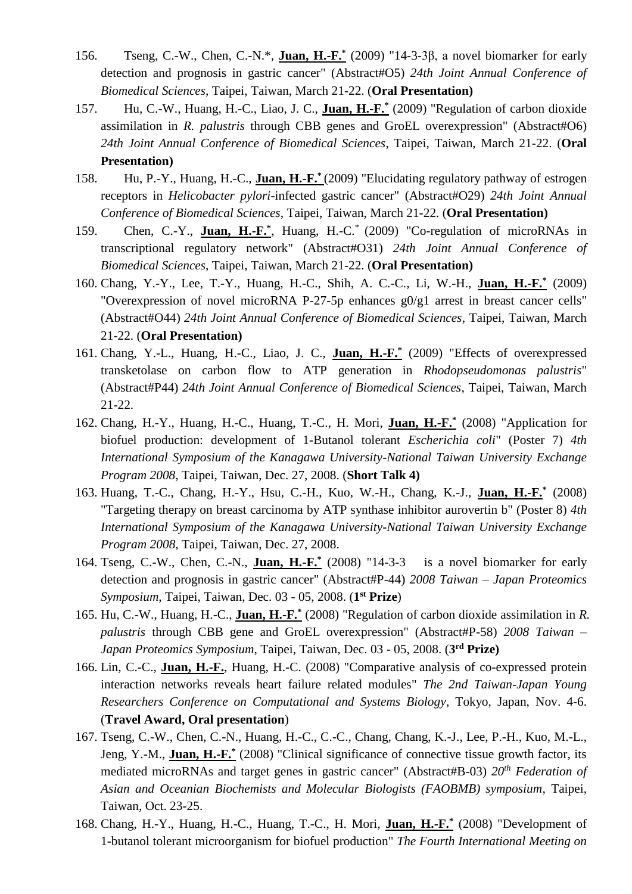156. Tseng, C.-W., Chen, C.-N.*, **Juan, H.-F.*** (2009) "14-3-3β, a novel biomarker for early detection and prognosis in gastric cancer" (Abstract#O5) *24th Joint Annual Conference of Biomedical Sciences*, Taipei, Taiwan, March 21-22. (**Oral Presentation)**

157. Hu, C.-W., Huang, H.-C., Liao, J. C., **Juan, H.-F.*** (2009) "Regulation of carbon dioxide assimilation in *R. palustris* through CBB genes and GroEL overexpression" (Abstract#O6) *24th Joint Annual Conference of Biomedical Sciences*, Taipei, Taiwan, March 21-22. (**Oral Presentation)**

158. Hu, P.-Y., Huang, H.-C., **Juan, H.-F.*** (2009) "Elucidating regulatory pathway of estrogen receptors in *Helicobacter pylori*-infected gastric cancer" (Abstract#O29) *24th Joint Annual Conference of Biomedical Sciences*, Taipei, Taiwan, March 21-22. (**Oral Presentation)**

159. Chen, C.-Y., **Juan, H.-F.***, Huang, H.-C.* (2009) "Co-regulation of microRNAs in transcriptional regulatory network" (Abstract#O31) *24th Joint Annual Conference of Biomedical Sciences*, Taipei, Taiwan, March 21-22. (**Oral Presentation)**

160. Chang, Y.-Y., Lee, T.-Y., Huang, H.-C., Shih, A. C.-C., Li, W.-H., **Juan, H.-F.*** (2009) "Overexpression of novel microRNA P-27-5p enhances g0/g1 arrest in breast cancer cells" (Abstract#O44) *24th Joint Annual Conference of Biomedical Sciences*, Taipei, Taiwan, March 21-22. (**Oral Presentation)**

161. Chang, Y.-L., Huang, H.-C., Liao, J. C., **Juan, H.-F.*** (2009) "Effects of overexpressed transketolase on carbon flow to ATP generation in *Rhodopseudomonas palustris*" (Abstract#P44) *24th Joint Annual Conference of Biomedical Sciences*, Taipei, Taiwan, March 21-22.

162. Chang, H.-Y., Huang, H.-C., Huang, T.-C., H. Mori, **Juan, H.-F.*** (2008) "Application for biofuel production: development of 1-Butanol tolerant *Escherichia coli*" (Poster 7) *4th International Symposium of the Kanagawa University-National Taiwan University Exchange Program 2008*, Taipei, Taiwan, Dec. 27, 2008. (**Short Talk 4)**

163. Huang, T.-C., Chang, H.-Y., Hsu, C.-H., Kuo, W.-H., Chang, K.-J., **Juan, H.-F.*** (2008) "Targeting therapy on breast carcinoma by ATP synthase inhibitor aurovertin b" (Poster 8) *4th International Symposium of the Kanagawa University-National Taiwan University Exchange Program 2008*, Taipei, Taiwan, Dec. 27, 2008.

164. Tseng, C.-W., Chen, C.-N., **Juan, H.-F.*** (2008) "14-3-3 is a novel biomarker for early detection and prognosis in gastric cancer" (Abstract#P-44) *2008 Taiwan – Japan Proteomics Symposium*, Taipei, Taiwan, Dec. 03 - 05, 2008. (**1st Prize**)

165. Hu, C.-W., Huang, H.-C., **Juan, H.-F.*** (2008) "Regulation of carbon dioxide assimilation in *R. palustris* through CBB gene and GroEL overexpression" (Abstract#P-58) *2008 Taiwan – Japan Proteomics Symposium*, Taipei, Taiwan, Dec. 03 - 05, 2008. (**3rd Prize)**

166. Lin, C.-C., **Juan, H.-F.**, Huang, H.-C. (2008) "Comparative analysis of co-expressed protein interaction networks reveals heart failure related modules" *The 2nd Taiwan-Japan Young Researchers Conference on Computational and Systems Biology*, Tokyo, Japan, Nov. 4-6. (**Travel Award, Oral presentation**)

167. Tseng, C.-W., Chen, C.-N., Huang, H.-C., C.-C., Chang, Chang, K.-J., Lee, P.-H., Kuo, M.-L., Jeng, Y.-M., **Juan, H.-F.*** (2008) "Clinical significance of connective tissue growth factor, its mediated microRNAs and target genes in gastric cancer" (Abstract#B-03) *20th Federation of Asian and Oceanian Biochemists and Molecular Biologists (FAOBMB) symposium*, Taipei, Taiwan, Oct. 23-25.

168. Chang, H.-Y., Huang, H.-C., Huang, T.-C., H. Mori, **Juan, H.-F.*** (2008) "Development of 1-butanol tolerant microorganism for biofuel production" *The Fourth International Meeting on*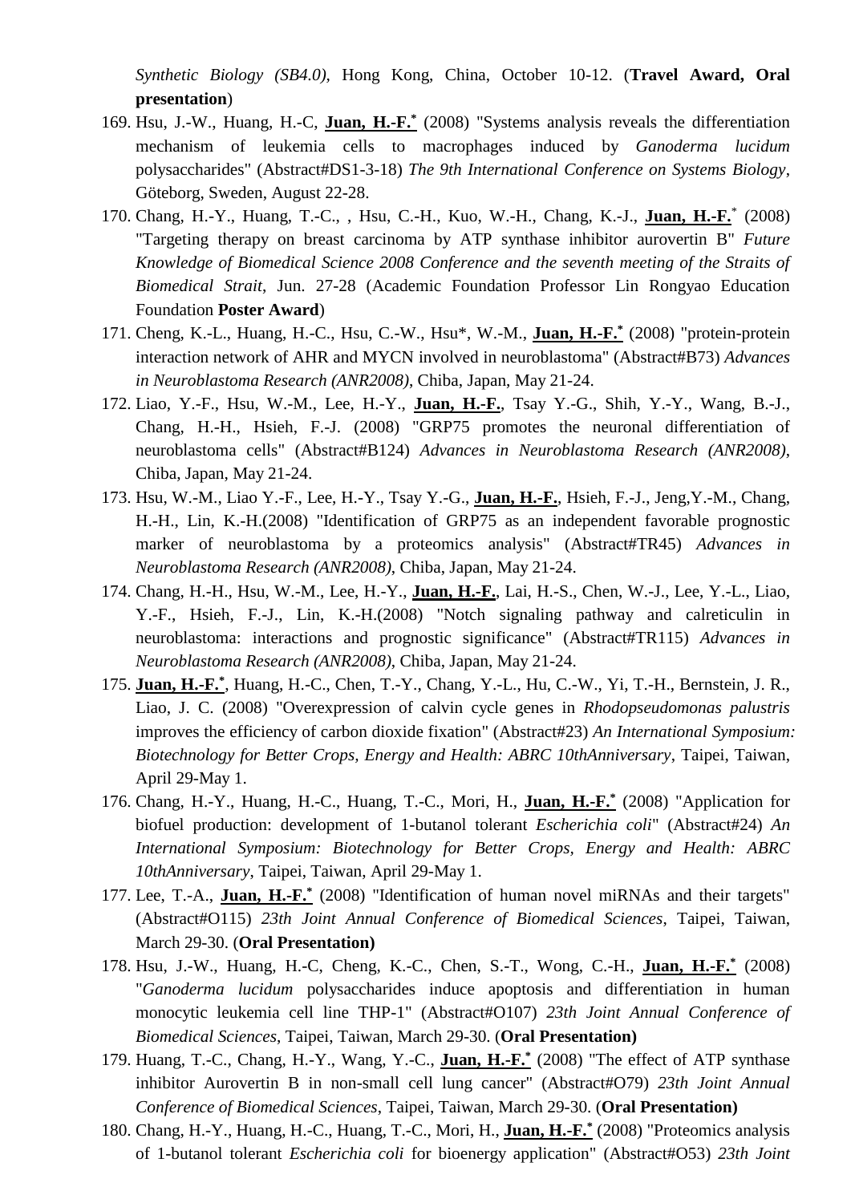*Synthetic Biology (SB4.0)*, Hong Kong, China, October 10-12. (**Travel Award, Oral presentation**)

169. Hsu, J.-W., Huang, H.-C, **Juan, H.-F.*** (2008) "Systems analysis reveals the differentiation mechanism of leukemia cells to macrophages induced by *Ganoderma lucidum* polysaccharides" (Abstract#DS1-3-18) *The 9th International Conference on Systems Biology*, Göteborg, Sweden, August 22-28.
170. Chang, H.-Y., Huang, T.-C., , Hsu, C.-H., Kuo, W.-H., Chang, K.-J., **Juan, H.-F.*** (2008) "Targeting therapy on breast carcinoma by ATP synthase inhibitor aurovertin B" *Future Knowledge of Biomedical Science 2008 Conference and the seventh meeting of the Straits of Biomedical Strait*, Jun. 27-28 (Academic Foundation Professor Lin Rongyao Education Foundation **Poster Award**)
171. Cheng, K.-L., Huang, H.-C., Hsu, C.-W., Hsu*, W.-M., **Juan, H.-F.*** (2008) "protein-protein interaction network of AHR and MYCN involved in neuroblastoma" (Abstract#B73) *Advances in Neuroblastoma Research (ANR2008)*, Chiba, Japan, May 21-24.
172. Liao, Y.-F., Hsu, W.-M., Lee, H.-Y., **Juan, H.-F.**, Tsay Y.-G., Shih, Y.-Y., Wang, B.-J., Chang, H.-H., Hsieh, F.-J. (2008) "GRP75 promotes the neuronal differentiation of neuroblastoma cells" (Abstract#B124) *Advances in Neuroblastoma Research (ANR2008)*, Chiba, Japan, May 21-24.
173. Hsu, W.-M., Liao Y.-F., Lee, H.-Y., Tsay Y.-G., **Juan, H.-F.**, Hsieh, F.-J., Jeng,Y.-M., Chang, H.-H., Lin, K.-H.(2008) "Identification of GRP75 as an independent favorable prognostic marker of neuroblastoma by a proteomics analysis" (Abstract#TR45) *Advances in Neuroblastoma Research (ANR2008)*, Chiba, Japan, May 21-24.
174. Chang, H.-H., Hsu, W.-M., Lee, H.-Y., **Juan, H.-F.**, Lai, H.-S., Chen, W.-J., Lee, Y.-L., Liao, Y.-F., Hsieh, F.-J., Lin, K.-H.(2008) "Notch signaling pathway and calreticulin in neuroblastoma: interactions and prognostic significance" (Abstract#TR115) *Advances in Neuroblastoma Research (ANR2008)*, Chiba, Japan, May 21-24.
175. **Juan, H.-F.***, Huang, H.-C., Chen, T.-Y., Chang, Y.-L., Hu, C.-W., Yi, T.-H., Bernstein, J. R., Liao, J. C. (2008) "Overexpression of calvin cycle genes in *Rhodopseudomonas palustris* improves the efficiency of carbon dioxide fixation" (Abstract#23) *An International Symposium: Biotechnology for Better Crops, Energy and Health: ABRC 10thAnniversary*, Taipei, Taiwan, April 29-May 1.
176. Chang, H.-Y., Huang, H.-C., Huang, T.-C., Mori, H., **Juan, H.-F.*** (2008) "Application for biofuel production: development of 1-butanol tolerant *Escherichia coli*" (Abstract#24) *An International Symposium: Biotechnology for Better Crops, Energy and Health: ABRC 10thAnniversary*, Taipei, Taiwan, April 29-May 1.
177. Lee, T.-A., **Juan, H.-F.*** (2008) "Identification of human novel miRNAs and their targets" (Abstract#O115) *23th Joint Annual Conference of Biomedical Sciences*, Taipei, Taiwan, March 29-30. (**Oral Presentation)**
178. Hsu, J.-W., Huang, H.-C, Cheng, K.-C., Chen, S.-T., Wong, C.-H., **Juan, H.-F.*** (2008) "*Ganoderma lucidum* polysaccharides induce apoptosis and differentiation in human monocytic leukemia cell line THP-1" (Abstract#O107) *23th Joint Annual Conference of Biomedical Sciences*, Taipei, Taiwan, March 29-30. (**Oral Presentation)**
179. Huang, T.-C., Chang, H.-Y., Wang, Y.-C., **Juan, H.-F.*** (2008) "The effect of ATP synthase inhibitor Aurovertin B in non-small cell lung cancer" (Abstract#O79) *23th Joint Annual Conference of Biomedical Sciences*, Taipei, Taiwan, March 29-30. (**Oral Presentation)**
180. Chang, H.-Y., Huang, H.-C., Huang, T.-C., Mori, H., **Juan, H.-F.*** (2008) "Proteomics analysis of 1-butanol tolerant *Escherichia coli* for bioenergy application" (Abstract#O53) *23th Joint*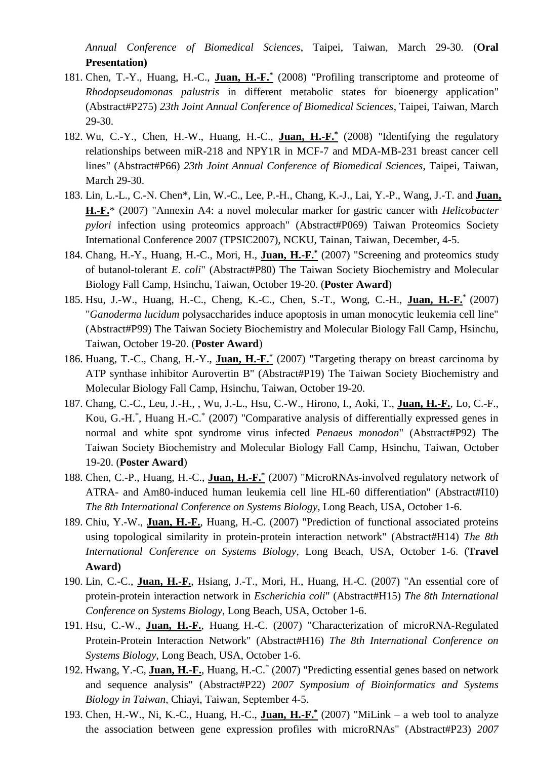*Annual Conference of Biomedical Sciences*, Taipei, Taiwan, March 29-30. (**Oral Presentation)**

181. Chen, T.-Y., Huang, H.-C., **Juan, H.-F.*** (2008) "Profiling transcriptome and proteome of *Rhodopseudomonas palustris* in different metabolic states for bioenergy application" (Abstract#P275) *23th Joint Annual Conference of Biomedical Sciences*, Taipei, Taiwan, March 29-30.
182. Wu, C.-Y., Chen, H.-W., Huang, H.-C., **Juan, H.-F.*** (2008) "Identifying the regulatory relationships between miR-218 and NPY1R in MCF-7 and MDA-MB-231 breast cancer cell lines" (Abstract#P66) *23th Joint Annual Conference of Biomedical Sciences*, Taipei, Taiwan, March 29-30.
183. Lin, L.-L., C.-N. Chen*, Lin, W.-C., Lee, P.-H., Chang, K.-J., Lai, Y.-P., Wang, J.-T. and **Juan, H.-F.*** (2007) "Annexin A4: a novel molecular marker for gastric cancer with *Helicobacter pylori* infection using proteomics approach" (Abstract#P069) Taiwan Proteomics Society International Conference 2007 (TPSIC2007), NCKU, Tainan, Taiwan, December, 4-5.
184. Chang, H.-Y., Huang, H.-C., Mori, H., **Juan, H.-F.*** (2007) "Screening and proteomics study of butanol-tolerant *E. coli*" (Abstract#P80) The Taiwan Society Biochemistry and Molecular Biology Fall Camp, Hsinchu, Taiwan, October 19-20. (**Poster Award**)
185. Hsu, J.-W., Huang, H.-C., Cheng, K.-C., Chen, S.-T., Wong, C.-H., **Juan, H.-F.*** (2007) "*Ganoderma lucidum* polysaccharides induce apoptosis in uman monocytic leukemia cell line" (Abstract#P99) The Taiwan Society Biochemistry and Molecular Biology Fall Camp, Hsinchu, Taiwan, October 19-20. (**Poster Award**)
186. Huang, T.-C., Chang, H.-Y., **Juan, H.-F.*** (2007) "Targeting therapy on breast carcinoma by ATP synthase inhibitor Aurovertin B" (Abstract#P19) The Taiwan Society Biochemistry and Molecular Biology Fall Camp, Hsinchu, Taiwan, October 19-20.
187. Chang, C.-C., Leu, J.-H., , Wu, J.-L., Hsu, C.-W., Hirono, I., Aoki, T., **Juan, H.-F.**, Lo, C.-F., Kou, G.-H.*, Huang H.-C.* (2007) "Comparative analysis of differentially expressed genes in normal and white spot syndrome virus infected *Penaeus monodon*" (Abstract#P92) The Taiwan Society Biochemistry and Molecular Biology Fall Camp, Hsinchu, Taiwan, October 19-20. (**Poster Award**)
188. Chen, C.-P., Huang, H.-C., **Juan, H.-F.*** (2007) "MicroRNAs-involved regulatory network of ATRA- and Am80-induced human leukemia cell line HL-60 differentiation" (Abstract#I10) *The 8th International Conference on Systems Biology*, Long Beach, USA, October 1-6.
189. Chiu, Y.-W., **Juan, H.-F.**, Huang, H.-C. (2007) "Prediction of functional associated proteins using topological similarity in protein-protein interaction network" (Abstract#H14) *The 8th International Conference on Systems Biology*, Long Beach, USA, October 1-6. (**Travel Award)**
190. Lin, C.-C., **Juan, H.-F.**, Hsiang, J.-T., Mori, H., Huang, H.-C. (2007) "An essential core of protein-protein interaction network in *Escherichia coli*" (Abstract#H15) *The 8th International Conference on Systems Biology*, Long Beach, USA, October 1-6.
191. Hsu, C.-W., **Juan, H.-F.**, Huang, H.-C. (2007) "Characterization of microRNA-Regulated Protein-Protein Interaction Network" (Abstract#H16) *The 8th International Conference on Systems Biology*, Long Beach, USA, October 1-6.
192. Hwang, Y.-C, **Juan, H.-F.**, Huang, H.-C.* (2007) "Predicting essential genes based on network and sequence analysis" (Abstract#P22) *2007 Symposium of Bioinformatics and Systems Biology in Taiwan*, Chiayi, Taiwan, September 4-5.
193. Chen, H.-W., Ni, K.-C., Huang, H.-C., **Juan, H.-F.*** (2007) "MiLink – a web tool to analyze the association between gene expression profiles with microRNAs" (Abstract#P23) *2007*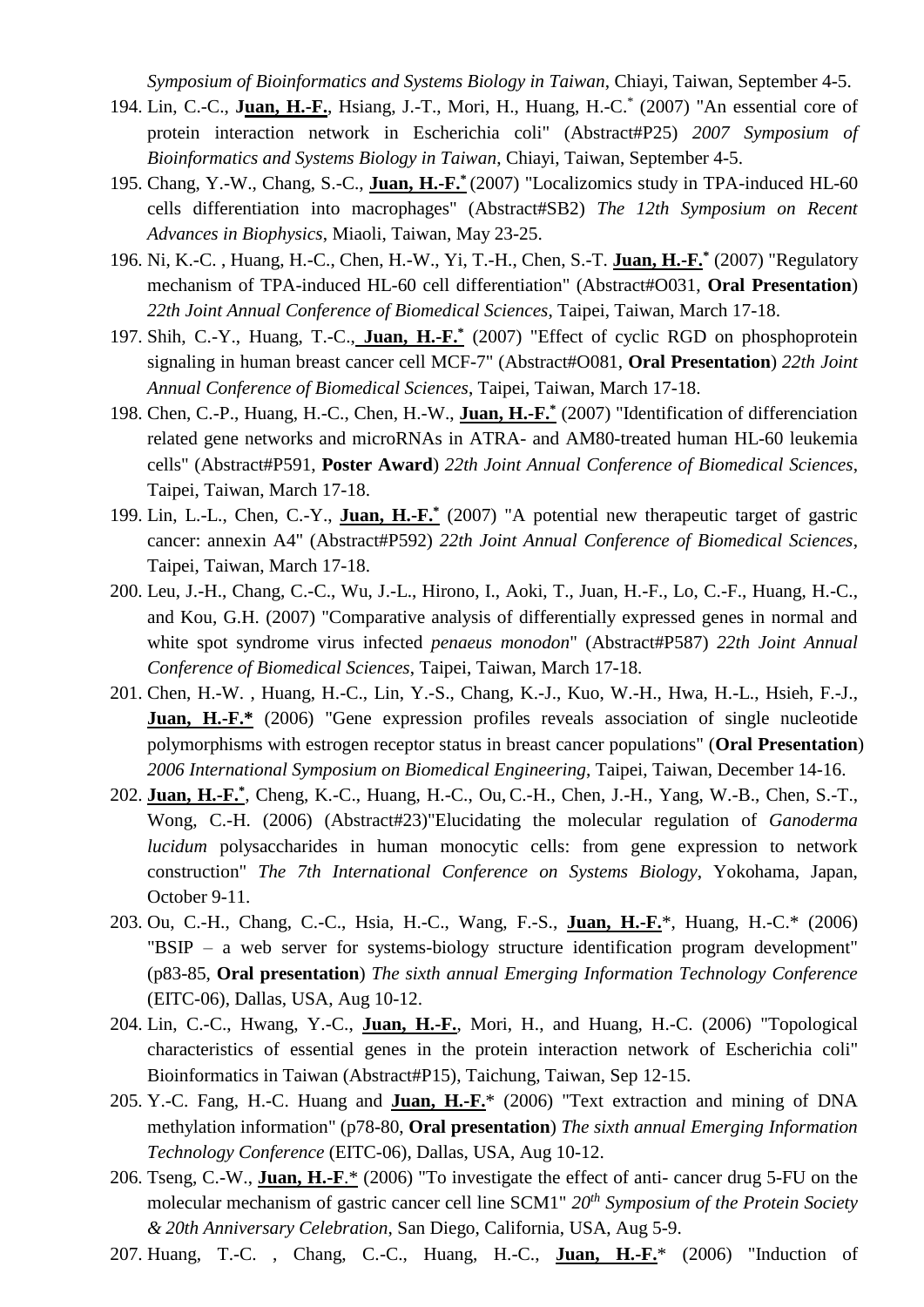*Symposium of Bioinformatics and Systems Biology in Taiwan*, Chiayi, Taiwan, September 4-5.

194. Lin, C.-C., **Juan, H.-F.**, Hsiang, J.-T., Mori, H., Huang, H.-C.* (2007) "An essential core of protein interaction network in Escherichia coli" (Abstract#P25) *2007 Symposium of Bioinformatics and Systems Biology in Taiwan*, Chiayi, Taiwan, September 4-5.
195. Chang, Y.-W., Chang, S.-C., **Juan, H.-F.*** (2007) "Localizomics study in TPA-induced HL-60 cells differentiation into macrophages" (Abstract#SB2) *The 12th Symposium on Recent Advances in Biophysics*, Miaoli, Taiwan, May 23-25.
196. Ni, K.-C. , Huang, H.-C., Chen, H.-W., Yi, T.-H., Chen, S.-T. **Juan, H.-F.*** (2007) "Regulatory mechanism of TPA-induced HL-60 cell differentiation" (Abstract#O031, **Oral Presentation**) *22th Joint Annual Conference of Biomedical Sciences*, Taipei, Taiwan, March 17-18.
197. Shih, C.-Y., Huang, T.-C., **Juan, H.-F.*** (2007) "Effect of cyclic RGD on phosphoprotein signaling in human breast cancer cell MCF-7" (Abstract#O081, **Oral Presentation**) *22th Joint Annual Conference of Biomedical Sciences*, Taipei, Taiwan, March 17-18.
198. Chen, C.-P., Huang, H.-C., Chen, H.-W., **Juan, H.-F.*** (2007) "Identification of differenciation related gene networks and microRNAs in ATRA- and AM80-treated human HL-60 leukemia cells" (Abstract#P591, **Poster Award**) *22th Joint Annual Conference of Biomedical Sciences*, Taipei, Taiwan, March 17-18.
199. Lin, L.-L., Chen, C.-Y., **Juan, H.-F.*** (2007) "A potential new therapeutic target of gastric cancer: annexin A4" (Abstract#P592) *22th Joint Annual Conference of Biomedical Sciences*, Taipei, Taiwan, March 17-18.
200. Leu, J.-H., Chang, C.-C., Wu, J.-L., Hirono, I., Aoki, T., Juan, H.-F., Lo, C.-F., Huang, H.-C., and Kou, G.H. (2007) "Comparative analysis of differentially expressed genes in normal and white spot syndrome virus infected *penaeus monodon*" (Abstract#P587) *22th Joint Annual Conference of Biomedical Sciences*, Taipei, Taiwan, March 17-18.
201. Chen, H.-W. , Huang, H.-C., Lin, Y.-S., Chang, K.-J., Kuo, W.-H., Hwa, H.-L., Hsieh, F.-J., **Juan, H.-F.*** (2006) "Gene expression profiles reveals association of single nucleotide polymorphisms with estrogen receptor status in breast cancer populations" (**Oral Presentation**) *2006 International Symposium on Biomedical Engineering*, Taipei, Taiwan, December 14-16.
202. **Juan, H.-F.***, Cheng, K.-C., Huang, H.-C., Ou, C.-H., Chen, J.-H., Yang, W.-B., Chen, S.-T., Wong, C.-H. (2006) (Abstract#23)"Elucidating the molecular regulation of *Ganoderma lucidum* polysaccharides in human monocytic cells: from gene expression to network construction" *The 7th International Conference on Systems Biology*, Yokohama, Japan, October 9-11.
203. Ou, C.-H., Chang, C.-C., Hsia, H.-C., Wang, F.-S., **Juan, H.-F.***, Huang, H.-C.* (2006) "BSIP – a web server for systems-biology structure identification program development" (p83-85, **Oral presentation**) *The sixth annual Emerging Information Technology Conference* (EITC-06), Dallas, USA, Aug 10-12.
204. Lin, C.-C., Hwang, Y.-C., **Juan, H.-F.**, Mori, H., and Huang, H.-C. (2006) "Topological characteristics of essential genes in the protein interaction network of Escherichia coli" Bioinformatics in Taiwan (Abstract#P15), Taichung, Taiwan, Sep 12-15.
205. Y.-C. Fang, H.-C. Huang and **Juan, H.-F.*** (2006) "Text extraction and mining of DNA methylation information" (p78-80, **Oral presentation**) *The sixth annual Emerging Information Technology Conference* (EITC-06), Dallas, USA, Aug 10-12.
206. Tseng, C.-W., **Juan, H.-F.*** (2006) "To investigate the effect of anti- cancer drug 5-FU on the molecular mechanism of gastric cancer cell line SCM1" *20th Symposium of the Protein Society & 20th Anniversary Celebration*, San Diego, California, USA, Aug 5-9.
207. Huang, T.-C. , Chang, C.-C., Huang, H.-C., **Juan, H.-F.*** (2006) "Induction of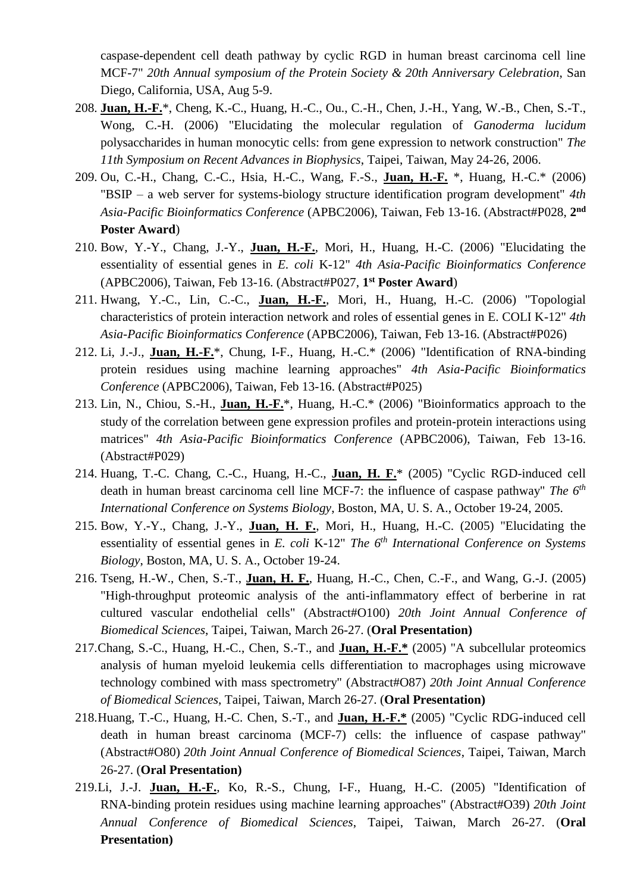caspase-dependent cell death pathway by cyclic RGD in human breast carcinoma cell line MCF-7" *20th Annual symposium of the Protein Society & 20th Anniversary Celebration*, San Diego, California, USA, Aug 5-9.

208. **Juan, H.-F.**\*, Cheng, K.-C., Huang, H.-C., Ou., C.-H., Chen, J.-H., Yang, W.-B., Chen, S.-T., Wong, C.-H. (2006) "Elucidating the molecular regulation of *Ganoderma lucidum* polysaccharides in human monocytic cells: from gene expression to network construction" *The 11th Symposium on Recent Advances in Biophysics*, Taipei, Taiwan, May 24-26, 2006.
209. Ou, C.-H., Chang, C.-C., Hsia, H.-C., Wang, F.-S., **Juan, H.-F.** \*, Huang, H.-C.\* (2006) "BSIP – a web server for systems-biology structure identification program development" *4th Asia-Pacific Bioinformatics Conference* (APBC2006), Taiwan, Feb 13-16. (Abstract#P028, **2nd Poster Award**)
210. Bow, Y.-Y., Chang, J.-Y., **Juan, H.-F.**, Mori, H., Huang, H.-C. (2006) "Elucidating the essentiality of essential genes in *E. coli* K-12" *4th Asia-Pacific Bioinformatics Conference* (APBC2006), Taiwan, Feb 13-16. (Abstract#P027, **1st Poster Award**)
211. Hwang, Y.-C., Lin, C.-C., **Juan, H.-F.**, Mori, H., Huang, H.-C. (2006) "Topologial characteristics of protein interaction network and roles of essential genes in E. COLI K-12" *4th Asia-Pacific Bioinformatics Conference* (APBC2006), Taiwan, Feb 13-16. (Abstract#P026)
212. Li, J.-J., **Juan, H.-F.**\*, Chung, I-F., Huang, H.-C.\* (2006) "Identification of RNA-binding protein residues using machine learning approaches" *4th Asia-Pacific Bioinformatics Conference* (APBC2006), Taiwan, Feb 13-16. (Abstract#P025)
213. Lin, N., Chiou, S.-H., **Juan, H.-F.**\*, Huang, H.-C.\* (2006) "Bioinformatics approach to the study of the correlation between gene expression profiles and protein-protein interactions using matrices" *4th Asia-Pacific Bioinformatics Conference* (APBC2006), Taiwan, Feb 13-16. (Abstract#P029)
214. Huang, T.-C. Chang, C.-C., Huang, H.-C., **Juan, H. F.**\* (2005) "Cyclic RGD-induced cell death in human breast carcinoma cell line MCF-7: the influence of caspase pathway" *The 6th International Conference on Systems Biology*, Boston, MA, U. S. A., October 19-24, 2005.
215. Bow, Y.-Y., Chang, J.-Y., **Juan, H. F.**, Mori, H., Huang, H.-C. (2005) "Elucidating the essentiality of essential genes in *E. coli* K-12" *The 6th International Conference on Systems Biology*, Boston, MA, U. S. A., October 19-24.
216. Tseng, H.-W., Chen, S.-T., **Juan, H. F.**, Huang, H.-C., Chen, C.-F., and Wang, G.-J. (2005) "High-throughput proteomic analysis of the anti-inflammatory effect of berberine in rat cultured vascular endothelial cells" (Abstract#O100) *20th Joint Annual Conference of Biomedical Sciences*, Taipei, Taiwan, March 26-27. (**Oral Presentation)**
217. Chang, S.-C., Huang, H.-C., Chen, S.-T., and **Juan, H.-F.\*** (2005) "A subcellular proteomics analysis of human myeloid leukemia cells differentiation to macrophages using microwave technology combined with mass spectrometry" (Abstract#O87) *20th Joint Annual Conference of Biomedical Sciences*, Taipei, Taiwan, March 26-27. (**Oral Presentation)**
218. Huang, T.-C., Huang, H.-C. Chen, S.-T., and **Juan, H.-F.\*** (2005) "Cyclic RDG-induced cell death in human breast carcinoma (MCF-7) cells: the influence of caspase pathway" (Abstract#O80) *20th Joint Annual Conference of Biomedical Sciences*, Taipei, Taiwan, March 26-27. (**Oral Presentation)**
219. Li, J.-J. **Juan, H.-F.**, Ko, R.-S., Chung, I-F., Huang, H.-C. (2005) "Identification of RNA-binding protein residues using machine learning approaches" (Abstract#O39) *20th Joint Annual Conference of Biomedical Sciences*, Taipei, Taiwan, March 26-27. (**Oral Presentation)**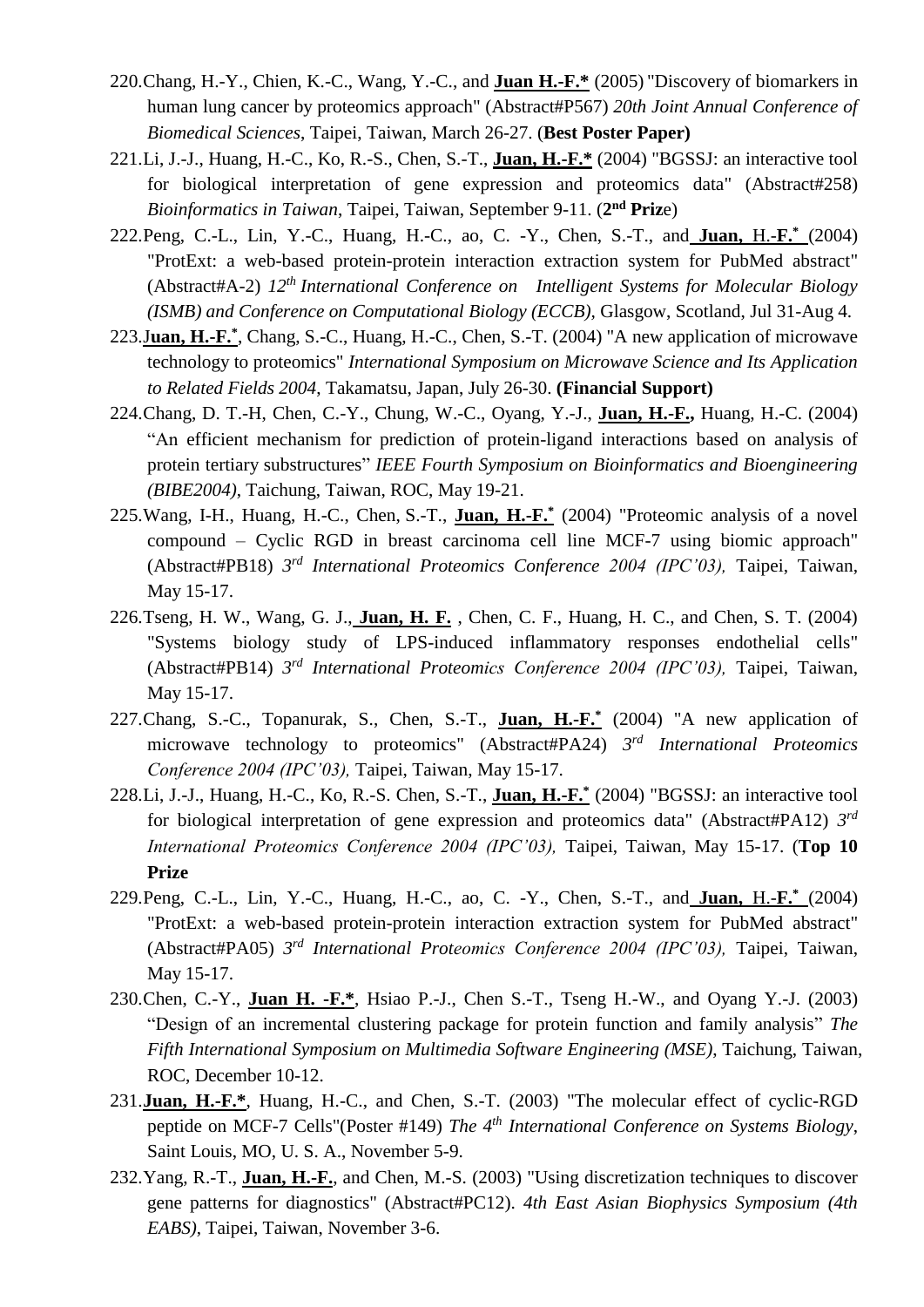220. Chang, H.-Y., Chien, K.-C., Wang, Y.-C., and **Juan H.-F.*** (2005) "Discovery of biomarkers in human lung cancer by proteomics approach" (Abstract#P567) *20th Joint Annual Conference of Biomedical Sciences*, Taipei, Taiwan, March 26-27. (**Best Poster Paper)**
221. Li, J.-J., Huang, H.-C., Ko, R.-S., Chen, S.-T., **Juan, H.-F.*** (2004) "BGSSJ: an interactive tool for biological interpretation of gene expression and proteomics data" (Abstract#258) *Bioinformatics in Taiwan*, Taipei, Taiwan, September 9-11. (**2nd Priz**e)
222. Peng, C.-L., Lin, Y.-C., Huang, H.-C., ao, C. -Y., Chen, S.-T., and **Juan, H.-F.*** (2004) "ProtExt: a web-based protein-protein interaction extraction system for PubMed abstract" (Abstract#A-2) *12th International Conference on Intelligent Systems for Molecular Biology (ISMB) and Conference on Computational Biology (ECCB),* Glasgow, Scotland, Jul 31-Aug 4.
223. **Juan, H.-F.***, Chang, S.-C., Huang, H.-C., Chen, S.-T. (2004) "A new application of microwave technology to proteomics" *International Symposium on Microwave Science and Its Application to Related Fields 2004*, Takamatsu, Japan, July 26-30. **(Financial Support)**
224. Chang, D. T.-H, Chen, C.-Y., Chung, W.-C., Oyang, Y.-J., **Juan, H.-F.,** Huang, H.-C. (2004) "An efficient mechanism for prediction of protein-ligand interactions based on analysis of protein tertiary substructures" *IEEE Fourth Symposium on Bioinformatics and Bioengineering (BIBE2004)*, Taichung, Taiwan, ROC, May 19-21.
225. Wang, I-H., Huang, H.-C., Chen, S.-T., **Juan, H.-F.*** (2004) "Proteomic analysis of a novel compound – Cyclic RGD in breast carcinoma cell line MCF-7 using biomic approach" (Abstract#PB18) *3rd International Proteomics Conference 2004 (IPC'03),* Taipei, Taiwan, May 15-17.
226. Tseng, H. W., Wang, G. J., **Juan, H. F.** , Chen, C. F., Huang, H. C., and Chen, S. T. (2004) "Systems biology study of LPS-induced inflammatory responses endothelial cells" (Abstract#PB14) *3rd International Proteomics Conference 2004 (IPC'03),* Taipei, Taiwan, May 15-17.
227. Chang, S.-C., Topanurak, S., Chen, S.-T., **Juan, H.-F.*** (2004) "A new application of microwave technology to proteomics" (Abstract#PA24) *3rd International Proteomics Conference 2004 (IPC'03),* Taipei, Taiwan, May 15-17.
228. Li, J.-J., Huang, H.-C., Ko, R.-S. Chen, S.-T., **Juan, H.-F.*** (2004) "BGSSJ: an interactive tool for biological interpretation of gene expression and proteomics data" (Abstract#PA12) *3rd International Proteomics Conference 2004 (IPC'03),* Taipei, Taiwan, May 15-17. (**Top 10 Prize**
229. Peng, C.-L., Lin, Y.-C., Huang, H.-C., ao, C. -Y., Chen, S.-T., and **Juan, H.-F.*** (2004) "ProtExt: a web-based protein-protein interaction extraction system for PubMed abstract" (Abstract#PA05) *3rd International Proteomics Conference 2004 (IPC'03),* Taipei, Taiwan, May 15-17.
230. Chen, C.-Y., **Juan H. -F.***, Hsiao P.-J., Chen S.-T., Tseng H.-W., and Oyang Y.-J. (2003) "Design of an incremental clustering package for protein function and family analysis" *The Fifth International Symposium on Multimedia Software Engineering (MSE)*, Taichung, Taiwan, ROC, December 10-12.
231. **Juan, H.-F.***, Huang, H.-C., and Chen, S.-T. (2003) "The molecular effect of cyclic-RGD peptide on MCF-7 Cells"(Poster #149) *The 4th International Conference on Systems Biology*, Saint Louis, MO, U. S. A., November 5-9.
232. Yang, R.-T., **Juan, H.-F.**, and Chen, M.-S. (2003) "Using discretization techniques to discover gene patterns for diagnostics" (Abstract#PC12). *4th East Asian Biophysics Symposium (4th EABS)*, Taipei, Taiwan, November 3-6.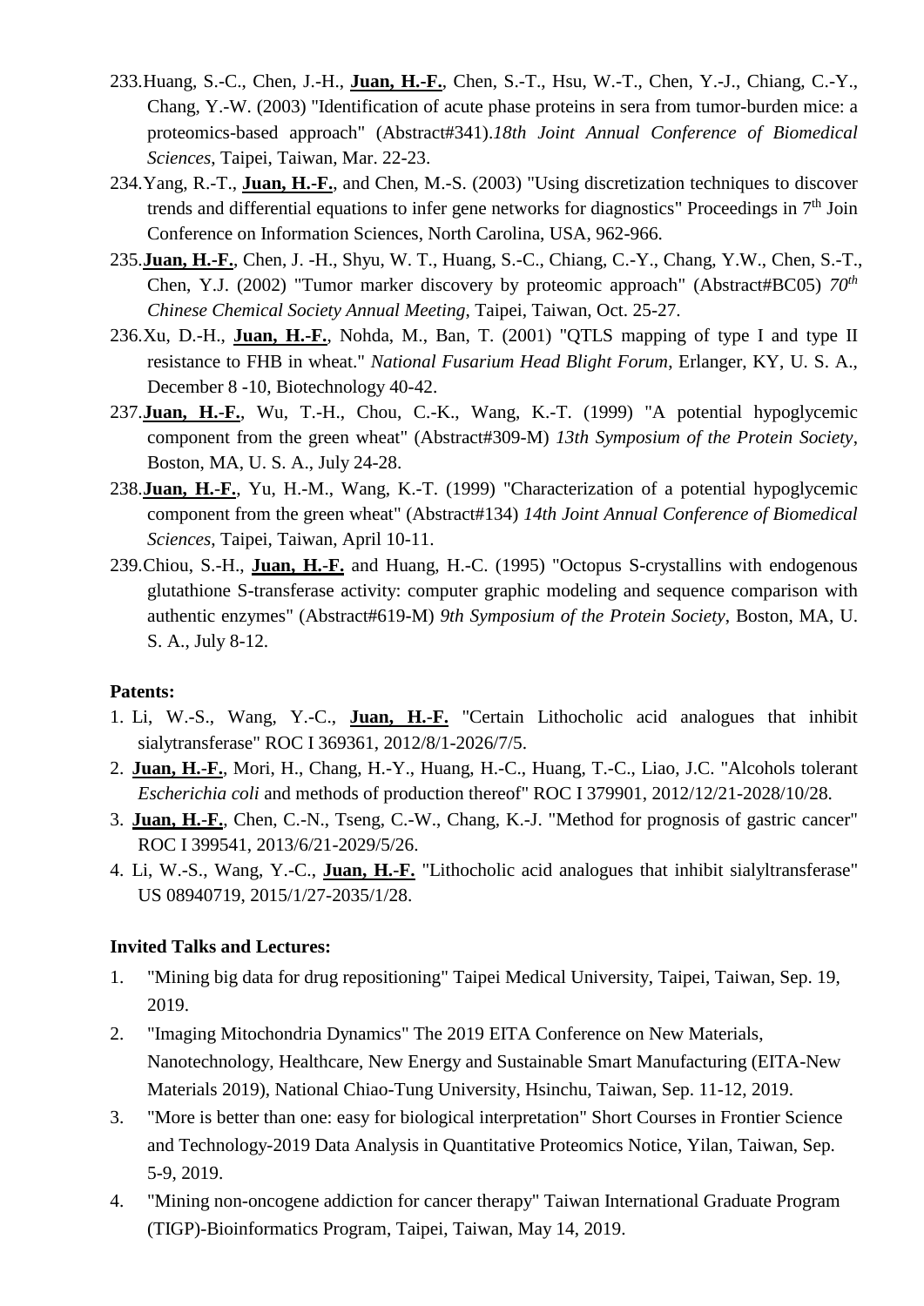233. Huang, S.-C., Chen, J.-H., **Juan, H.-F.**, Chen, S.-T., Hsu, W.-T., Chen, Y.-J., Chiang, C.-Y., Chang, Y.-W. (2003) "Identification of acute phase proteins in sera from tumor-burden mice: a proteomics-based approach" (Abstract#341).*18th Joint Annual Conference of Biomedical Sciences*, Taipei, Taiwan, Mar. 22-23.
234. Yang, R.-T., **Juan, H.-F.**, and Chen, M.-S. (2003) "Using discretization techniques to discover trends and differential equations to infer gene networks for diagnostics" Proceedings in 7th Join Conference on Information Sciences, North Carolina, USA, 962-966.
235. **Juan, H.-F.**, Chen, J. -H., Shyu, W. T., Huang, S.-C., Chiang, C.-Y., Chang, Y.W., Chen, S.-T., Chen, Y.J. (2002) "Tumor marker discovery by proteomic approach" (Abstract#BC05) *70th Chinese Chemical Society Annual Meeting*, Taipei, Taiwan, Oct. 25-27.
236. Xu, D.-H., **Juan, H.-F.**, Nohda, M., Ban, T. (2001) "QTLS mapping of type I and type II resistance to FHB in wheat." *National Fusarium Head Blight Forum*, Erlanger, KY, U. S. A., December 8 -10, Biotechnology 40-42.
237. **Juan, H.-F.**, Wu, T.-H., Chou, C.-K., Wang, K.-T. (1999) "A potential hypoglycemic component from the green wheat" (Abstract#309-M) *13th Symposium of the Protein Society*, Boston, MA, U. S. A., July 24-28.
238. **Juan, H.-F.**, Yu, H.-M., Wang, K.-T. (1999) "Characterization of a potential hypoglycemic component from the green wheat" (Abstract#134) *14th Joint Annual Conference of Biomedical Sciences*, Taipei, Taiwan, April 10-11.
239. Chiou, S.-H., **Juan, H.-F.** and Huang, H.-C. (1995) "Octopus S-crystallins with endogenous glutathione S-transferase activity: computer graphic modeling and sequence comparison with authentic enzymes" (Abstract#619-M) *9th Symposium of the Protein Society*, Boston, MA, U. S. A., July 8-12.

**Patents:**

1. Li, W.-S., Wang, Y.-C., **Juan, H.-F.** "Certain Lithocholic acid analogues that inhibit sialytransferase" ROC I 369361, 2012/8/1-2026/7/5.
2. **Juan, H.-F.**, Mori, H., Chang, H.-Y., Huang, H.-C., Huang, T.-C., Liao, J.C. "Alcohols tolerant *Escherichia coli* and methods of production thereof" ROC I 379901, 2012/12/21-2028/10/28.
3. **Juan, H.-F.**, Chen, C.-N., Tseng, C.-W., Chang, K.-J. "Method for prognosis of gastric cancer" ROC I 399541, 2013/6/21-2029/5/26.
4. Li, W.-S., Wang, Y.-C., **Juan, H.-F.** "Lithocholic acid analogues that inhibit sialyltransferase" US 08940719, 2015/1/27-2035/1/28.

**Invited Talks and Lectures:**

1. "Mining big data for drug repositioning" Taipei Medical University, Taipei, Taiwan, Sep. 19, 2019.
2. "Imaging Mitochondria Dynamics" The 2019 EITA Conference on New Materials, Nanotechnology, Healthcare, New Energy and Sustainable Smart Manufacturing (EITA-New Materials 2019), National Chiao-Tung University, Hsinchu, Taiwan, Sep. 11-12, 2019.
3. "More is better than one: easy for biological interpretation" Short Courses in Frontier Science and Technology-2019 Data Analysis in Quantitative Proteomics Notice, Yilan, Taiwan, Sep. 5-9, 2019.
4. "Mining non-oncogene addiction for cancer therapy" Taiwan International Graduate Program (TIGP)-Bioinformatics Program, Taipei, Taiwan, May 14, 2019.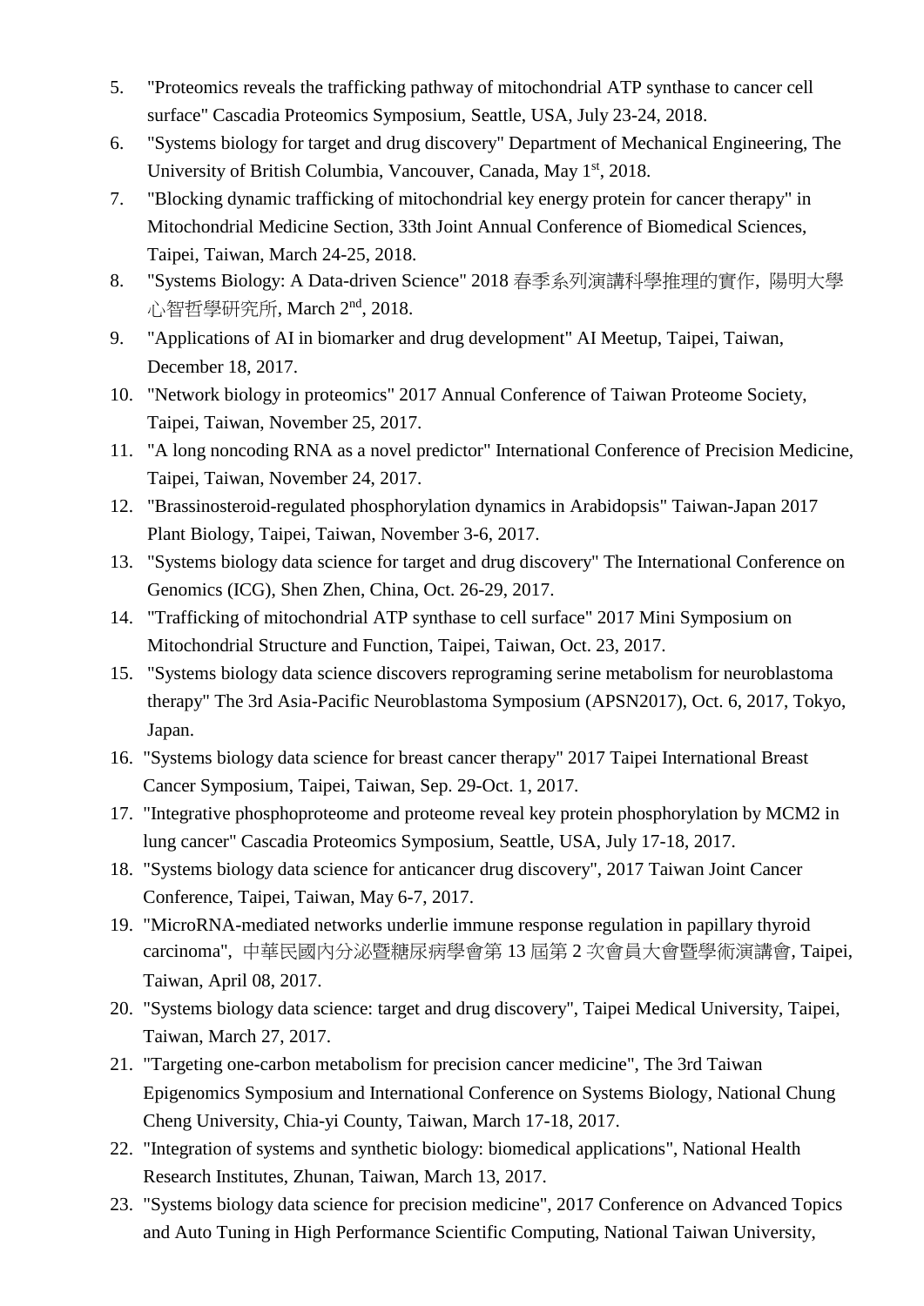5. "Proteomics reveals the trafficking pathway of mitochondrial ATP synthase to cancer cell surface" Cascadia Proteomics Symposium, Seattle, USA, July 23-24, 2018.
6. "Systems biology for target and drug discovery" Department of Mechanical Engineering, The University of British Columbia, Vancouver, Canada, May 1st, 2018.
7. "Blocking dynamic trafficking of mitochondrial key energy protein for cancer therapy" in Mitochondrial Medicine Section, 33th Joint Annual Conference of Biomedical Sciences, Taipei, Taiwan, March 24-25, 2018.
8. "Systems Biology: A Data-driven Science" 2018 春季系列演講科學推理的實作, 陽明大學心智哲學研究所, March 2nd, 2018.
9. "Applications of AI in biomarker and drug development" AI Meetup, Taipei, Taiwan, December 18, 2017.
10. "Network biology in proteomics" 2017 Annual Conference of Taiwan Proteome Society, Taipei, Taiwan, November 25, 2017.
11. "A long noncoding RNA as a novel predictor" International Conference of Precision Medicine, Taipei, Taiwan, November 24, 2017.
12. "Brassinosteroid-regulated phosphorylation dynamics in Arabidopsis" Taiwan-Japan 2017 Plant Biology, Taipei, Taiwan, November 3-6, 2017.
13. "Systems biology data science for target and drug discovery" The International Conference on Genomics (ICG), Shen Zhen, China, Oct. 26-29, 2017.
14. "Trafficking of mitochondrial ATP synthase to cell surface" 2017 Mini Symposium on Mitochondrial Structure and Function, Taipei, Taiwan, Oct. 23, 2017.
15. "Systems biology data science discovers reprograming serine metabolism for neuroblastoma therapy" The 3rd Asia-Pacific Neuroblastoma Symposium (APSN2017), Oct. 6, 2017, Tokyo, Japan.
16. "Systems biology data science for breast cancer therapy" 2017 Taipei International Breast Cancer Symposium, Taipei, Taiwan, Sep. 29-Oct. 1, 2017.
17. "Integrative phosphoproteome and proteome reveal key protein phosphorylation by MCM2 in lung cancer" Cascadia Proteomics Symposium, Seattle, USA, July 17-18, 2017.
18. "Systems biology data science for anticancer drug discovery", 2017 Taiwan Joint Cancer Conference, Taipei, Taiwan, May 6-7, 2017.
19. "MicroRNA-mediated networks underlie immune response regulation in papillary thyroid carcinoma", 中華民國內分泌暨糖尿病學會第 13 屆第 2 次會員大會暨學術演講會, Taipei, Taiwan, April 08, 2017.
20. "Systems biology data science: target and drug discovery", Taipei Medical University, Taipei, Taiwan, March 27, 2017.
21. "Targeting one-carbon metabolism for precision cancer medicine", The 3rd Taiwan Epigenomics Symposium and International Conference on Systems Biology, National Chung Cheng University, Chia-yi County, Taiwan, March 17-18, 2017.
22. "Integration of systems and synthetic biology: biomedical applications", National Health Research Institutes, Zhunan, Taiwan, March 13, 2017.
23. "Systems biology data science for precision medicine", 2017 Conference on Advanced Topics and Auto Tuning in High Performance Scientific Computing, National Taiwan University,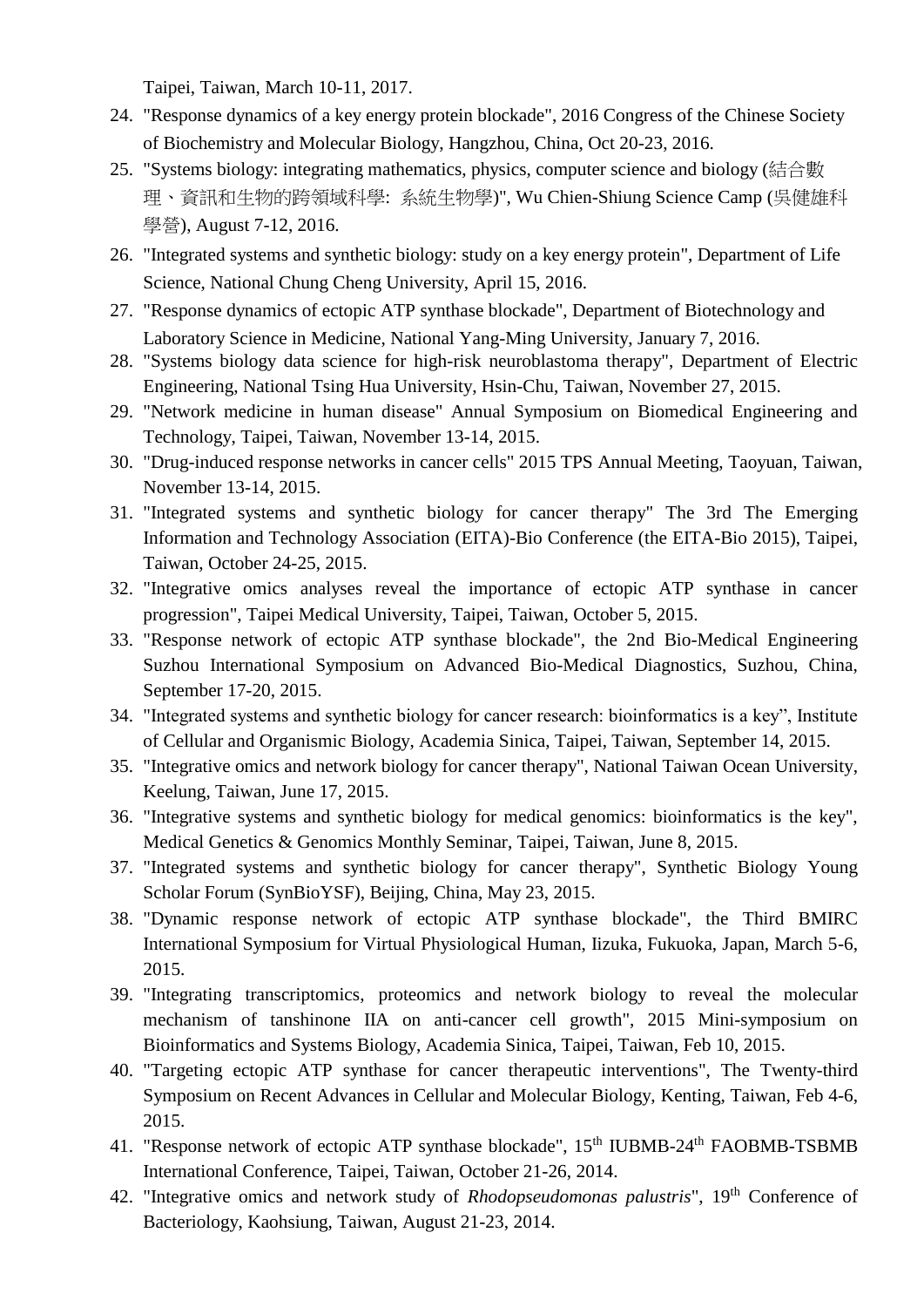Taipei, Taiwan, March 10-11, 2017.

24. "Response dynamics of a key energy protein blockade", 2016 Congress of the Chinese Society of Biochemistry and Molecular Biology, Hangzhou, China, Oct 20-23, 2016.
25. "Systems biology: integrating mathematics, physics, computer science and biology (結合數理、資訊和生物的跨領域科學: 系統生物學)", Wu Chien-Shiung Science Camp (吳健雄科學營), August 7-12, 2016.
26. "Integrated systems and synthetic biology: study on a key energy protein", Department of Life Science, National Chung Cheng University, April 15, 2016.
27. "Response dynamics of ectopic ATP synthase blockade", Department of Biotechnology and Laboratory Science in Medicine, National Yang-Ming University, January 7, 2016.
28. "Systems biology data science for high-risk neuroblastoma therapy", Department of Electric Engineering, National Tsing Hua University, Hsin-Chu, Taiwan, November 27, 2015.
29. "Network medicine in human disease" Annual Symposium on Biomedical Engineering and Technology, Taipei, Taiwan, November 13-14, 2015.
30. "Drug-induced response networks in cancer cells" 2015 TPS Annual Meeting, Taoyuan, Taiwan, November 13-14, 2015.
31. "Integrated systems and synthetic biology for cancer therapy" The 3rd The Emerging Information and Technology Association (EITA)-Bio Conference (the EITA-Bio 2015), Taipei, Taiwan, October 24-25, 2015.
32. "Integrative omics analyses reveal the importance of ectopic ATP synthase in cancer progression", Taipei Medical University, Taipei, Taiwan, October 5, 2015.
33. "Response network of ectopic ATP synthase blockade", the 2nd Bio-Medical Engineering Suzhou International Symposium on Advanced Bio-Medical Diagnostics, Suzhou, China, September 17-20, 2015.
34. "Integrated systems and synthetic biology for cancer research: bioinformatics is a key", Institute of Cellular and Organismic Biology, Academia Sinica, Taipei, Taiwan, September 14, 2015.
35. "Integrative omics and network biology for cancer therapy", National Taiwan Ocean University, Keelung, Taiwan, June 17, 2015.
36. "Integrative systems and synthetic biology for medical genomics: bioinformatics is the key", Medical Genetics & Genomics Monthly Seminar, Taipei, Taiwan, June 8, 2015.
37. "Integrated systems and synthetic biology for cancer therapy", Synthetic Biology Young Scholar Forum (SynBioYSF), Beijing, China, May 23, 2015.
38. "Dynamic response network of ectopic ATP synthase blockade", the Third BMIRC International Symposium for Virtual Physiological Human, Iizuka, Fukuoka, Japan, March 5-6, 2015.
39. "Integrating transcriptomics, proteomics and network biology to reveal the molecular mechanism of tanshinone IIA on anti-cancer cell growth", 2015 Mini-symposium on Bioinformatics and Systems Biology, Academia Sinica, Taipei, Taiwan, Feb 10, 2015.
40. "Targeting ectopic ATP synthase for cancer therapeutic interventions", The Twenty-third Symposium on Recent Advances in Cellular and Molecular Biology, Kenting, Taiwan, Feb 4-6, 2015.
41. "Response network of ectopic ATP synthase blockade", 15th IUBMB-24th FAOBMB-TSBMB International Conference, Taipei, Taiwan, October 21-26, 2014.
42. "Integrative omics and network study of *Rhodopseudomonas palustris*", 19th Conference of Bacteriology, Kaohsiung, Taiwan, August 21-23, 2014.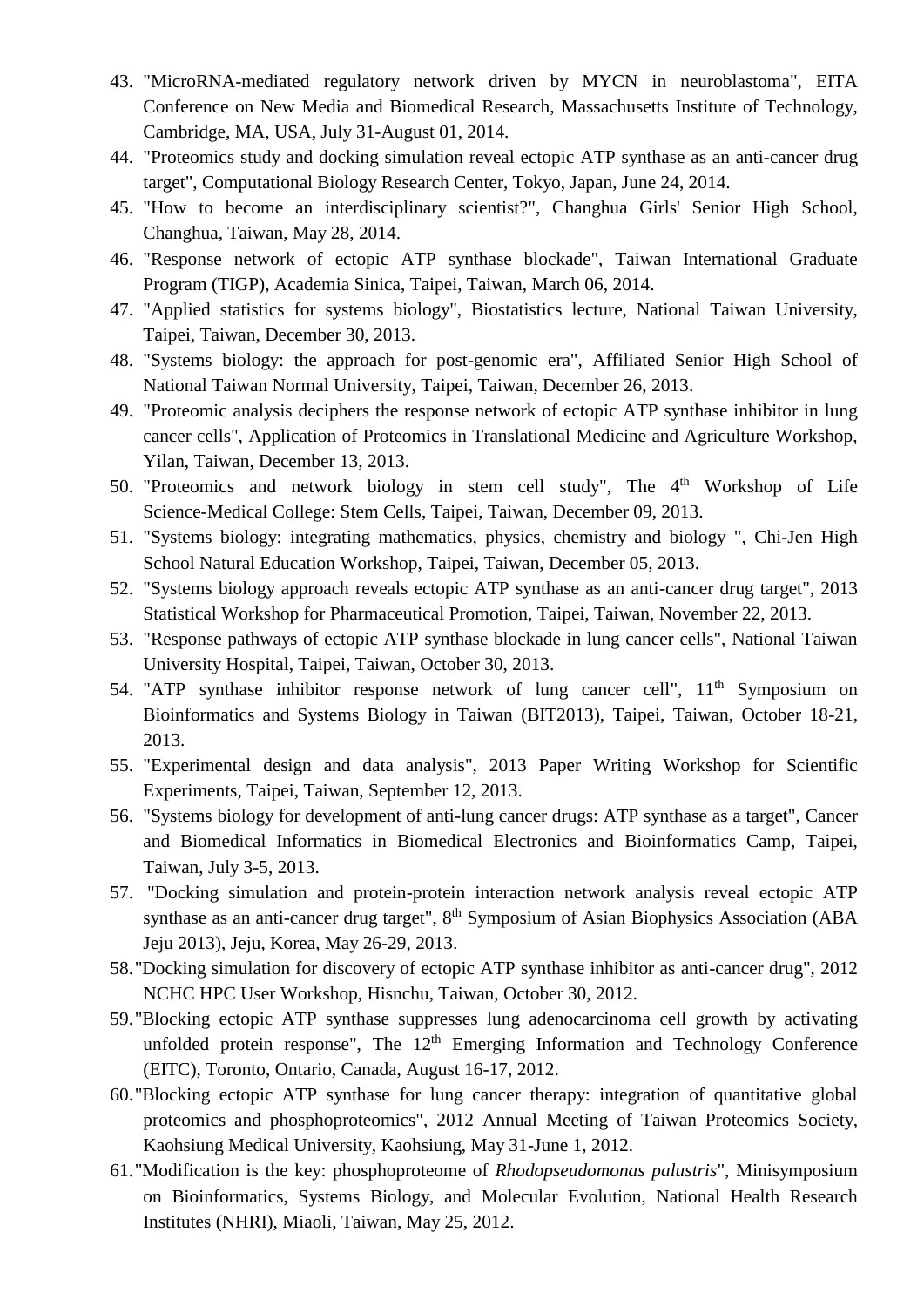43. "MicroRNA-mediated regulatory network driven by MYCN in neuroblastoma", EITA Conference on New Media and Biomedical Research, Massachusetts Institute of Technology, Cambridge, MA, USA, July 31-August 01, 2014.
44. "Proteomics study and docking simulation reveal ectopic ATP synthase as an anti-cancer drug target", Computational Biology Research Center, Tokyo, Japan, June 24, 2014.
45. "How to become an interdisciplinary scientist?", Changhua Girls' Senior High School, Changhua, Taiwan, May 28, 2014.
46. "Response network of ectopic ATP synthase blockade", Taiwan International Graduate Program (TIGP), Academia Sinica, Taipei, Taiwan, March 06, 2014.
47. "Applied statistics for systems biology", Biostatistics lecture, National Taiwan University, Taipei, Taiwan, December 30, 2013.
48. "Systems biology: the approach for post-genomic era", Affiliated Senior High School of National Taiwan Normal University, Taipei, Taiwan, December 26, 2013.
49. "Proteomic analysis deciphers the response network of ectopic ATP synthase inhibitor in lung cancer cells", Application of Proteomics in Translational Medicine and Agriculture Workshop, Yilan, Taiwan, December 13, 2013.
50. "Proteomics and network biology in stem cell study", The 4th Workshop of Life Science-Medical College: Stem Cells, Taipei, Taiwan, December 09, 2013.
51. "Systems biology: integrating mathematics, physics, chemistry and biology ", Chi-Jen High School Natural Education Workshop, Taipei, Taiwan, December 05, 2013.
52. "Systems biology approach reveals ectopic ATP synthase as an anti-cancer drug target", 2013 Statistical Workshop for Pharmaceutical Promotion, Taipei, Taiwan, November 22, 2013.
53. "Response pathways of ectopic ATP synthase blockade in lung cancer cells", National Taiwan University Hospital, Taipei, Taiwan, October 30, 2013.
54. "ATP synthase inhibitor response network of lung cancer cell", 11th Symposium on Bioinformatics and Systems Biology in Taiwan (BIT2013), Taipei, Taiwan, October 18-21, 2013.
55. "Experimental design and data analysis", 2013 Paper Writing Workshop for Scientific Experiments, Taipei, Taiwan, September 12, 2013.
56. "Systems biology for development of anti-lung cancer drugs: ATP synthase as a target", Cancer and Biomedical Informatics in Biomedical Electronics and Bioinformatics Camp, Taipei, Taiwan, July 3-5, 2013.
57. "Docking simulation and protein-protein interaction network analysis reveal ectopic ATP synthase as an anti-cancer drug target", 8th Symposium of Asian Biophysics Association (ABA Jeju 2013), Jeju, Korea, May 26-29, 2013.
58. "Docking simulation for discovery of ectopic ATP synthase inhibitor as anti-cancer drug", 2012 NCHC HPC User Workshop, Hisnchu, Taiwan, October 30, 2012.
59. "Blocking ectopic ATP synthase suppresses lung adenocarcinoma cell growth by activating unfolded protein response", The 12th Emerging Information and Technology Conference (EITC), Toronto, Ontario, Canada, August 16-17, 2012.
60. "Blocking ectopic ATP synthase for lung cancer therapy: integration of quantitative global proteomics and phosphoproteomics", 2012 Annual Meeting of Taiwan Proteomics Society, Kaohsiung Medical University, Kaohsiung, May 31-June 1, 2012.
61. "Modification is the key: phosphoproteome of *Rhodopseudomonas palustris*", Minisymposium on Bioinformatics, Systems Biology, and Molecular Evolution, National Health Research Institutes (NHRI), Miaoli, Taiwan, May 25, 2012.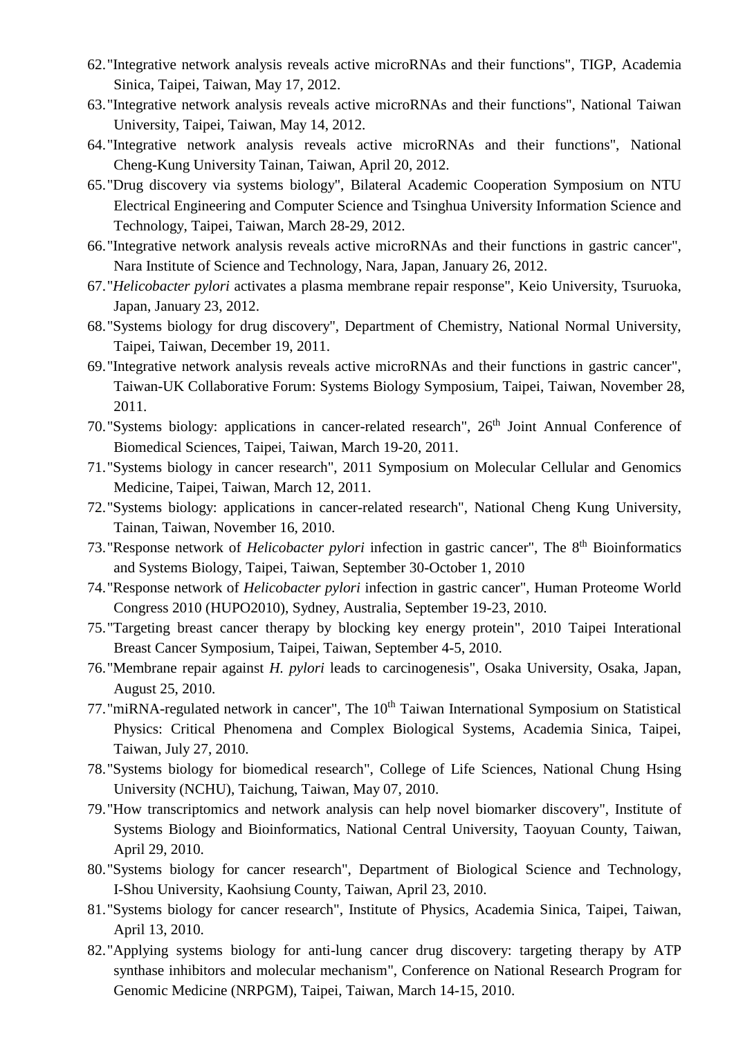62. "Integrative network analysis reveals active microRNAs and their functions", TIGP, Academia Sinica, Taipei, Taiwan, May 17, 2012.
63. "Integrative network analysis reveals active microRNAs and their functions", National Taiwan University, Taipei, Taiwan, May 14, 2012.
64. "Integrative network analysis reveals active microRNAs and their functions", National Cheng-Kung University Tainan, Taiwan, April 20, 2012.
65. "Drug discovery via systems biology", Bilateral Academic Cooperation Symposium on NTU Electrical Engineering and Computer Science and Tsinghua University Information Science and Technology, Taipei, Taiwan, March 28-29, 2012.
66. "Integrative network analysis reveals active microRNAs and their functions in gastric cancer", Nara Institute of Science and Technology, Nara, Japan, January 26, 2012.
67. "*Helicobacter pylori* activates a plasma membrane repair response", Keio University, Tsuruoka, Japan, January 23, 2012.
68. "Systems biology for drug discovery", Department of Chemistry, National Normal University, Taipei, Taiwan, December 19, 2011.
69. "Integrative network analysis reveals active microRNAs and their functions in gastric cancer", Taiwan-UK Collaborative Forum: Systems Biology Symposium, Taipei, Taiwan, November 28, 2011.
70. "Systems biology: applications in cancer-related research", 26th Joint Annual Conference of Biomedical Sciences, Taipei, Taiwan, March 19-20, 2011.
71. "Systems biology in cancer research", 2011 Symposium on Molecular Cellular and Genomics Medicine, Taipei, Taiwan, March 12, 2011.
72. "Systems biology: applications in cancer-related research", National Cheng Kung University, Tainan, Taiwan, November 16, 2010.
73. "Response network of *Helicobacter pylori* infection in gastric cancer", The 8th Bioinformatics and Systems Biology, Taipei, Taiwan, September 30-October 1, 2010
74. "Response network of *Helicobacter pylori* infection in gastric cancer", Human Proteome World Congress 2010 (HUPO2010), Sydney, Australia, September 19-23, 2010.
75. "Targeting breast cancer therapy by blocking key energy protein", 2010 Taipei Interational Breast Cancer Symposium, Taipei, Taiwan, September 4-5, 2010.
76. "Membrane repair against *H. pylori* leads to carcinogenesis", Osaka University, Osaka, Japan, August 25, 2010.
77. "miRNA-regulated network in cancer", The 10th Taiwan International Symposium on Statistical Physics: Critical Phenomena and Complex Biological Systems, Academia Sinica, Taipei, Taiwan, July 27, 2010.
78. "Systems biology for biomedical research", College of Life Sciences, National Chung Hsing University (NCHU), Taichung, Taiwan, May 07, 2010.
79. "How transcriptomics and network analysis can help novel biomarker discovery", Institute of Systems Biology and Bioinformatics, National Central University, Taoyuan County, Taiwan, April 29, 2010.
80. "Systems biology for cancer research", Department of Biological Science and Technology, I-Shou University, Kaohsiung County, Taiwan, April 23, 2010.
81. "Systems biology for cancer research", Institute of Physics, Academia Sinica, Taipei, Taiwan, April 13, 2010.
82. "Applying systems biology for anti-lung cancer drug discovery: targeting therapy by ATP synthase inhibitors and molecular mechanism", Conference on National Research Program for Genomic Medicine (NRPGM), Taipei, Taiwan, March 14-15, 2010.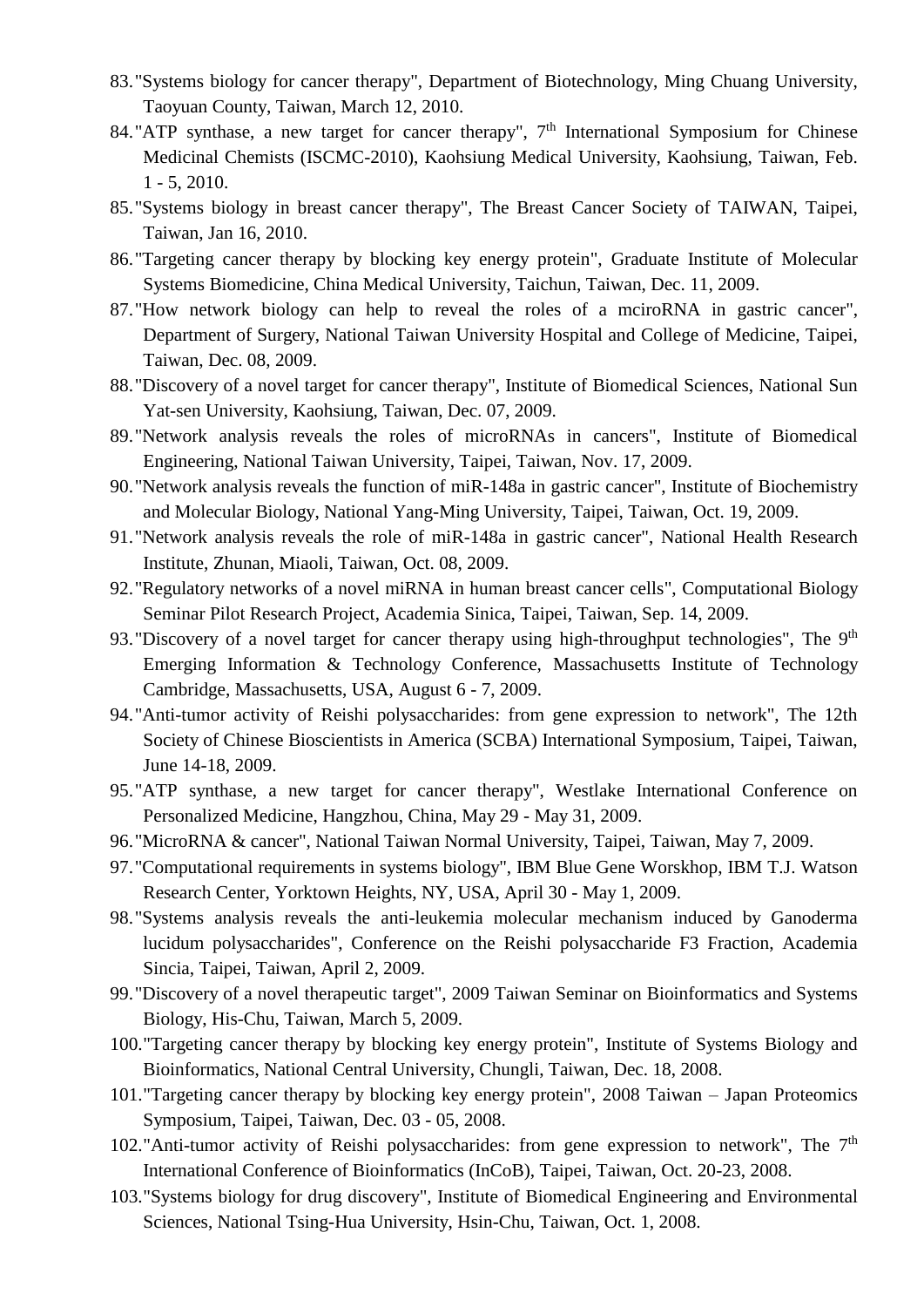83. "Systems biology for cancer therapy", Department of Biotechnology, Ming Chuang University, Taoyuan County, Taiwan, March 12, 2010.
84. "ATP synthase, a new target for cancer therapy", 7th International Symposium for Chinese Medicinal Chemists (ISCMC-2010), Kaohsiung Medical University, Kaohsiung, Taiwan, Feb. 1 - 5, 2010.
85. "Systems biology in breast cancer therapy", The Breast Cancer Society of TAIWAN, Taipei, Taiwan, Jan 16, 2010.
86. "Targeting cancer therapy by blocking key energy protein", Graduate Institute of Molecular Systems Biomedicine, China Medical University, Taichun, Taiwan, Dec. 11, 2009.
87. "How network biology can help to reveal the roles of a mciroRNA in gastric cancer", Department of Surgery, National Taiwan University Hospital and College of Medicine, Taipei, Taiwan, Dec. 08, 2009.
88. "Discovery of a novel target for cancer therapy", Institute of Biomedical Sciences, National Sun Yat-sen University, Kaohsiung, Taiwan, Dec. 07, 2009.
89. "Network analysis reveals the roles of microRNAs in cancers", Institute of Biomedical Engineering, National Taiwan University, Taipei, Taiwan, Nov. 17, 2009.
90. "Network analysis reveals the function of miR-148a in gastric cancer", Institute of Biochemistry and Molecular Biology, National Yang-Ming University, Taipei, Taiwan, Oct. 19, 2009.
91. "Network analysis reveals the role of miR-148a in gastric cancer", National Health Research Institute, Zhunan, Miaoli, Taiwan, Oct. 08, 2009.
92. "Regulatory networks of a novel miRNA in human breast cancer cells", Computational Biology Seminar Pilot Research Project, Academia Sinica, Taipei, Taiwan, Sep. 14, 2009.
93. "Discovery of a novel target for cancer therapy using high-throughput technologies", The 9th Emerging Information & Technology Conference, Massachusetts Institute of Technology Cambridge, Massachusetts, USA, August 6 - 7, 2009.
94. "Anti-tumor activity of Reishi polysaccharides: from gene expression to network", The 12th Society of Chinese Bioscientists in America (SCBA) International Symposium, Taipei, Taiwan, June 14-18, 2009.
95. "ATP synthase, a new target for cancer therapy", Westlake International Conference on Personalized Medicine, Hangzhou, China, May 29 - May 31, 2009.
96. "MicroRNA & cancer", National Taiwan Normal University, Taipei, Taiwan, May 7, 2009.
97. "Computational requirements in systems biology", IBM Blue Gene Worskhop, IBM T.J. Watson Research Center, Yorktown Heights, NY, USA, April 30 - May 1, 2009.
98. "Systems analysis reveals the anti-leukemia molecular mechanism induced by Ganoderma lucidum polysaccharides", Conference on the Reishi polysaccharide F3 Fraction, Academia Sincia, Taipei, Taiwan, April 2, 2009.
99. "Discovery of a novel therapeutic target", 2009 Taiwan Seminar on Bioinformatics and Systems Biology, His-Chu, Taiwan, March 5, 2009.
100. "Targeting cancer therapy by blocking key energy protein", Institute of Systems Biology and Bioinformatics, National Central University, Chungli, Taiwan, Dec. 18, 2008.
101. "Targeting cancer therapy by blocking key energy protein", 2008 Taiwan – Japan Proteomics Symposium, Taipei, Taiwan, Dec. 03 - 05, 2008.
102. "Anti-tumor activity of Reishi polysaccharides: from gene expression to network", The 7th International Conference of Bioinformatics (InCoB), Taipei, Taiwan, Oct. 20-23, 2008.
103. "Systems biology for drug discovery", Institute of Biomedical Engineering and Environmental Sciences, National Tsing-Hua University, Hsin-Chu, Taiwan, Oct. 1, 2008.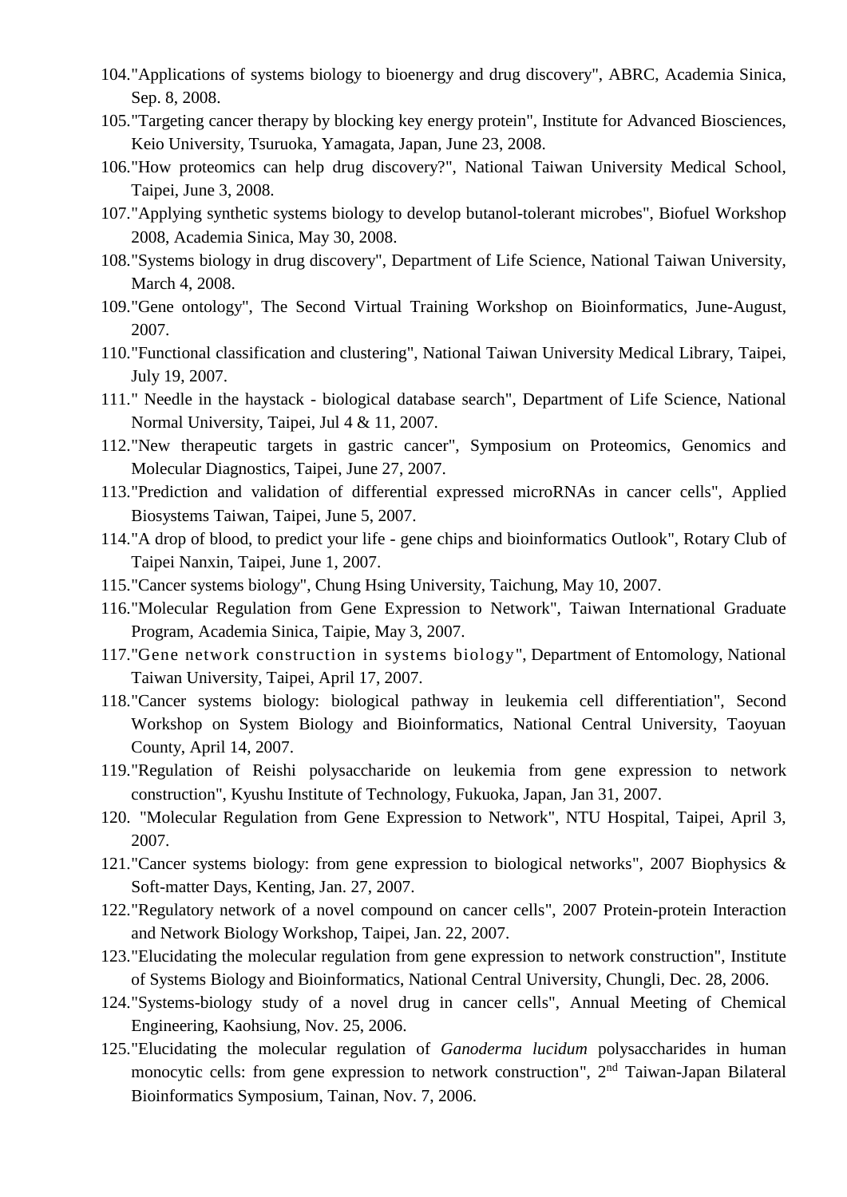104. "Applications of systems biology to bioenergy and drug discovery", ABRC, Academia Sinica, Sep. 8, 2008.
105. "Targeting cancer therapy by blocking key energy protein", Institute for Advanced Biosciences, Keio University, Tsuruoka, Yamagata, Japan, June 23, 2008.
106. "How proteomics can help drug discovery?", National Taiwan University Medical School, Taipei, June 3, 2008.
107. "Applying synthetic systems biology to develop butanol-tolerant microbes", Biofuel Workshop 2008, Academia Sinica, May 30, 2008.
108. "Systems biology in drug discovery", Department of Life Science, National Taiwan University, March 4, 2008.
109. "Gene ontology", The Second Virtual Training Workshop on Bioinformatics, June-August, 2007.
110. "Functional classification and clustering", National Taiwan University Medical Library, Taipei, July 19, 2007.
111. " Needle in the haystack - biological database search", Department of Life Science, National Normal University, Taipei, Jul 4 & 11, 2007.
112. "New therapeutic targets in gastric cancer", Symposium on Proteomics, Genomics and Molecular Diagnostics, Taipei, June 27, 2007.
113. "Prediction and validation of differential expressed microRNAs in cancer cells", Applied Biosystems Taiwan, Taipei, June 5, 2007.
114. "A drop of blood, to predict your life - gene chips and bioinformatics Outlook", Rotary Club of Taipei Nanxin, Taipei, June 1, 2007.
115. "Cancer systems biology", Chung Hsing University, Taichung, May 10, 2007.
116. "Molecular Regulation from Gene Expression to Network", Taiwan International Graduate Program, Academia Sinica, Taipie, May 3, 2007.
117. "Gene network construction in systems biology", Department of Entomology, National Taiwan University, Taipei, April 17, 2007.
118. "Cancer systems biology: biological pathway in leukemia cell differentiation", Second Workshop on System Biology and Bioinformatics, National Central University, Taoyuan County, April 14, 2007.
119. "Regulation of Reishi polysaccharide on leukemia from gene expression to network construction", Kyushu Institute of Technology, Fukuoka, Japan, Jan 31, 2007.
120. "Molecular Regulation from Gene Expression to Network", NTU Hospital, Taipei, April 3, 2007.
121. "Cancer systems biology: from gene expression to biological networks", 2007 Biophysics & Soft-matter Days, Kenting, Jan. 27, 2007.
122. "Regulatory network of a novel compound on cancer cells", 2007 Protein-protein Interaction and Network Biology Workshop, Taipei, Jan. 22, 2007.
123. "Elucidating the molecular regulation from gene expression to network construction", Institute of Systems Biology and Bioinformatics, National Central University, Chungli, Dec. 28, 2006.
124. "Systems-biology study of a novel drug in cancer cells", Annual Meeting of Chemical Engineering, Kaohsiung, Nov. 25, 2006.
125. "Elucidating the molecular regulation of *Ganoderma lucidum* polysaccharides in human monocytic cells: from gene expression to network construction", 2nd Taiwan-Japan Bilateral Bioinformatics Symposium, Tainan, Nov. 7, 2006.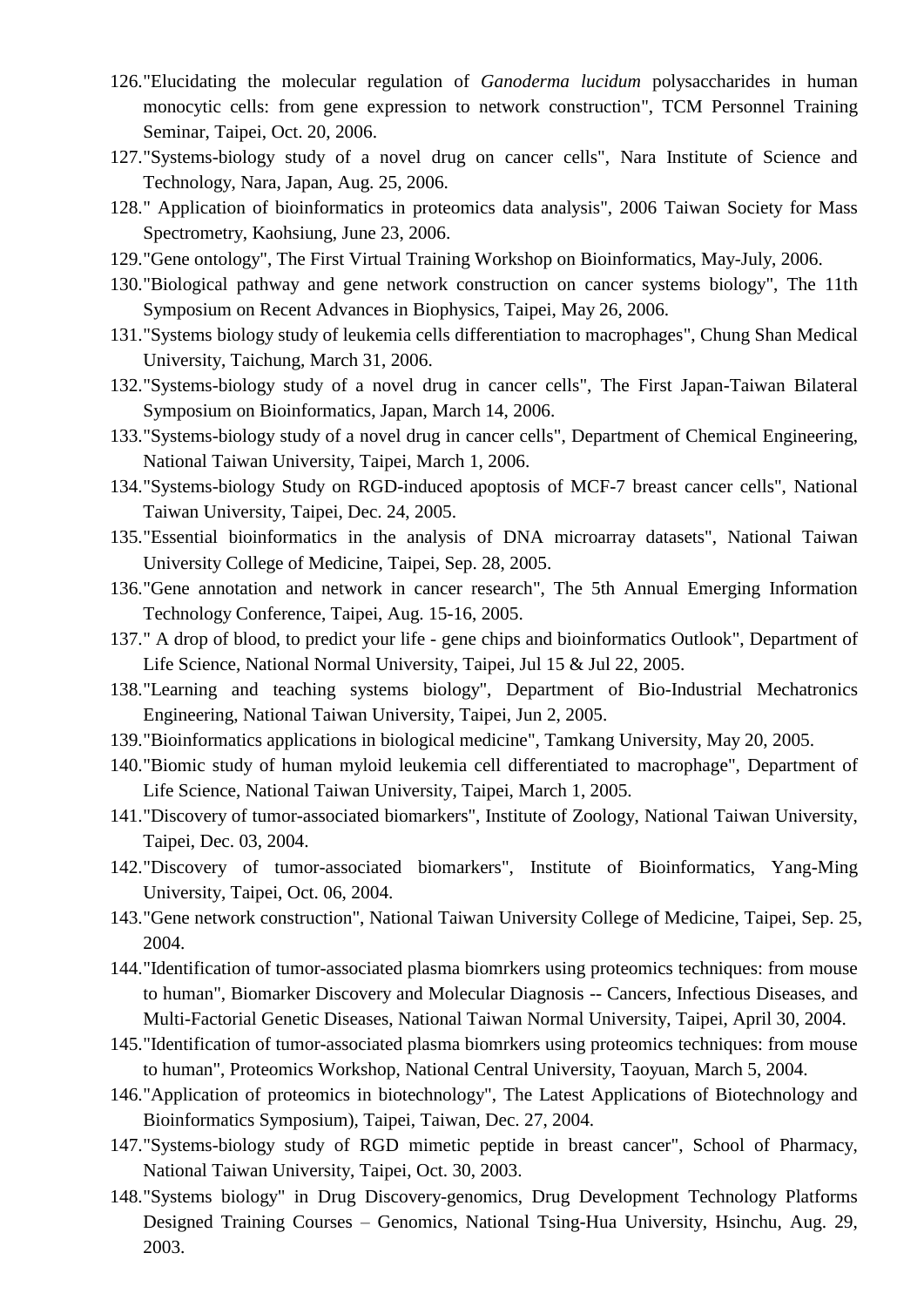126. "Elucidating the molecular regulation of *Ganoderma lucidum* polysaccharides in human monocytic cells: from gene expression to network construction", TCM Personnel Training Seminar, Taipei, Oct. 20, 2006.
127. "Systems-biology study of a novel drug on cancer cells", Nara Institute of Science and Technology, Nara, Japan, Aug. 25, 2006.
128. " Application of bioinformatics in proteomics data analysis", 2006 Taiwan Society for Mass Spectrometry, Kaohsiung, June 23, 2006.
129. "Gene ontology", The First Virtual Training Workshop on Bioinformatics, May-July, 2006.
130. "Biological pathway and gene network construction on cancer systems biology", The 11th Symposium on Recent Advances in Biophysics, Taipei, May 26, 2006.
131. "Systems biology study of leukemia cells differentiation to macrophages", Chung Shan Medical University, Taichung, March 31, 2006.
132. "Systems-biology study of a novel drug in cancer cells", The First Japan-Taiwan Bilateral Symposium on Bioinformatics, Japan, March 14, 2006.
133. "Systems-biology study of a novel drug in cancer cells", Department of Chemical Engineering, National Taiwan University, Taipei, March 1, 2006.
134. "Systems-biology Study on RGD-induced apoptosis of MCF-7 breast cancer cells", National Taiwan University, Taipei, Dec. 24, 2005.
135. "Essential bioinformatics in the analysis of DNA microarray datasets", National Taiwan University College of Medicine, Taipei, Sep. 28, 2005.
136. "Gene annotation and network in cancer research", The 5th Annual Emerging Information Technology Conference, Taipei, Aug. 15-16, 2005.
137. " A drop of blood, to predict your life - gene chips and bioinformatics Outlook", Department of Life Science, National Normal University, Taipei, Jul 15 & Jul 22, 2005.
138. "Learning and teaching systems biology", Department of Bio-Industrial Mechatronics Engineering, National Taiwan University, Taipei, Jun 2, 2005.
139. "Bioinformatics applications in biological medicine", Tamkang University, May 20, 2005.
140. "Biomic study of human myloid leukemia cell differentiated to macrophage", Department of Life Science, National Taiwan University, Taipei, March 1, 2005.
141. "Discovery of tumor-associated biomarkers", Institute of Zoology, National Taiwan University, Taipei, Dec. 03, 2004.
142. "Discovery of tumor-associated biomarkers", Institute of Bioinformatics, Yang-Ming University, Taipei, Oct. 06, 2004.
143. "Gene network construction", National Taiwan University College of Medicine, Taipei, Sep. 25, 2004.
144. "Identification of tumor-associated plasma biomrkers using proteomics techniques: from mouse to human", Biomarker Discovery and Molecular Diagnosis -- Cancers, Infectious Diseases, and Multi-Factorial Genetic Diseases, National Taiwan Normal University, Taipei, April 30, 2004.
145. "Identification of tumor-associated plasma biomrkers using proteomics techniques: from mouse to human", Proteomics Workshop, National Central University, Taoyuan, March 5, 2004.
146. "Application of proteomics in biotechnology", The Latest Applications of Biotechnology and Bioinformatics Symposium), Taipei, Taiwan, Dec. 27, 2004.
147. "Systems-biology study of RGD mimetic peptide in breast cancer", School of Pharmacy, National Taiwan University, Taipei, Oct. 30, 2003.
148. "Systems biology" in Drug Discovery-genomics, Drug Development Technology Platforms Designed Training Courses – Genomics, National Tsing-Hua University, Hsinchu, Aug. 29, 2003.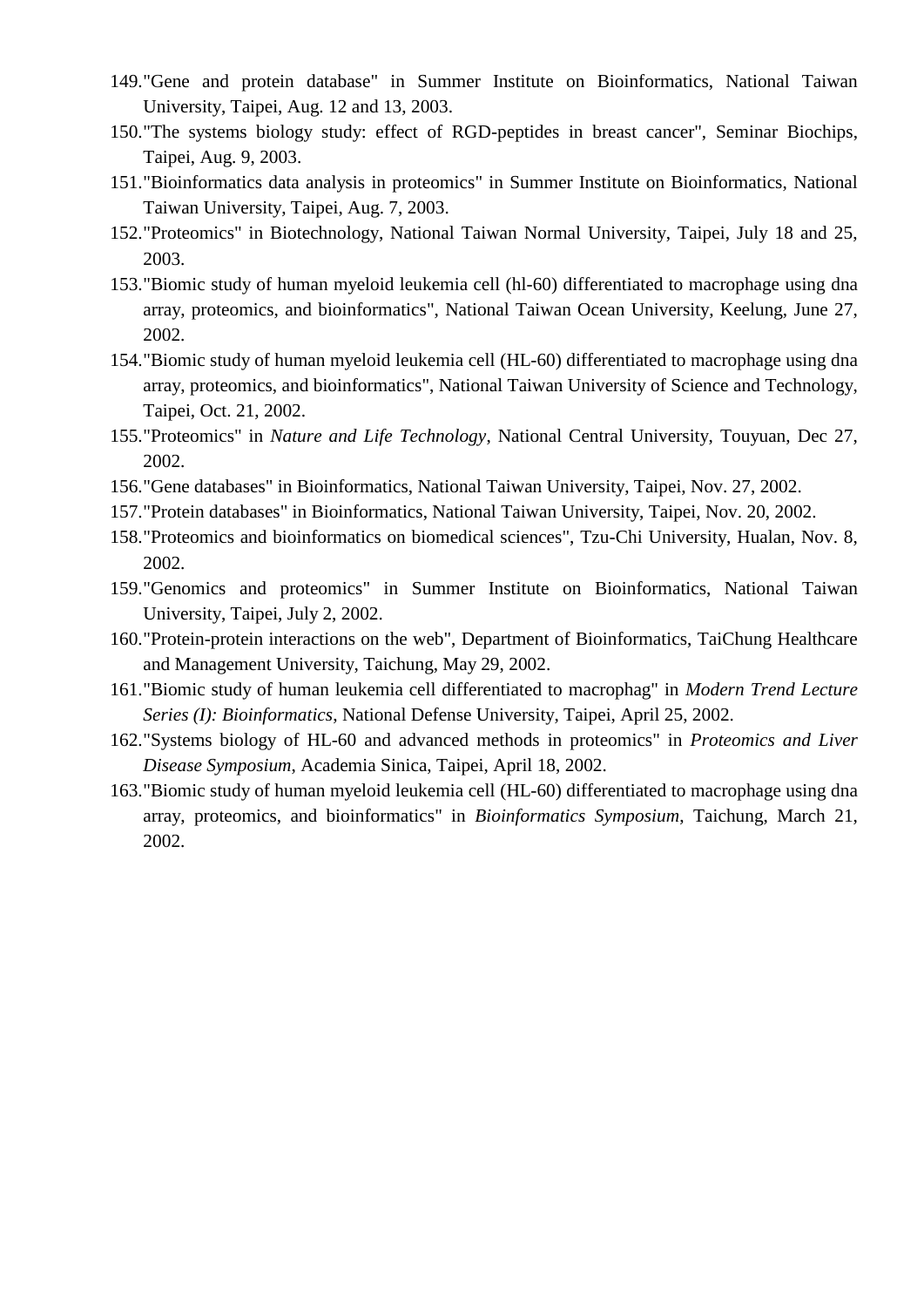149. "Gene and protein database" in Summer Institute on Bioinformatics, National Taiwan University, Taipei, Aug. 12 and 13, 2003.
150. "The systems biology study: effect of RGD-peptides in breast cancer", Seminar Biochips, Taipei, Aug. 9, 2003.
151. "Bioinformatics data analysis in proteomics" in Summer Institute on Bioinformatics, National Taiwan University, Taipei, Aug. 7, 2003.
152. "Proteomics" in Biotechnology, National Taiwan Normal University, Taipei, July 18 and 25, 2003.
153. "Biomic study of human myeloid leukemia cell (hl-60) differentiated to macrophage using dna array, proteomics, and bioinformatics", National Taiwan Ocean University, Keelung, June 27, 2002.
154. "Biomic study of human myeloid leukemia cell (HL-60) differentiated to macrophage using dna array, proteomics, and bioinformatics", National Taiwan University of Science and Technology, Taipei, Oct. 21, 2002.
155. "Proteomics" in *Nature and Life Technology*, National Central University, Touyuan, Dec 27, 2002.
156. "Gene databases" in Bioinformatics, National Taiwan University, Taipei, Nov. 27, 2002.
157. "Protein databases" in Bioinformatics, National Taiwan University, Taipei, Nov. 20, 2002.
158. "Proteomics and bioinformatics on biomedical sciences", Tzu-Chi University, Hualan, Nov. 8, 2002.
159. "Genomics and proteomics" in Summer Institute on Bioinformatics, National Taiwan University, Taipei, July 2, 2002.
160. "Protein-protein interactions on the web", Department of Bioinformatics, TaiChung Healthcare and Management University, Taichung, May 29, 2002.
161. "Biomic study of human leukemia cell differentiated to macrophag" in *Modern Trend Lecture Series (I): Bioinformatics*, National Defense University, Taipei, April 25, 2002.
162. "Systems biology of HL-60 and advanced methods in proteomics" in *Proteomics and Liver Disease Symposium*, Academia Sinica, Taipei, April 18, 2002.
163. "Biomic study of human myeloid leukemia cell (HL-60) differentiated to macrophage using dna array, proteomics, and bioinformatics" in *Bioinformatics Symposium*, Taichung, March 21, 2002.